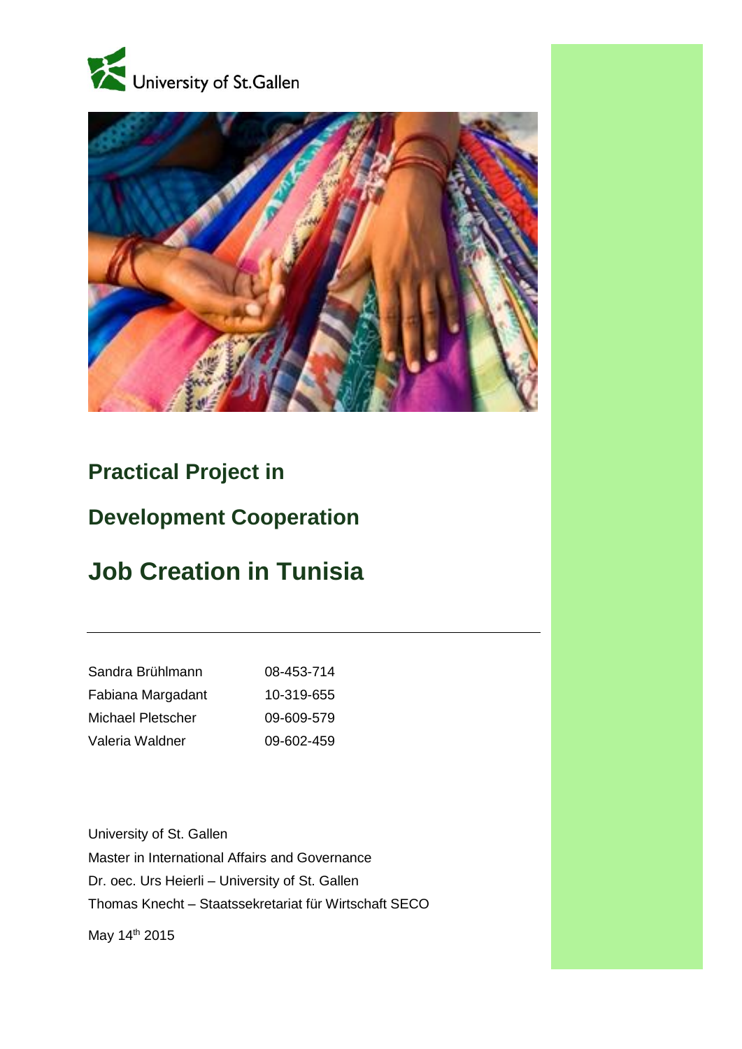University of St.Gallen

# Practical Project in

# Development Cooperation

# Job Creation in Tunisia

---

| | |
|---|---|
| Sandra Brühlmann | 08-453-714 |
| Fabiana Margadant | 10-319-655 |
| Michael Pletscher | 09-609-579 |
| Valeria Waldner | 09-602-459 |

University of St. Gallen
Master in International Affairs and Governance
Dr. oec. Urs Heierli – University of St. Gallen
Thomas Knecht – Staatssekretariat für Wirtschaft SECO

May 14th 2015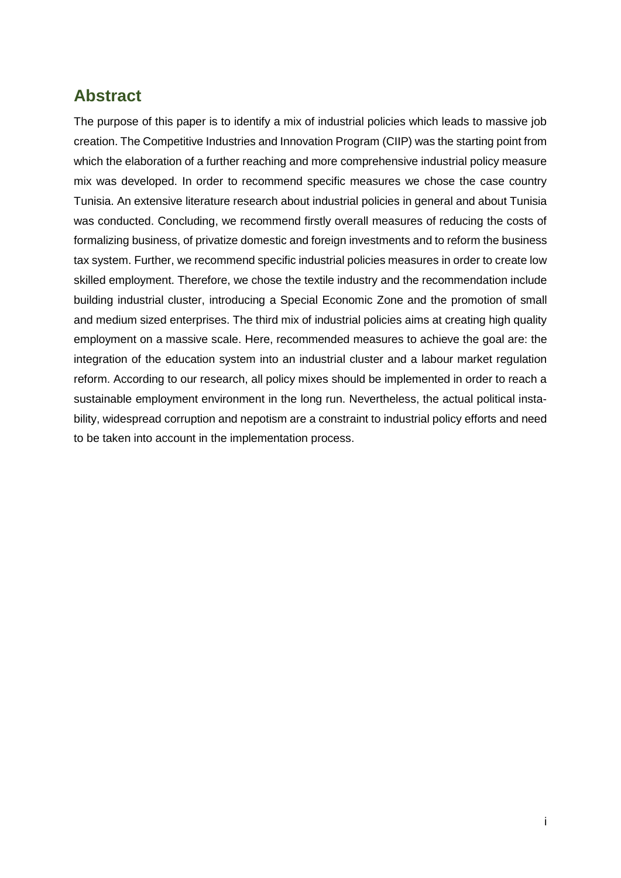## Abstract

The purpose of this paper is to identify a mix of industrial policies which leads to massive job creation. The Competitive Industries and Innovation Program (CIIP) was the starting point from which the elaboration of a further reaching and more comprehensive industrial policy measure mix was developed. In order to recommend specific measures we chose the case country Tunisia. An extensive literature research about industrial policies in general and about Tunisia was conducted. Concluding, we recommend firstly overall measures of reducing the costs of formalizing business, of privatize domestic and foreign investments and to reform the business tax system. Further, we recommend specific industrial policies measures in order to create low skilled employment. Therefore, we chose the textile industry and the recommendation include building industrial cluster, introducing a Special Economic Zone and the promotion of small and medium sized enterprises. The third mix of industrial policies aims at creating high quality employment on a massive scale. Here, recommended measures to achieve the goal are: the integration of the education system into an industrial cluster and a labour market regulation reform. According to our research, all policy mixes should be implemented in order to reach a sustainable employment environment in the long run. Nevertheless, the actual political instability, widespread corruption and nepotism are a constraint to industrial policy efforts and need to be taken into account in the implementation process.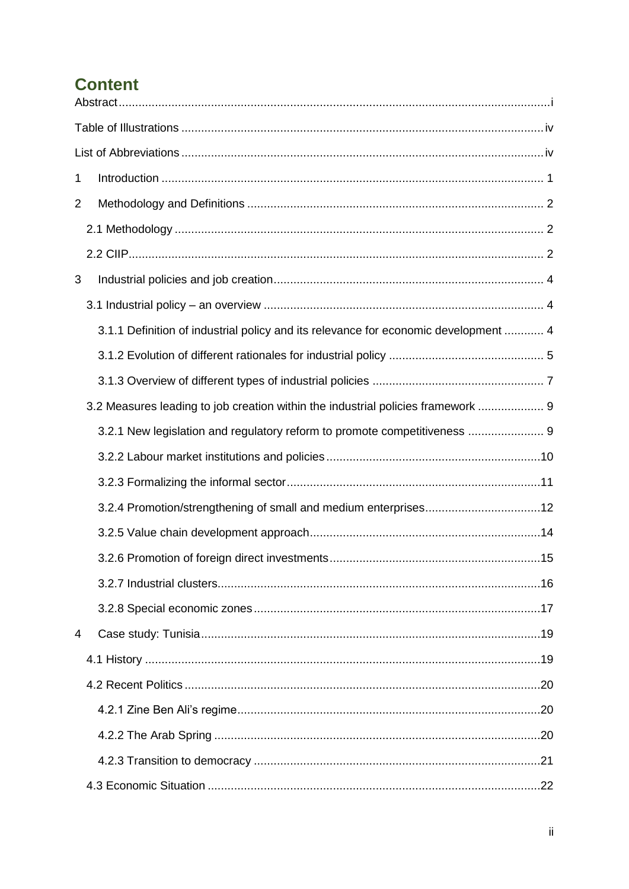# Content

Abstract .......... i

Table of Illustrations .......... iv

List of Abbreviations .......... iv

1 Introduction .......... 1

2 Methodology and Definitions .......... 2

2.1 Methodology .......... 2

2.2 CIIP .......... 2

3 Industrial policies and job creation .......... 4

3.1 Industrial policy – an overview .......... 4

3.1.1 Definition of industrial policy and its relevance for economic development .......... 4

3.1.2 Evolution of different rationales for industrial policy .......... 5

3.1.3 Overview of different types of industrial policies .......... 7

3.2 Measures leading to job creation within the industrial policies framework .......... 9

3.2.1 New legislation and regulatory reform to promote competitiveness .......... 9

3.2.2 Labour market institutions and policies .......... 10

3.2.3 Formalizing the informal sector .......... 11

3.2.4 Promotion/strengthening of small and medium enterprises .......... 12

3.2.5 Value chain development approach .......... 14

3.2.6 Promotion of foreign direct investments .......... 15

3.2.7 Industrial clusters .......... 16

3.2.8 Special economic zones .......... 17

4 Case study: Tunisia .......... 19

4.1 History .......... 19

4.2 Recent Politics .......... 20

4.2.1 Zine Ben Ali's regime .......... 20

4.2.2 The Arab Spring .......... 20

4.2.3 Transition to democracy .......... 21

4.3 Economic Situation .......... 22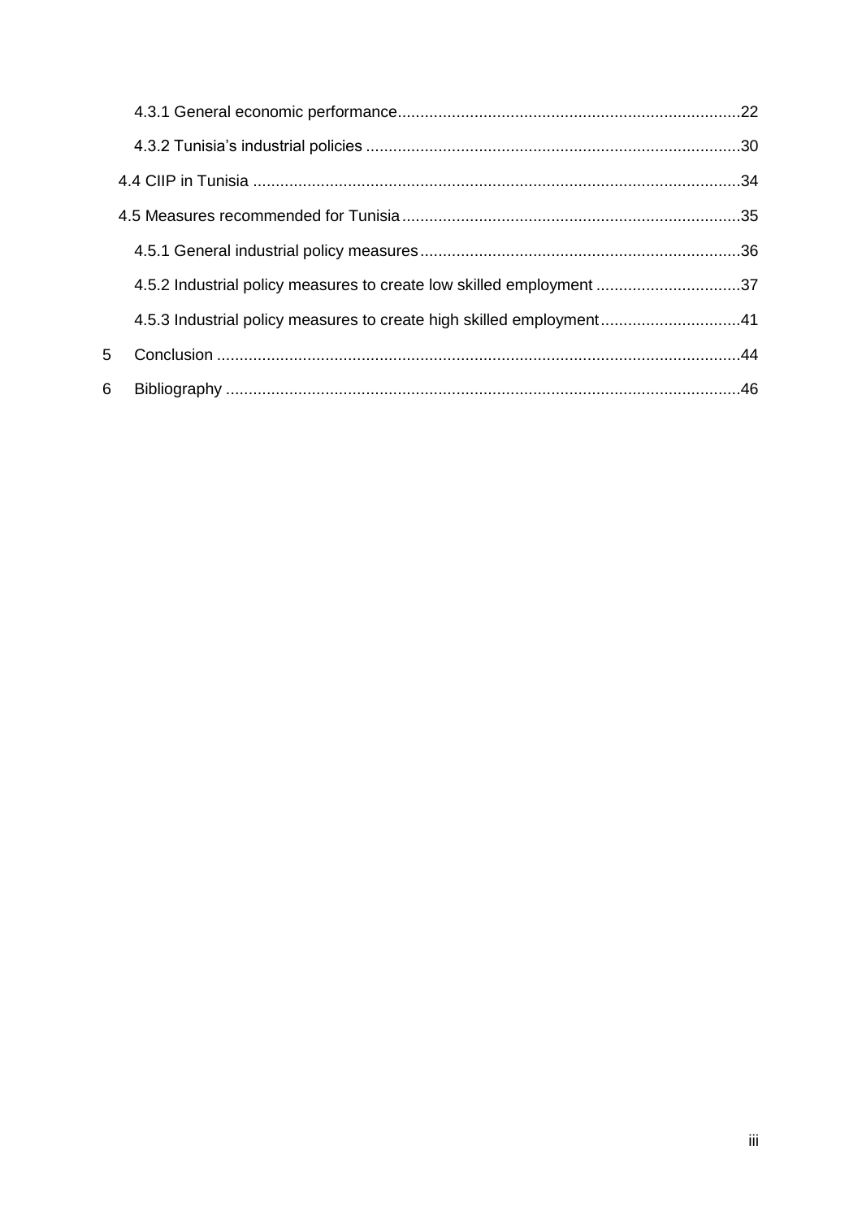- 4.3.1 General economic performance ... 22
- 4.3.2 Tunisia's industrial policies ... 30
- 4.4 CIIP in Tunisia ... 34
- 4.5 Measures recommended for Tunisia ... 35
- 4.5.1 General industrial policy measures ... 36
- 4.5.2 Industrial policy measures to create low skilled employment ... 37
- 4.5.3 Industrial policy measures to create high skilled employment ... 41
- 5 Conclusion ... 44
- 6 Bibliography ... 46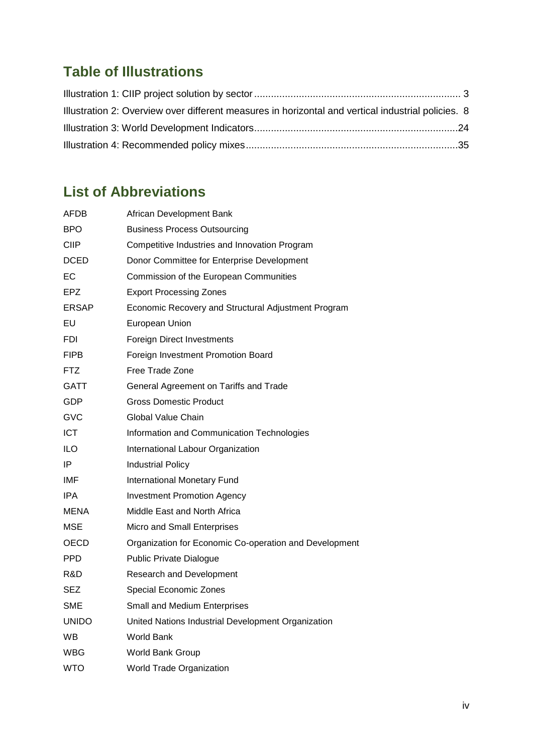## Table of Illustrations

Illustration 1: CIIP project solution by sector ........................................................................ 3
Illustration 2: Overview over different measures in horizontal and vertical industrial policies. 8
Illustration 3: World Development Indicators........................................................................24
Illustration 4: Recommended policy mixes...........................................................................35

## List of Abbreviations

| | |
|---|---|
| AFDB | African Development Bank |
| BPO | Business Process Outsourcing |
| CIIP | Competitive Industries and Innovation Program |
| DCED | Donor Committee for Enterprise Development |
| EC | Commission of the European Communities |
| EPZ | Export Processing Zones |
| ERSAP | Economic Recovery and Structural Adjustment Program |
| EU | European Union |
| FDI | Foreign Direct Investments |
| FIPB | Foreign Investment Promotion Board |
| FTZ | Free Trade Zone |
| GATT | General Agreement on Tariffs and Trade |
| GDP | Gross Domestic Product |
| GVC | Global Value Chain |
| ICT | Information and Communication Technologies |
| ILO | International Labour Organization |
| IP | Industrial Policy |
| IMF | International Monetary Fund |
| IPA | Investment Promotion Agency |
| MENA | Middle East and North Africa |
| MSE | Micro and Small Enterprises |
| OECD | Organization for Economic Co-operation and Development |
| PPD | Public Private Dialogue |
| R&D | Research and Development |
| SEZ | Special Economic Zones |
| SME | Small and Medium Enterprises |
| UNIDO | United Nations Industrial Development Organization |
| WB | World Bank |
| WBG | World Bank Group |
| WTO | World Trade Organization |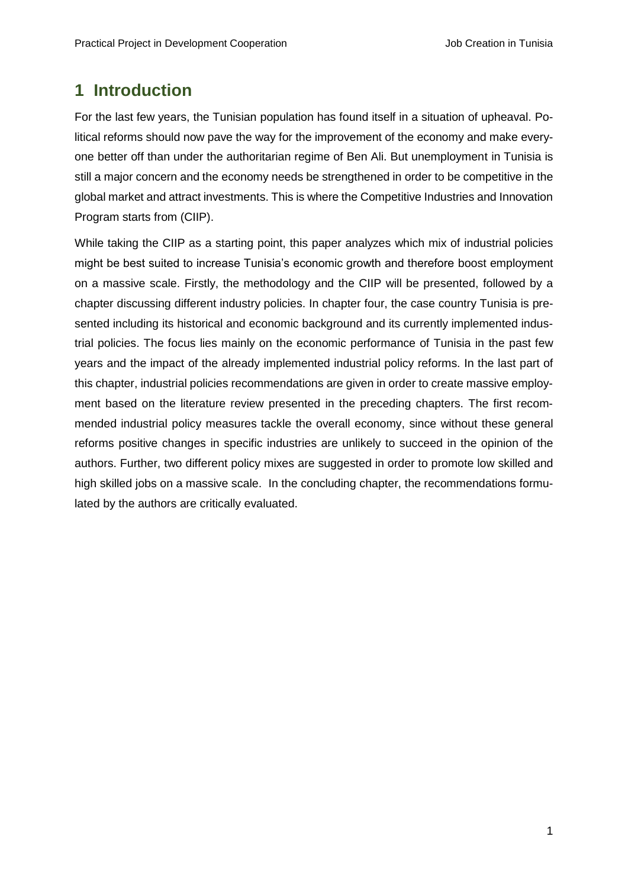# 1 Introduction

For the last few years, the Tunisian population has found itself in a situation of upheaval. Political reforms should now pave the way for the improvement of the economy and make everyone better off than under the authoritarian regime of Ben Ali. But unemployment in Tunisia is still a major concern and the economy needs be strengthened in order to be competitive in the global market and attract investments. This is where the Competitive Industries and Innovation Program starts from (CIIP).

While taking the CIIP as a starting point, this paper analyzes which mix of industrial policies might be best suited to increase Tunisia's economic growth and therefore boost employment on a massive scale. Firstly, the methodology and the CIIP will be presented, followed by a chapter discussing different industry policies. In chapter four, the case country Tunisia is presented including its historical and economic background and its currently implemented industrial policies. The focus lies mainly on the economic performance of Tunisia in the past few years and the impact of the already implemented industrial policy reforms. In the last part of this chapter, industrial policies recommendations are given in order to create massive employment based on the literature review presented in the preceding chapters. The first recommended industrial policy measures tackle the overall economy, since without these general reforms positive changes in specific industries are unlikely to succeed in the opinion of the authors. Further, two different policy mixes are suggested in order to promote low skilled and high skilled jobs on a massive scale. In the concluding chapter, the recommendations formulated by the authors are critically evaluated.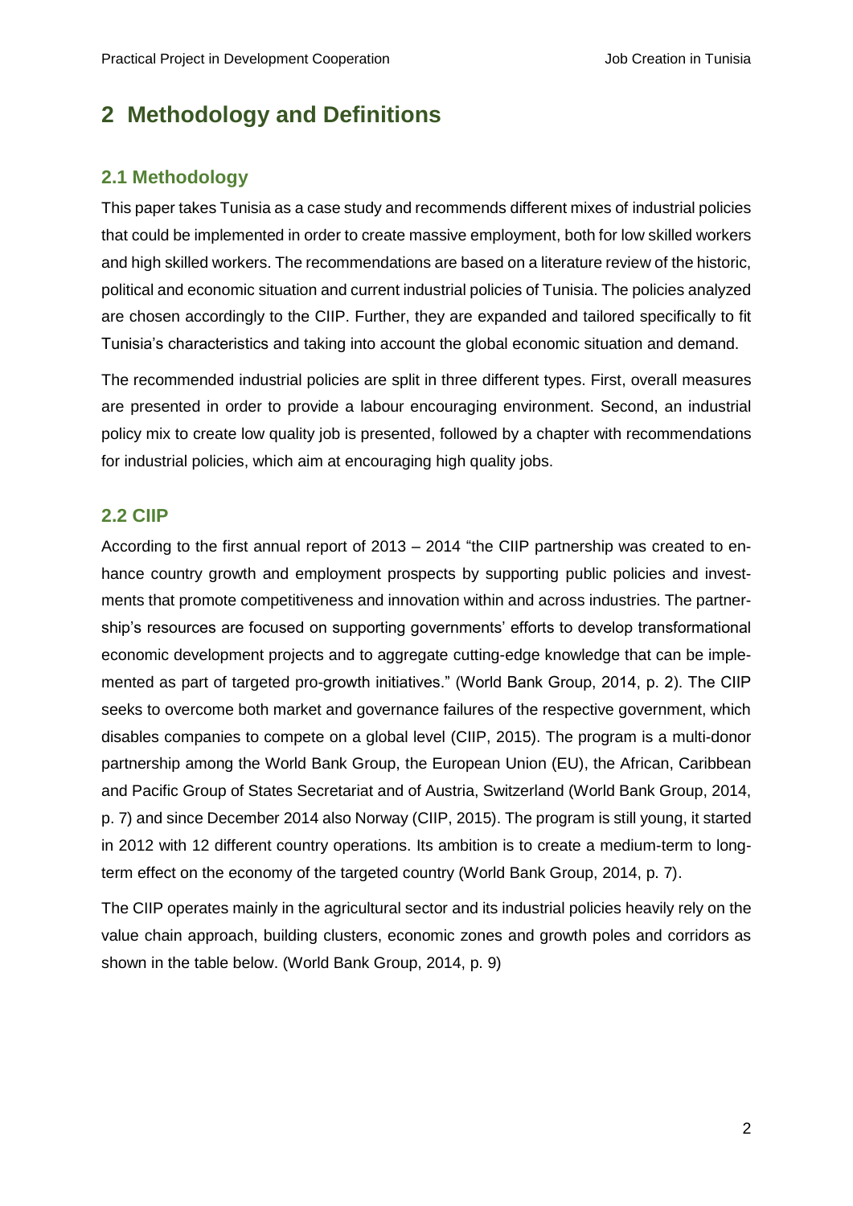# 2 Methodology and Definitions

## 2.1 Methodology

This paper takes Tunisia as a case study and recommends different mixes of industrial policies that could be implemented in order to create massive employment, both for low skilled workers and high skilled workers. The recommendations are based on a literature review of the historic, political and economic situation and current industrial policies of Tunisia. The policies analyzed are chosen accordingly to the CIIP. Further, they are expanded and tailored specifically to fit Tunisia's characteristics and taking into account the global economic situation and demand.

The recommended industrial policies are split in three different types. First, overall measures are presented in order to provide a labour encouraging environment. Second, an industrial policy mix to create low quality job is presented, followed by a chapter with recommendations for industrial policies, which aim at encouraging high quality jobs.

## 2.2 CIIP

According to the first annual report of 2013 – 2014 "the CIIP partnership was created to enhance country growth and employment prospects by supporting public policies and investments that promote competitiveness and innovation within and across industries. The partnership's resources are focused on supporting governments' efforts to develop transformational economic development projects and to aggregate cutting-edge knowledge that can be implemented as part of targeted pro-growth initiatives." (World Bank Group, 2014, p. 2). The CIIP seeks to overcome both market and governance failures of the respective government, which disables companies to compete on a global level (CIIP, 2015). The program is a multi-donor partnership among the World Bank Group, the European Union (EU), the African, Caribbean and Pacific Group of States Secretariat and of Austria, Switzerland (World Bank Group, 2014, p. 7) and since December 2014 also Norway (CIIP, 2015). The program is still young, it started in 2012 with 12 different country operations. Its ambition is to create a medium-term to long-term effect on the economy of the targeted country (World Bank Group, 2014, p. 7).

The CIIP operates mainly in the agricultural sector and its industrial policies heavily rely on the value chain approach, building clusters, economic zones and growth poles and corridors as shown in the table below. (World Bank Group, 2014, p. 9)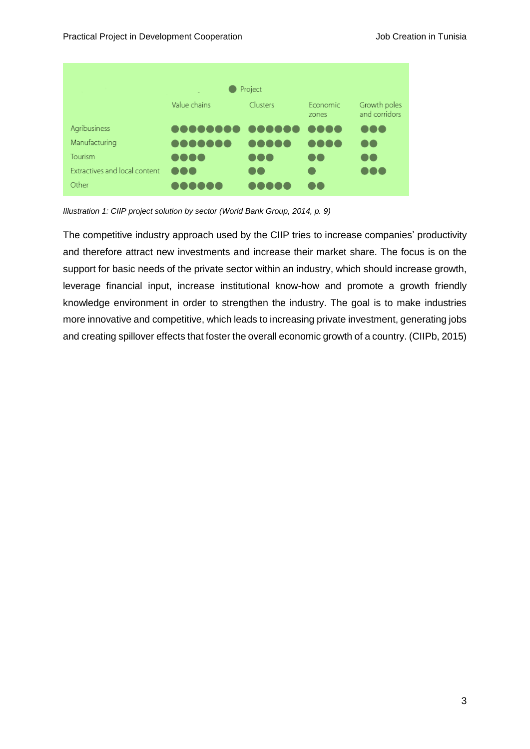| | Value chains | Clusters | Economic zones | Growth poles and corridors |
|---|---|---|---|---|
| Agribusiness | ●●●●●●●● | ●●●●●● | ●●●● | ●●● |
| Manufacturing | ●●●●●●● | ●●●●● | ●●●● | ●● |
| Tourism | ●●●● | ●●● | ●● | ●● |
| Extractives and local content | ●●● | ●● | ● | ●●● |
| Other | ●●●●●● | ●●●●● | ●● | |

● Project

*Illustration 1: CIIP project solution by sector (World Bank Group, 2014, p. 9)*

The competitive industry approach used by the CIIP tries to increase companies' productivity and therefore attract new investments and increase their market share. The focus is on the support for basic needs of the private sector within an industry, which should increase growth, leverage financial input, increase institutional know-how and promote a growth friendly knowledge environment in order to strengthen the industry. The goal is to make industries more innovative and competitive, which leads to increasing private investment, generating jobs and creating spillover effects that foster the overall economic growth of a country. (CIIPb, 2015)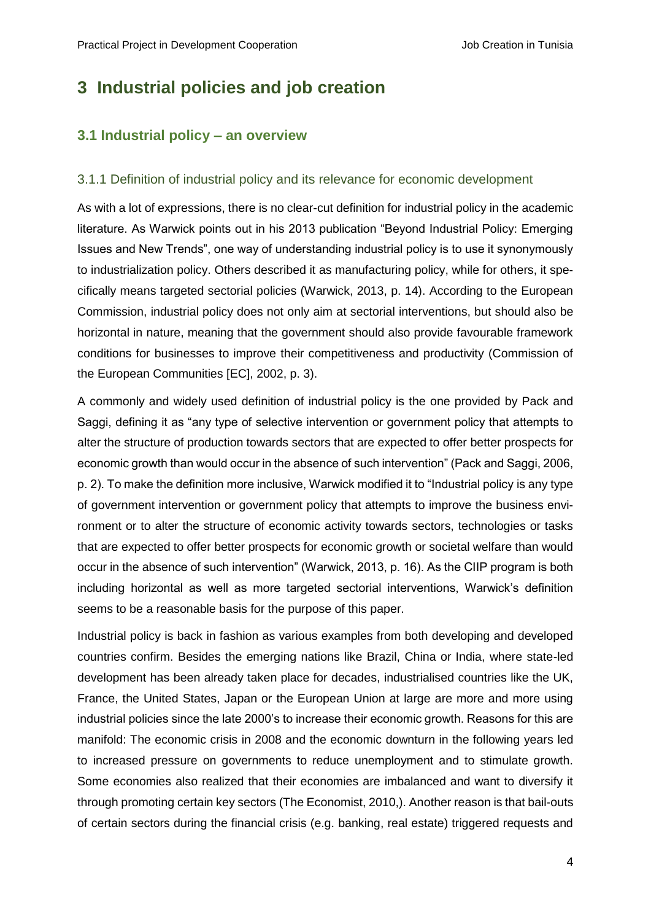# 3 Industrial policies and job creation

## 3.1 Industrial policy – an overview

### 3.1.1 Definition of industrial policy and its relevance for economic development

As with a lot of expressions, there is no clear-cut definition for industrial policy in the academic literature. As Warwick points out in his 2013 publication "Beyond Industrial Policy: Emerging Issues and New Trends", one way of understanding industrial policy is to use it synonymously to industrialization policy. Others described it as manufacturing policy, while for others, it specifically means targeted sectorial policies (Warwick, 2013, p. 14). According to the European Commission, industrial policy does not only aim at sectorial interventions, but should also be horizontal in nature, meaning that the government should also provide favourable framework conditions for businesses to improve their competitiveness and productivity (Commission of the European Communities [EC], 2002, p. 3).

A commonly and widely used definition of industrial policy is the one provided by Pack and Saggi, defining it as "any type of selective intervention or government policy that attempts to alter the structure of production towards sectors that are expected to offer better prospects for economic growth than would occur in the absence of such intervention" (Pack and Saggi, 2006, p. 2). To make the definition more inclusive, Warwick modified it to "Industrial policy is any type of government intervention or government policy that attempts to improve the business environment or to alter the structure of economic activity towards sectors, technologies or tasks that are expected to offer better prospects for economic growth or societal welfare than would occur in the absence of such intervention" (Warwick, 2013, p. 16). As the CIIP program is both including horizontal as well as more targeted sectorial interventions, Warwick's definition seems to be a reasonable basis for the purpose of this paper.

Industrial policy is back in fashion as various examples from both developing and developed countries confirm. Besides the emerging nations like Brazil, China or India, where state-led development has been already taken place for decades, industrialised countries like the UK, France, the United States, Japan or the European Union at large are more and more using industrial policies since the late 2000's to increase their economic growth. Reasons for this are manifold: The economic crisis in 2008 and the economic downturn in the following years led to increased pressure on governments to reduce unemployment and to stimulate growth. Some economies also realized that their economies are imbalanced and want to diversify it through promoting certain key sectors (The Economist, 2010,). Another reason is that bail-outs of certain sectors during the financial crisis (e.g. banking, real estate) triggered requests and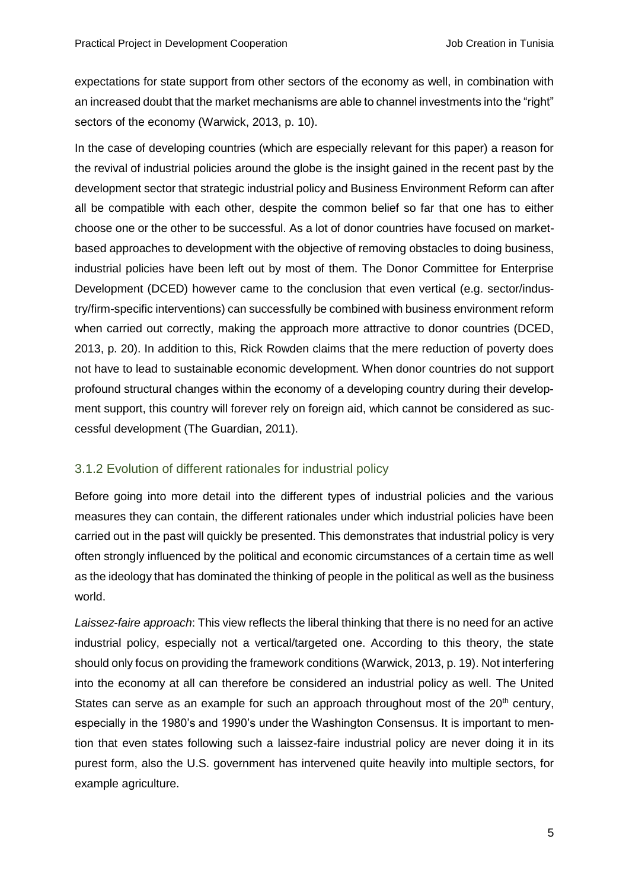expectations for state support from other sectors of the economy as well, in combination with an increased doubt that the market mechanisms are able to channel investments into the "right" sectors of the economy (Warwick, 2013, p. 10).

In the case of developing countries (which are especially relevant for this paper) a reason for the revival of industrial policies around the globe is the insight gained in the recent past by the development sector that strategic industrial policy and Business Environment Reform can after all be compatible with each other, despite the common belief so far that one has to either choose one or the other to be successful. As a lot of donor countries have focused on market-based approaches to development with the objective of removing obstacles to doing business, industrial policies have been left out by most of them. The Donor Committee for Enterprise Development (DCED) however came to the conclusion that even vertical (e.g. sector/industry/firm-specific interventions) can successfully be combined with business environment reform when carried out correctly, making the approach more attractive to donor countries (DCED, 2013, p. 20). In addition to this, Rick Rowden claims that the mere reduction of poverty does not have to lead to sustainable economic development. When donor countries do not support profound structural changes within the economy of a developing country during their development support, this country will forever rely on foreign aid, which cannot be considered as successful development (The Guardian, 2011).

### 3.1.2 Evolution of different rationales for industrial policy

Before going into more detail into the different types of industrial policies and the various measures they can contain, the different rationales under which industrial policies have been carried out in the past will quickly be presented. This demonstrates that industrial policy is very often strongly influenced by the political and economic circumstances of a certain time as well as the ideology that has dominated the thinking of people in the political as well as the business world.

*Laissez-faire approach*: This view reflects the liberal thinking that there is no need for an active industrial policy, especially not a vertical/targeted one. According to this theory, the state should only focus on providing the framework conditions (Warwick, 2013, p. 19). Not interfering into the economy at all can therefore be considered an industrial policy as well. The United States can serve as an example for such an approach throughout most of the 20th century, especially in the 1980's and 1990's under the Washington Consensus. It is important to mention that even states following such a laissez-faire industrial policy are never doing it in its purest form, also the U.S. government has intervened quite heavily into multiple sectors, for example agriculture.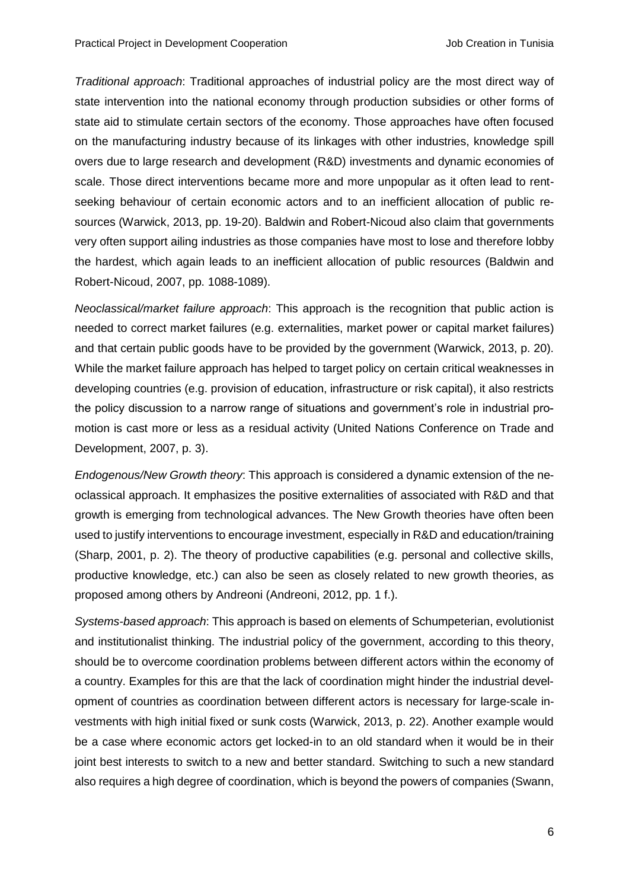*Traditional approach*: Traditional approaches of industrial policy are the most direct way of state intervention into the national economy through production subsidies or other forms of state aid to stimulate certain sectors of the economy. Those approaches have often focused on the manufacturing industry because of its linkages with other industries, knowledge spill overs due to large research and development (R&D) investments and dynamic economies of scale. Those direct interventions became more and more unpopular as it often lead to rent-seeking behaviour of certain economic actors and to an inefficient allocation of public resources (Warwick, 2013, pp. 19-20). Baldwin and Robert-Nicoud also claim that governments very often support ailing industries as those companies have most to lose and therefore lobby the hardest, which again leads to an inefficient allocation of public resources (Baldwin and Robert-Nicoud, 2007, pp. 1088-1089).

*Neoclassical/market failure approach*: This approach is the recognition that public action is needed to correct market failures (e.g. externalities, market power or capital market failures) and that certain public goods have to be provided by the government (Warwick, 2013, p. 20). While the market failure approach has helped to target policy on certain critical weaknesses in developing countries (e.g. provision of education, infrastructure or risk capital), it also restricts the policy discussion to a narrow range of situations and government's role in industrial promotion is cast more or less as a residual activity (United Nations Conference on Trade and Development, 2007, p. 3).

*Endogenous/New Growth theory*: This approach is considered a dynamic extension of the neoclassical approach. It emphasizes the positive externalities of associated with R&D and that growth is emerging from technological advances. The New Growth theories have often been used to justify interventions to encourage investment, especially in R&D and education/training (Sharp, 2001, p. 2). The theory of productive capabilities (e.g. personal and collective skills, productive knowledge, etc.) can also be seen as closely related to new growth theories, as proposed among others by Andreoni (Andreoni, 2012, pp. 1 f.).

*Systems-based approach*: This approach is based on elements of Schumpeterian, evolutionist and institutionalist thinking. The industrial policy of the government, according to this theory, should be to overcome coordination problems between different actors within the economy of a country. Examples for this are that the lack of coordination might hinder the industrial development of countries as coordination between different actors is necessary for large-scale investments with high initial fixed or sunk costs (Warwick, 2013, p. 22). Another example would be a case where economic actors get locked-in to an old standard when it would be in their joint best interests to switch to a new and better standard. Switching to such a new standard also requires a high degree of coordination, which is beyond the powers of companies (Swann,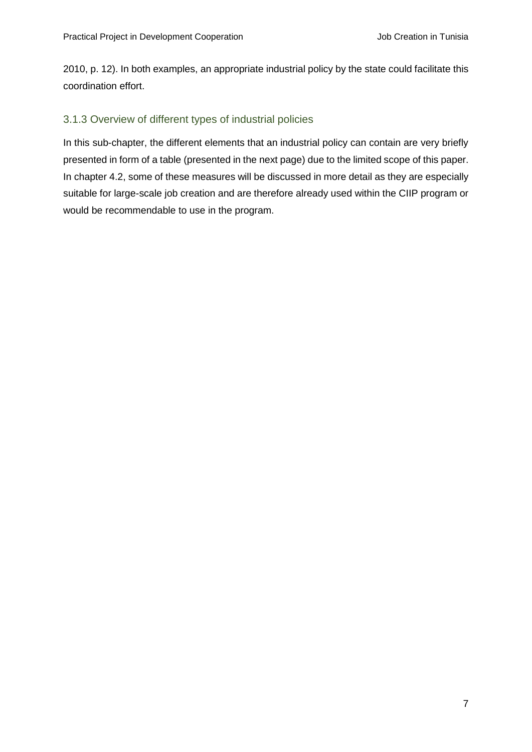2010, p. 12). In both examples, an appropriate industrial policy by the state could facilitate this coordination effort.

### 3.1.3 Overview of different types of industrial policies

In this sub-chapter, the different elements that an industrial policy can contain are very briefly presented in form of a table (presented in the next page) due to the limited scope of this paper. In chapter 4.2, some of these measures will be discussed in more detail as they are especially suitable for large-scale job creation and are therefore already used within the CIIP program or would be recommendable to use in the program.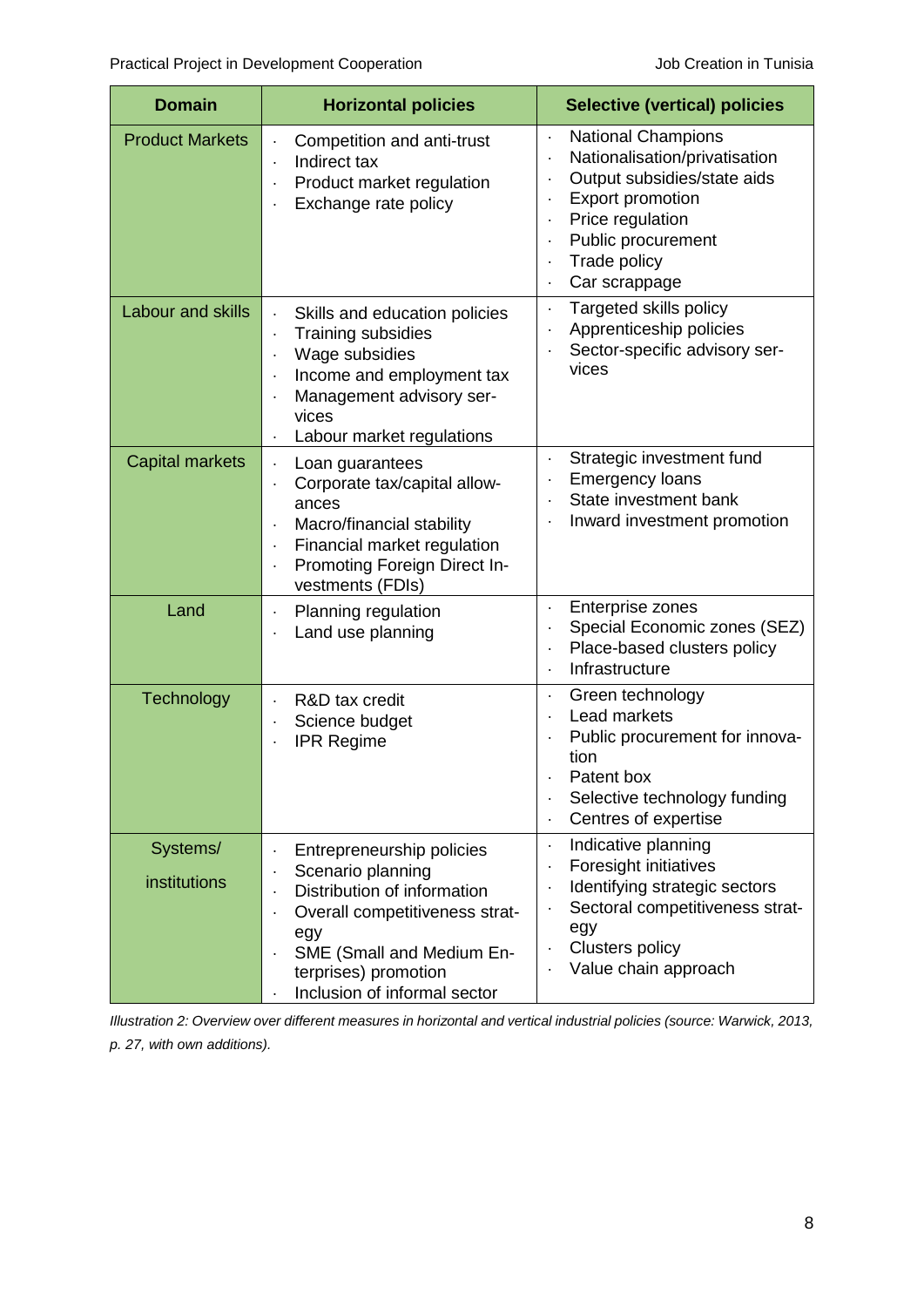| Domain | Horizontal policies | Selective (vertical) policies |
|---|---|---|
| Product Markets | · Competition and anti-trust<br>· Indirect tax<br>· Product market regulation<br>· Exchange rate policy | · National Champions<br>· Nationalisation/privatisation<br>· Output subsidies/state aids<br>· Export promotion<br>· Price regulation<br>· Public procurement<br>· Trade policy<br>· Car scrappage |
| Labour and skills | · Skills and education policies<br>· Training subsidies<br>· Wage subsidies<br>· Income and employment tax<br>· Management advisory services<br>· Labour market regulations | · Targeted skills policy<br>· Apprenticeship policies<br>· Sector-specific advisory services |
| Capital markets | · Loan guarantees<br>· Corporate tax/capital allowances<br>· Macro/financial stability<br>· Financial market regulation<br>· Promoting Foreign Direct Investments (FDIs) | · Strategic investment fund<br>· Emergency loans<br>· State investment bank<br>· Inward investment promotion |
| Land | · Planning regulation<br>· Land use planning | · Enterprise zones<br>· Special Economic zones (SEZ)<br>· Place-based clusters policy<br>· Infrastructure |
| Technology | · R&D tax credit<br>· Science budget<br>· IPR Regime | · Green technology<br>· Lead markets<br>· Public procurement for innovation<br>· Patent box<br>· Selective technology funding<br>· Centres of expertise |
| Systems/ institutions | · Entrepreneurship policies<br>· Scenario planning<br>· Distribution of information<br>· Overall competitiveness strategy<br>· SME (Small and Medium Enterprises) promotion<br>· Inclusion of informal sector | · Indicative planning<br>· Foresight initiatives<br>· Identifying strategic sectors<br>· Sectoral competitiveness strategy<br>· Clusters policy<br>· Value chain approach |

*Illustration 2: Overview over different measures in horizontal and vertical industrial policies (source: Warwick, 2013, p. 27, with own additions).*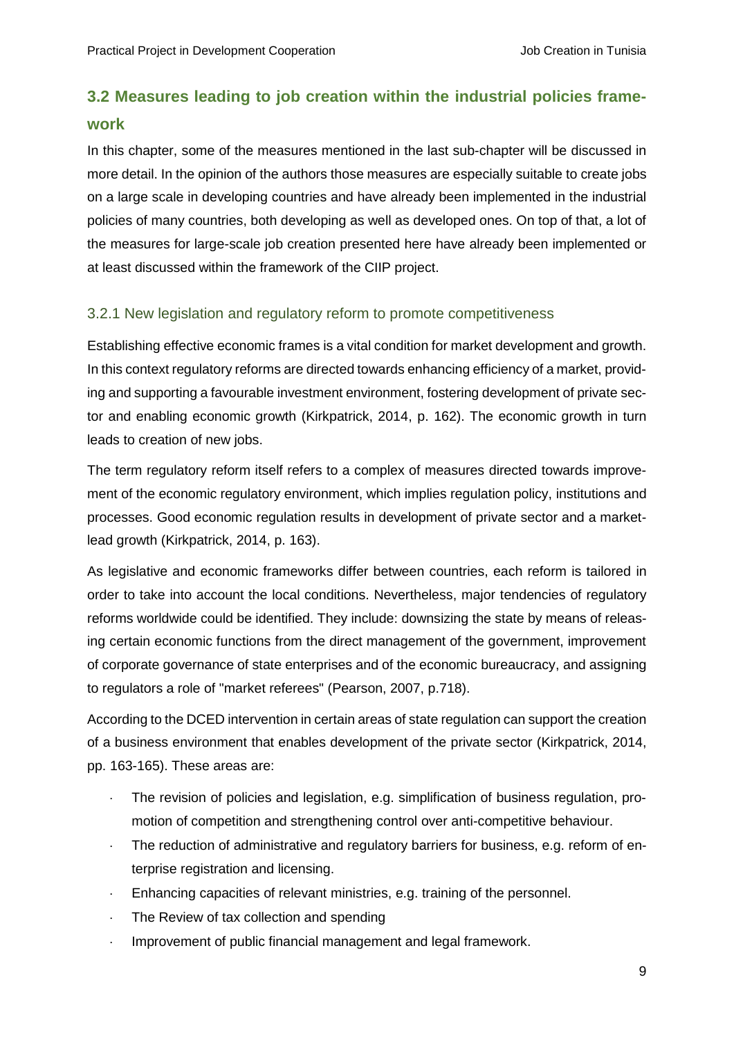## 3.2 Measures leading to job creation within the industrial policies framework

In this chapter, some of the measures mentioned in the last sub-chapter will be discussed in more detail. In the opinion of the authors those measures are especially suitable to create jobs on a large scale in developing countries and have already been implemented in the industrial policies of many countries, both developing as well as developed ones. On top of that, a lot of the measures for large-scale job creation presented here have already been implemented or at least discussed within the framework of the CIIP project.

### 3.2.1 New legislation and regulatory reform to promote competitiveness

Establishing effective economic frames is a vital condition for market development and growth. In this context regulatory reforms are directed towards enhancing efficiency of a market, providing and supporting a favourable investment environment, fostering development of private sector and enabling economic growth (Kirkpatrick, 2014, p. 162). The economic growth in turn leads to creation of new jobs.

The term regulatory reform itself refers to a complex of measures directed towards improvement of the economic regulatory environment, which implies regulation policy, institutions and processes. Good economic regulation results in development of private sector and a market-lead growth (Kirkpatrick, 2014, p. 163).

As legislative and economic frameworks differ between countries, each reform is tailored in order to take into account the local conditions. Nevertheless, major tendencies of regulatory reforms worldwide could be identified. They include: downsizing the state by means of releasing certain economic functions from the direct management of the government, improvement of corporate governance of state enterprises and of the economic bureaucracy, and assigning to regulators a role of "market referees" (Pearson, 2007, p.718).

According to the DCED intervention in certain areas of state regulation can support the creation of a business environment that enables development of the private sector (Kirkpatrick, 2014, pp. 163-165). These areas are:

- The revision of policies and legislation, e.g. simplification of business regulation, promotion of competition and strengthening control over anti-competitive behaviour.
- The reduction of administrative and regulatory barriers for business, e.g. reform of enterprise registration and licensing.
- Enhancing capacities of relevant ministries, e.g. training of the personnel.
- The Review of tax collection and spending
- Improvement of public financial management and legal framework.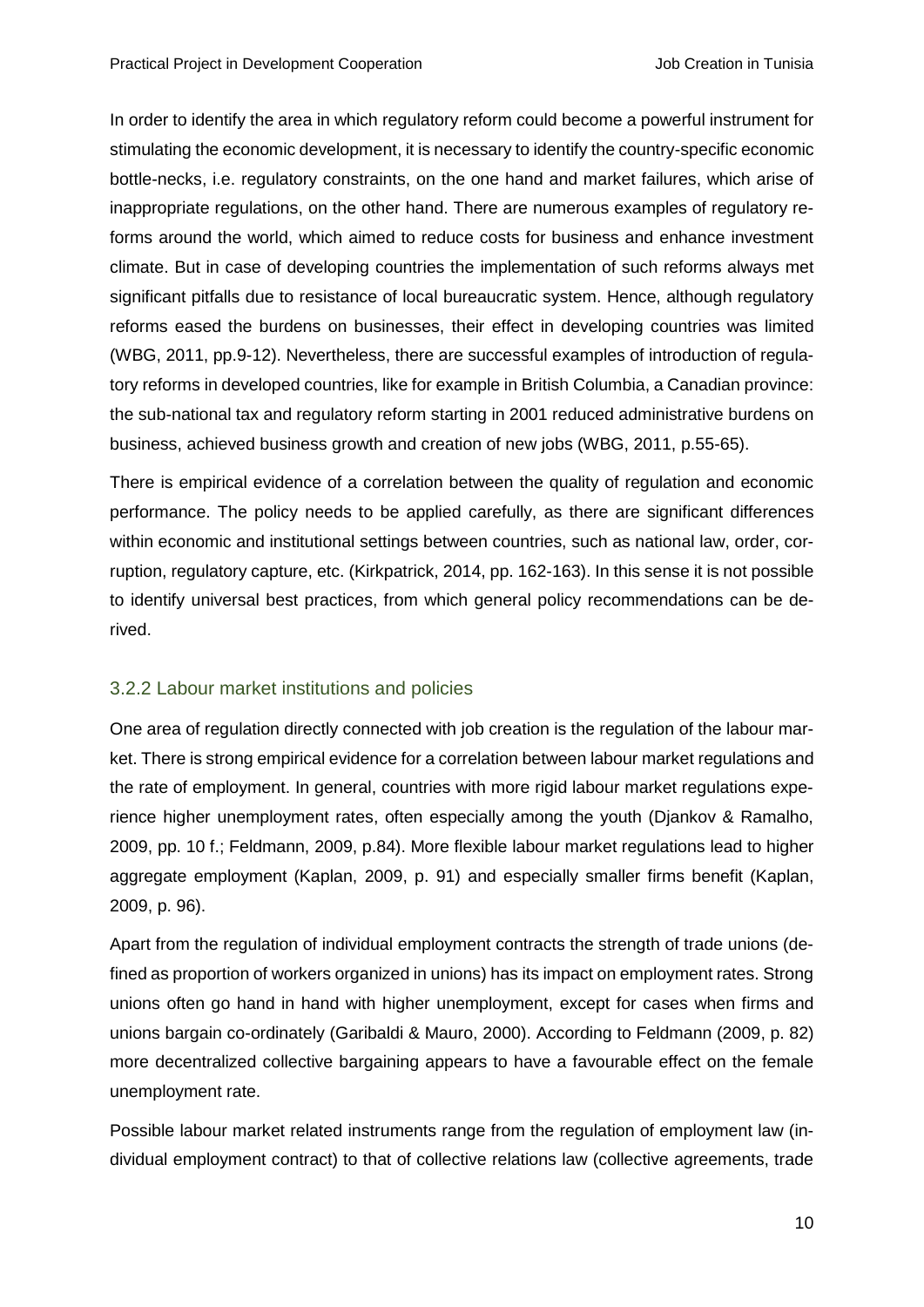In order to identify the area in which regulatory reform could become a powerful instrument for stimulating the economic development, it is necessary to identify the country-specific economic bottle-necks, i.e. regulatory constraints, on the one hand and market failures, which arise of inappropriate regulations, on the other hand. There are numerous examples of regulatory reforms around the world, which aimed to reduce costs for business and enhance investment climate. But in case of developing countries the implementation of such reforms always met significant pitfalls due to resistance of local bureaucratic system. Hence, although regulatory reforms eased the burdens on businesses, their effect in developing countries was limited (WBG, 2011, pp.9-12). Nevertheless, there are successful examples of introduction of regulatory reforms in developed countries, like for example in British Columbia, a Canadian province: the sub-national tax and regulatory reform starting in 2001 reduced administrative burdens on business, achieved business growth and creation of new jobs (WBG, 2011, p.55-65).

There is empirical evidence of a correlation between the quality of regulation and economic performance. The policy needs to be applied carefully, as there are significant differences within economic and institutional settings between countries, such as national law, order, corruption, regulatory capture, etc. (Kirkpatrick, 2014, pp. 162-163). In this sense it is not possible to identify universal best practices, from which general policy recommendations can be derived.

### 3.2.2 Labour market institutions and policies

One area of regulation directly connected with job creation is the regulation of the labour market. There is strong empirical evidence for a correlation between labour market regulations and the rate of employment. In general, countries with more rigid labour market regulations experience higher unemployment rates, often especially among the youth (Djankov & Ramalho, 2009, pp. 10 f.; Feldmann, 2009, p.84). More flexible labour market regulations lead to higher aggregate employment (Kaplan, 2009, p. 91) and especially smaller firms benefit (Kaplan, 2009, p. 96).

Apart from the regulation of individual employment contracts the strength of trade unions (defined as proportion of workers organized in unions) has its impact on employment rates. Strong unions often go hand in hand with higher unemployment, except for cases when firms and unions bargain co-ordinately (Garibaldi & Mauro, 2000). According to Feldmann (2009, p. 82) more decentralized collective bargaining appears to have a favourable effect on the female unemployment rate.

Possible labour market related instruments range from the regulation of employment law (individual employment contract) to that of collective relations law (collective agreements, trade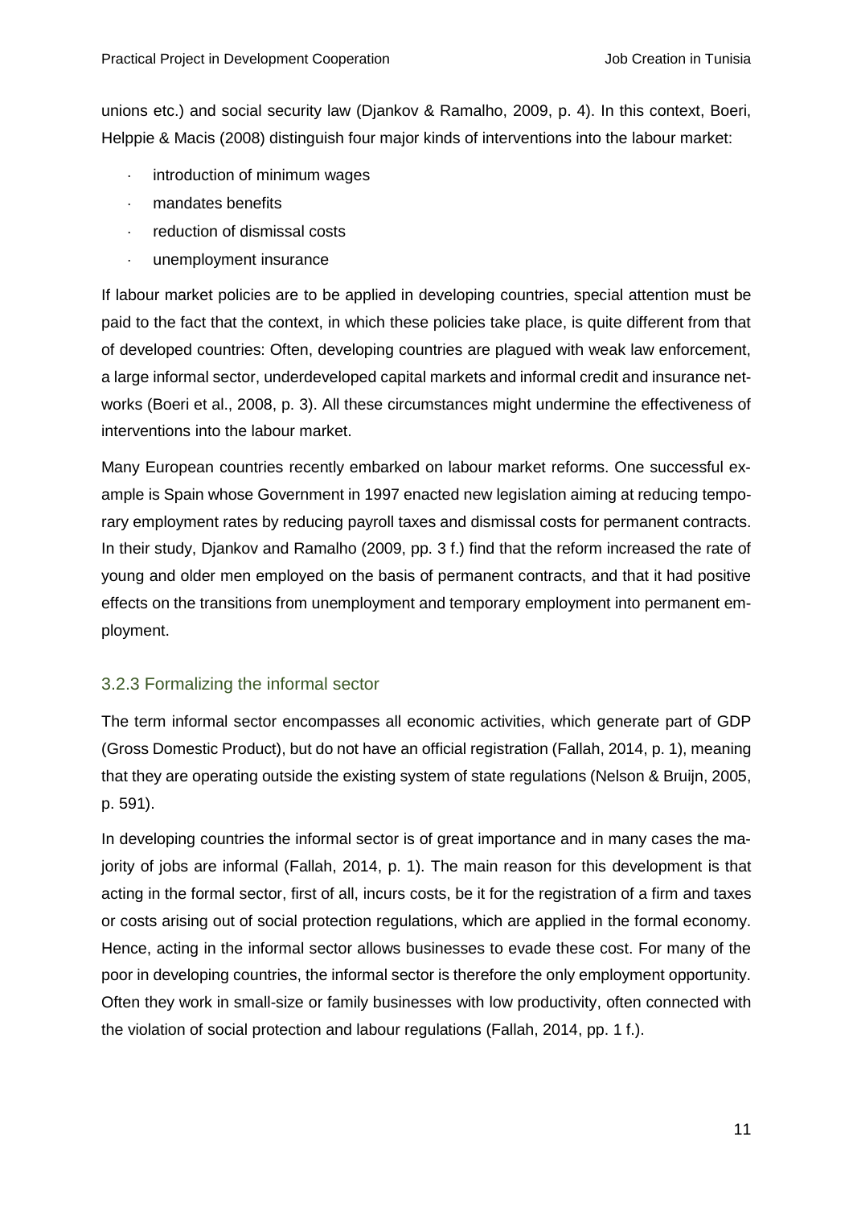unions etc.) and social security law (Djankov & Ramalho, 2009, p. 4). In this context, Boeri, Helppie & Macis (2008) distinguish four major kinds of interventions into the labour market:

- introduction of minimum wages
- mandates benefits
- reduction of dismissal costs
- unemployment insurance

If labour market policies are to be applied in developing countries, special attention must be paid to the fact that the context, in which these policies take place, is quite different from that of developed countries: Often, developing countries are plagued with weak law enforcement, a large informal sector, underdeveloped capital markets and informal credit and insurance networks (Boeri et al., 2008, p. 3). All these circumstances might undermine the effectiveness of interventions into the labour market.

Many European countries recently embarked on labour market reforms. One successful example is Spain whose Government in 1997 enacted new legislation aiming at reducing temporary employment rates by reducing payroll taxes and dismissal costs for permanent contracts. In their study, Djankov and Ramalho (2009, pp. 3 f.) find that the reform increased the rate of young and older men employed on the basis of permanent contracts, and that it had positive effects on the transitions from unemployment and temporary employment into permanent employment.

### 3.2.3 Formalizing the informal sector

The term informal sector encompasses all economic activities, which generate part of GDP (Gross Domestic Product), but do not have an official registration (Fallah, 2014, p. 1), meaning that they are operating outside the existing system of state regulations (Nelson & Bruijn, 2005, p. 591).

In developing countries the informal sector is of great importance and in many cases the majority of jobs are informal (Fallah, 2014, p. 1). The main reason for this development is that acting in the formal sector, first of all, incurs costs, be it for the registration of a firm and taxes or costs arising out of social protection regulations, which are applied in the formal economy. Hence, acting in the informal sector allows businesses to evade these cost. For many of the poor in developing countries, the informal sector is therefore the only employment opportunity. Often they work in small-size or family businesses with low productivity, often connected with the violation of social protection and labour regulations (Fallah, 2014, pp. 1 f.).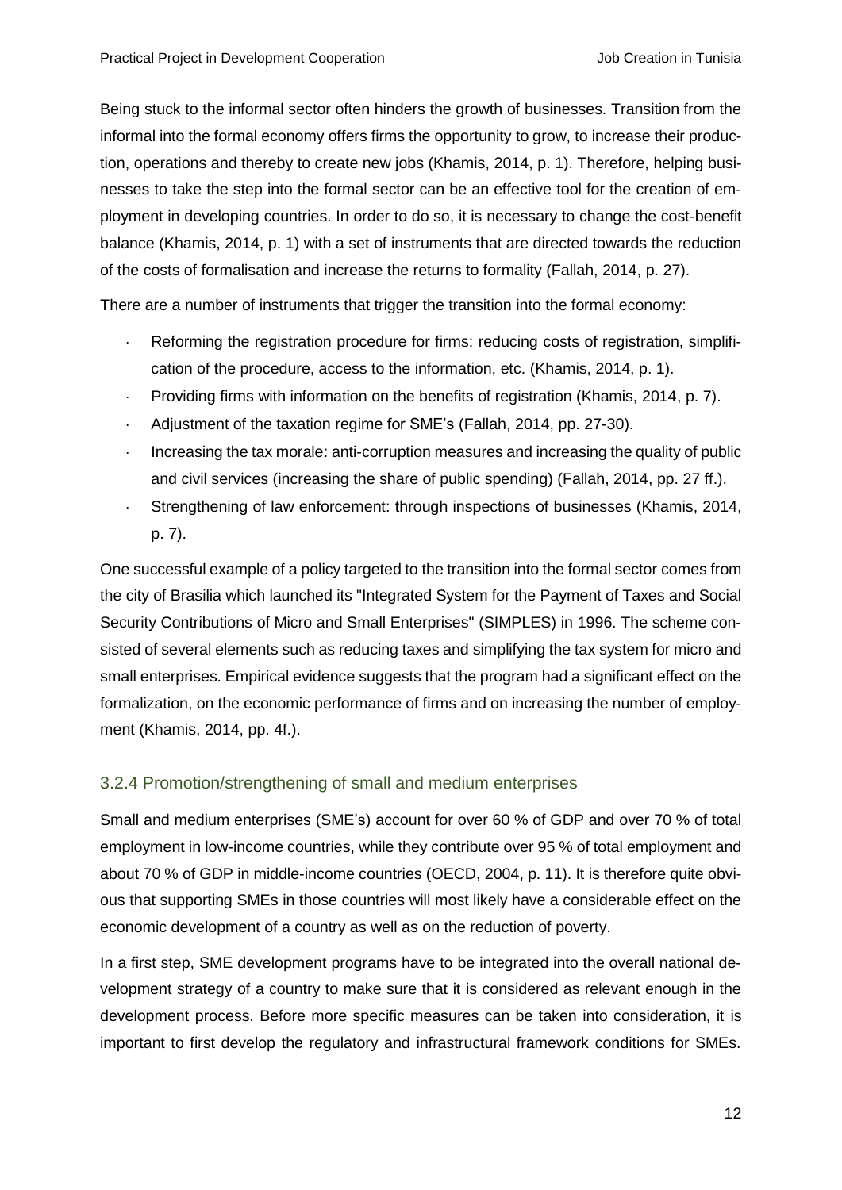Being stuck to the informal sector often hinders the growth of businesses. Transition from the informal into the formal economy offers firms the opportunity to grow, to increase their production, operations and thereby to create new jobs (Khamis, 2014, p. 1). Therefore, helping businesses to take the step into the formal sector can be an effective tool for the creation of employment in developing countries. In order to do so, it is necessary to change the cost-benefit balance (Khamis, 2014, p. 1) with a set of instruments that are directed towards the reduction of the costs of formalisation and increase the returns to formality (Fallah, 2014, p. 27).

There are a number of instruments that trigger the transition into the formal economy:

- Reforming the registration procedure for firms: reducing costs of registration, simplification of the procedure, access to the information, etc. (Khamis, 2014, p. 1).
- Providing firms with information on the benefits of registration (Khamis, 2014, p. 7).
- Adjustment of the taxation regime for SME's (Fallah, 2014, pp. 27-30).
- Increasing the tax morale: anti-corruption measures and increasing the quality of public and civil services (increasing the share of public spending) (Fallah, 2014, pp. 27 ff.).
- Strengthening of law enforcement: through inspections of businesses (Khamis, 2014, p. 7).

One successful example of a policy targeted to the transition into the formal sector comes from the city of Brasilia which launched its "Integrated System for the Payment of Taxes and Social Security Contributions of Micro and Small Enterprises" (SIMPLES) in 1996. The scheme consisted of several elements such as reducing taxes and simplifying the tax system for micro and small enterprises. Empirical evidence suggests that the program had a significant effect on the formalization, on the economic performance of firms and on increasing the number of employment (Khamis, 2014, pp. 4f.).

### 3.2.4 Promotion/strengthening of small and medium enterprises

Small and medium enterprises (SME's) account for over 60 % of GDP and over 70 % of total employment in low-income countries, while they contribute over 95 % of total employment and about 70 % of GDP in middle-income countries (OECD, 2004, p. 11). It is therefore quite obvious that supporting SMEs in those countries will most likely have a considerable effect on the economic development of a country as well as on the reduction of poverty.

In a first step, SME development programs have to be integrated into the overall national development strategy of a country to make sure that it is considered as relevant enough in the development process. Before more specific measures can be taken into consideration, it is important to first develop the regulatory and infrastructural framework conditions for SMEs.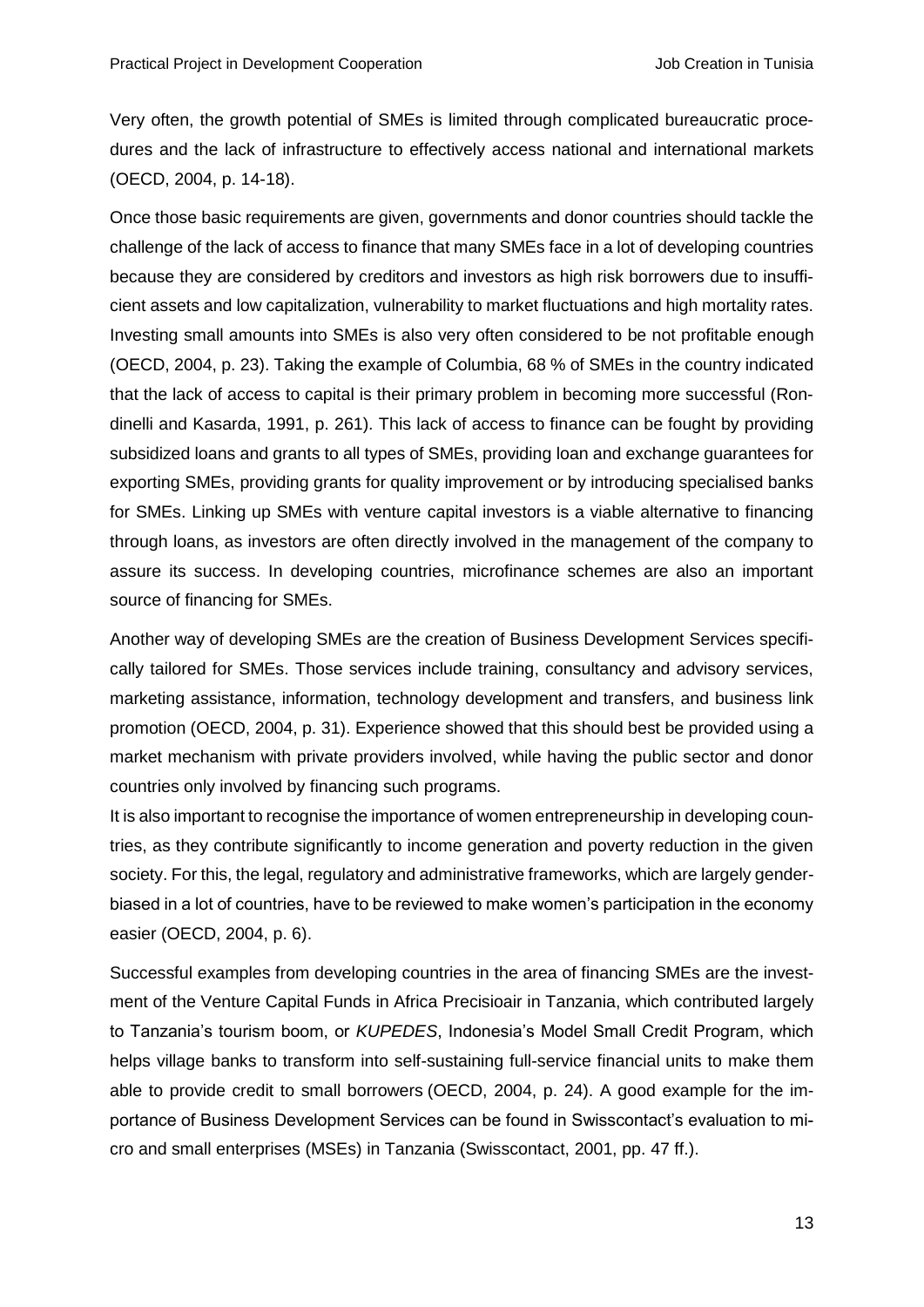Very often, the growth potential of SMEs is limited through complicated bureaucratic procedures and the lack of infrastructure to effectively access national and international markets (OECD, 2004, p. 14-18).

Once those basic requirements are given, governments and donor countries should tackle the challenge of the lack of access to finance that many SMEs face in a lot of developing countries because they are considered by creditors and investors as high risk borrowers due to insufficient assets and low capitalization, vulnerability to market fluctuations and high mortality rates. Investing small amounts into SMEs is also very often considered to be not profitable enough (OECD, 2004, p. 23). Taking the example of Columbia, 68 % of SMEs in the country indicated that the lack of access to capital is their primary problem in becoming more successful (Rondinelli and Kasarda, 1991, p. 261). This lack of access to finance can be fought by providing subsidized loans and grants to all types of SMEs, providing loan and exchange guarantees for exporting SMEs, providing grants for quality improvement or by introducing specialised banks for SMEs. Linking up SMEs with venture capital investors is a viable alternative to financing through loans, as investors are often directly involved in the management of the company to assure its success. In developing countries, microfinance schemes are also an important source of financing for SMEs.

Another way of developing SMEs are the creation of Business Development Services specifically tailored for SMEs. Those services include training, consultancy and advisory services, marketing assistance, information, technology development and transfers, and business link promotion (OECD, 2004, p. 31). Experience showed that this should best be provided using a market mechanism with private providers involved, while having the public sector and donor countries only involved by financing such programs.

It is also important to recognise the importance of women entrepreneurship in developing countries, as they contribute significantly to income generation and poverty reduction in the given society. For this, the legal, regulatory and administrative frameworks, which are largely gender-biased in a lot of countries, have to be reviewed to make women's participation in the economy easier (OECD, 2004, p. 6).

Successful examples from developing countries in the area of financing SMEs are the investment of the Venture Capital Funds in Africa Precisioair in Tanzania, which contributed largely to Tanzania's tourism boom, or *KUPEDES*, Indonesia's Model Small Credit Program, which helps village banks to transform into self-sustaining full-service financial units to make them able to provide credit to small borrowers (OECD, 2004, p. 24). A good example for the importance of Business Development Services can be found in Swisscontact's evaluation to micro and small enterprises (MSEs) in Tanzania (Swisscontact, 2001, pp. 47 ff.).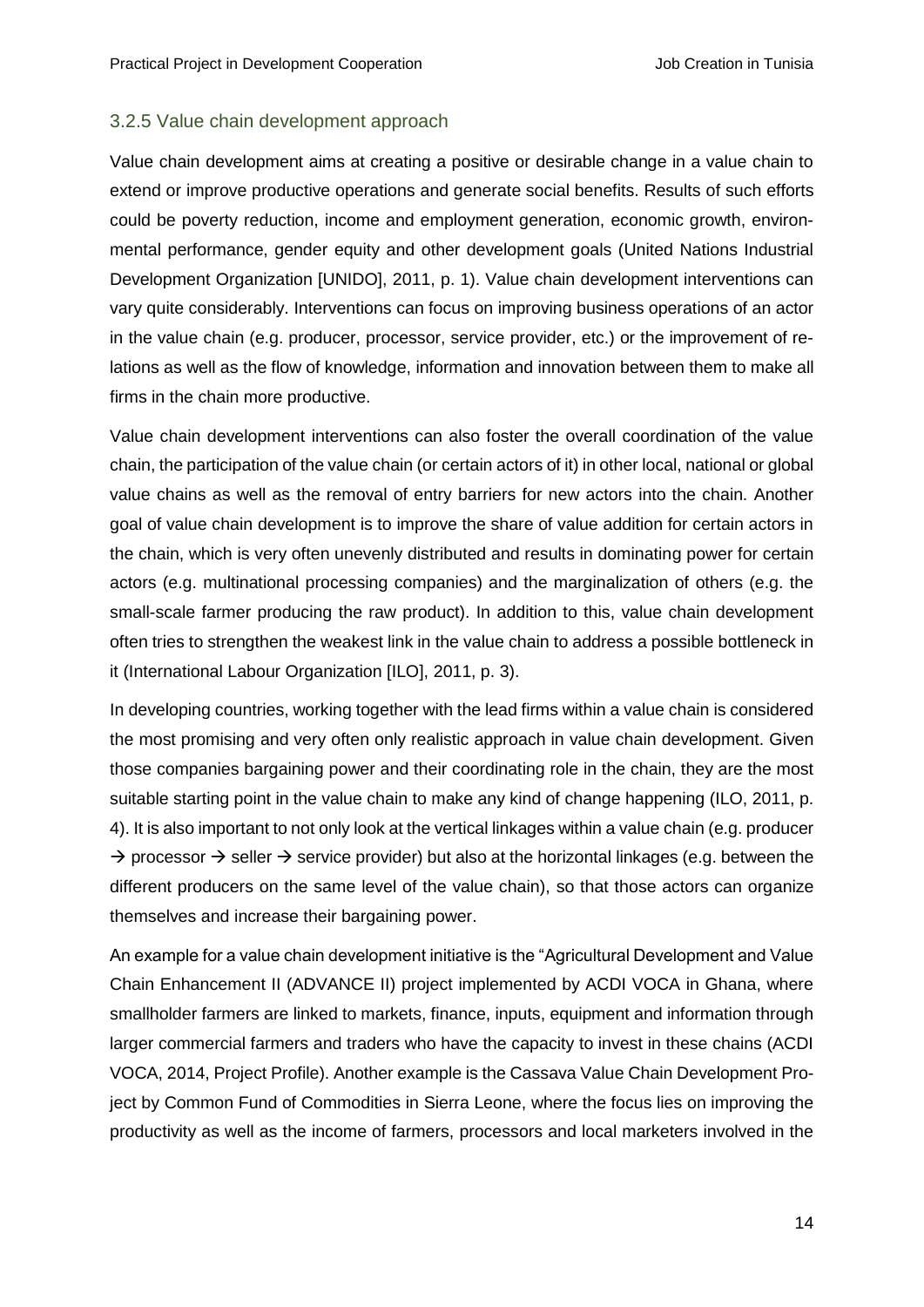### 3.2.5 Value chain development approach

Value chain development aims at creating a positive or desirable change in a value chain to extend or improve productive operations and generate social benefits. Results of such efforts could be poverty reduction, income and employment generation, economic growth, environmental performance, gender equity and other development goals (United Nations Industrial Development Organization [UNIDO], 2011, p. 1). Value chain development interventions can vary quite considerably. Interventions can focus on improving business operations of an actor in the value chain (e.g. producer, processor, service provider, etc.) or the improvement of relations as well as the flow of knowledge, information and innovation between them to make all firms in the chain more productive.

Value chain development interventions can also foster the overall coordination of the value chain, the participation of the value chain (or certain actors of it) in other local, national or global value chains as well as the removal of entry barriers for new actors into the chain. Another goal of value chain development is to improve the share of value addition for certain actors in the chain, which is very often unevenly distributed and results in dominating power for certain actors (e.g. multinational processing companies) and the marginalization of others (e.g. the small-scale farmer producing the raw product). In addition to this, value chain development often tries to strengthen the weakest link in the value chain to address a possible bottleneck in it (International Labour Organization [ILO], 2011, p. 3).

In developing countries, working together with the lead firms within a value chain is considered the most promising and very often only realistic approach in value chain development. Given those companies bargaining power and their coordinating role in the chain, they are the most suitable starting point in the value chain to make any kind of change happening (ILO, 2011, p. 4). It is also important to not only look at the vertical linkages within a value chain (e.g. producer → processor → seller → service provider) but also at the horizontal linkages (e.g. between the different producers on the same level of the value chain), so that those actors can organize themselves and increase their bargaining power.

An example for a value chain development initiative is the "Agricultural Development and Value Chain Enhancement II (ADVANCE II) project implemented by ACDI VOCA in Ghana, where smallholder farmers are linked to markets, finance, inputs, equipment and information through larger commercial farmers and traders who have the capacity to invest in these chains (ACDI VOCA, 2014, Project Profile). Another example is the Cassava Value Chain Development Project by Common Fund of Commodities in Sierra Leone, where the focus lies on improving the productivity as well as the income of farmers, processors and local marketeers involved in the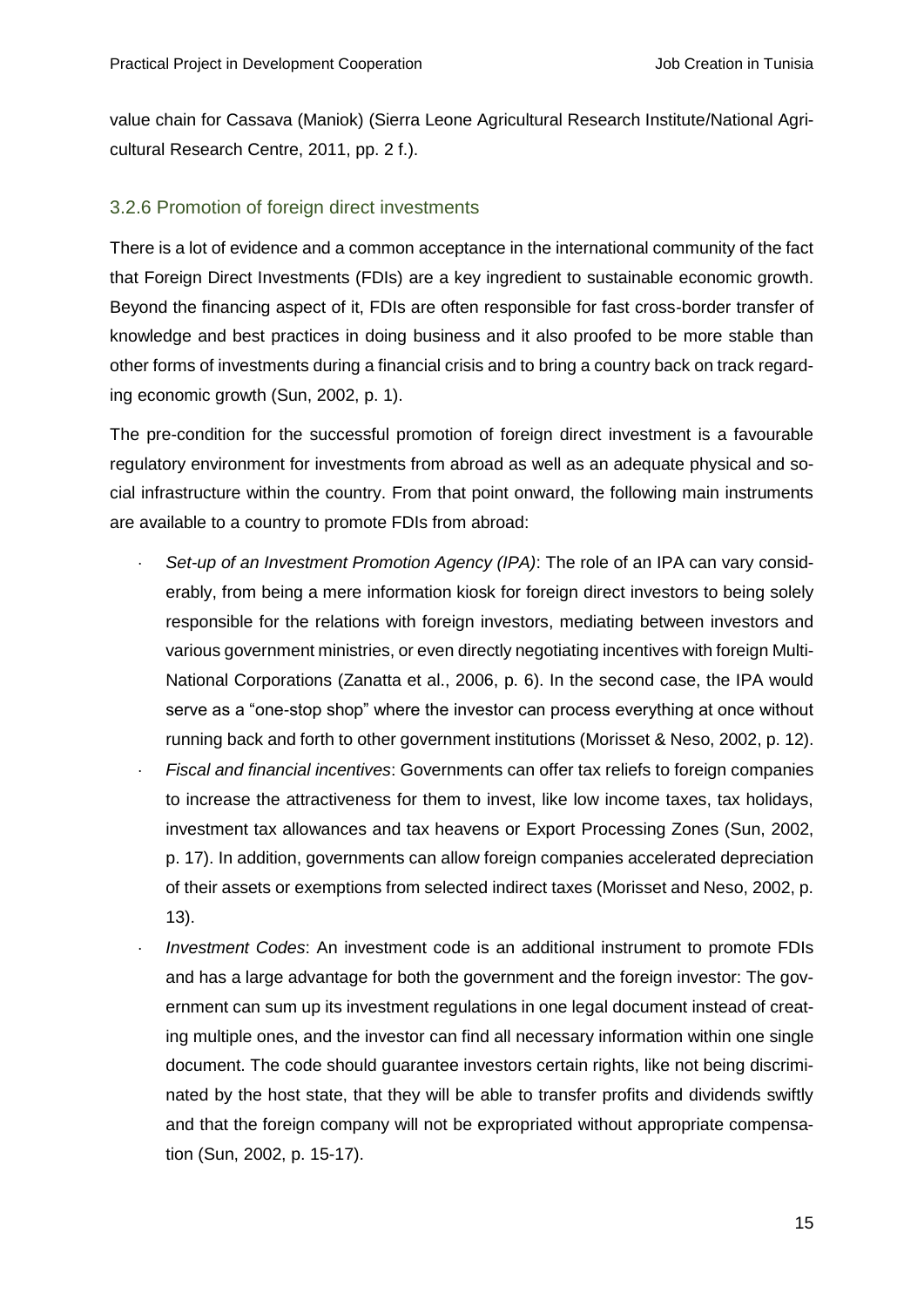value chain for Cassava (Maniok) (Sierra Leone Agricultural Research Institute/National Agricultural Research Centre, 2011, pp. 2 f.).

### 3.2.6 Promotion of foreign direct investments

There is a lot of evidence and a common acceptance in the international community of the fact that Foreign Direct Investments (FDIs) are a key ingredient to sustainable economic growth. Beyond the financing aspect of it, FDIs are often responsible for fast cross-border transfer of knowledge and best practices in doing business and it also proofed to be more stable than other forms of investments during a financial crisis and to bring a country back on track regarding economic growth (Sun, 2002, p. 1).

The pre-condition for the successful promotion of foreign direct investment is a favourable regulatory environment for investments from abroad as well as an adequate physical and social infrastructure within the country. From that point onward, the following main instruments are available to a country to promote FDIs from abroad:

- *Set-up of an Investment Promotion Agency (IPA)*: The role of an IPA can vary considerably, from being a mere information kiosk for foreign direct investors to being solely responsible for the relations with foreign investors, mediating between investors and various government ministries, or even directly negotiating incentives with foreign Multi-National Corporations (Zanatta et al., 2006, p. 6). In the second case, the IPA would serve as a "one-stop shop" where the investor can process everything at once without running back and forth to other government institutions (Morisset & Neso, 2002, p. 12).
- *Fiscal and financial incentives*: Governments can offer tax reliefs to foreign companies to increase the attractiveness for them to invest, like low income taxes, tax holidays, investment tax allowances and tax heavens or Export Processing Zones (Sun, 2002, p. 17). In addition, governments can allow foreign companies accelerated depreciation of their assets or exemptions from selected indirect taxes (Morisset and Neso, 2002, p. 13).
- *Investment Codes*: An investment code is an additional instrument to promote FDIs and has a large advantage for both the government and the foreign investor: The government can sum up its investment regulations in one legal document instead of creating multiple ones, and the investor can find all necessary information within one single document. The code should guarantee investors certain rights, like not being discriminated by the host state, that they will be able to transfer profits and dividends swiftly and that the foreign company will not be expropriated without appropriate compensation (Sun, 2002, p. 15-17).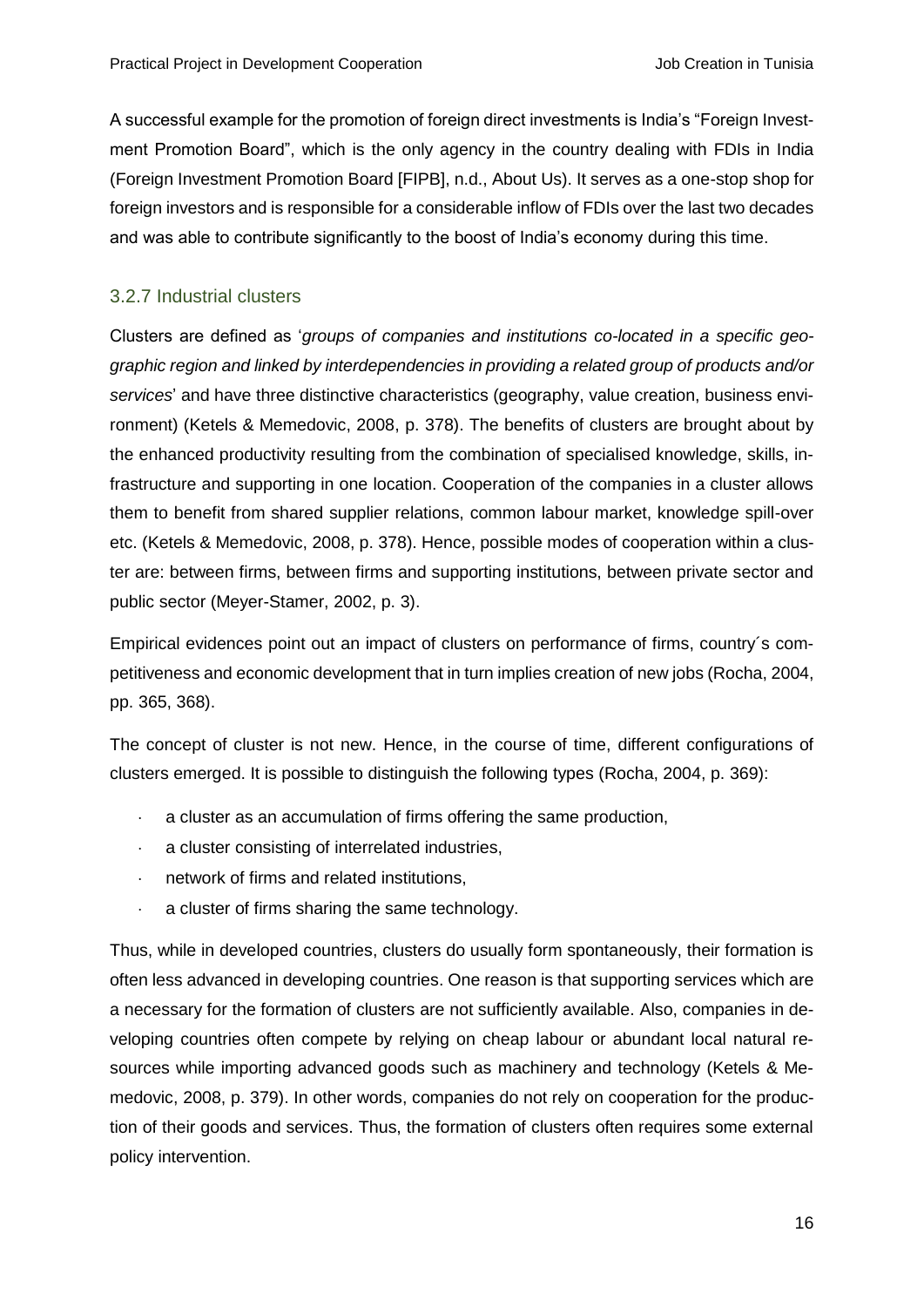A successful example for the promotion of foreign direct investments is India's "Foreign Investment Promotion Board", which is the only agency in the country dealing with FDIs in India (Foreign Investment Promotion Board [FIPB], n.d., About Us). It serves as a one-stop shop for foreign investors and is responsible for a considerable inflow of FDIs over the last two decades and was able to contribute significantly to the boost of India's economy during this time.

### 3.2.7 Industrial clusters

Clusters are defined as '*groups of companies and institutions co-located in a specific geographic region and linked by interdependencies in providing a related group of products and/or services*' and have three distinctive characteristics (geography, value creation, business environment) (Ketels & Memedovic, 2008, p. 378). The benefits of clusters are brought about by the enhanced productivity resulting from the combination of specialised knowledge, skills, infrastructure and supporting in one location. Cooperation of the companies in a cluster allows them to benefit from shared supplier relations, common labour market, knowledge spill-over etc. (Ketels & Memedovic, 2008, p. 378). Hence, possible modes of cooperation within a cluster are: between firms, between firms and supporting institutions, between private sector and public sector (Meyer-Stamer, 2002, p. 3).

Empirical evidences point out an impact of clusters on performance of firms, country´s competitiveness and economic development that in turn implies creation of new jobs (Rocha, 2004, pp. 365, 368).

The concept of cluster is not new. Hence, in the course of time, different configurations of clusters emerged. It is possible to distinguish the following types (Rocha, 2004, p. 369):

- a cluster as an accumulation of firms offering the same production,
- a cluster consisting of interrelated industries,
- network of firms and related institutions,
- a cluster of firms sharing the same technology.

Thus, while in developed countries, clusters do usually form spontaneously, their formation is often less advanced in developing countries. One reason is that supporting services which are a necessary for the formation of clusters are not sufficiently available. Also, companies in developing countries often compete by relying on cheap labour or abundant local natural resources while importing advanced goods such as machinery and technology (Ketels & Memedovic, 2008, p. 379). In other words, companies do not rely on cooperation for the production of their goods and services. Thus, the formation of clusters often requires some external policy intervention.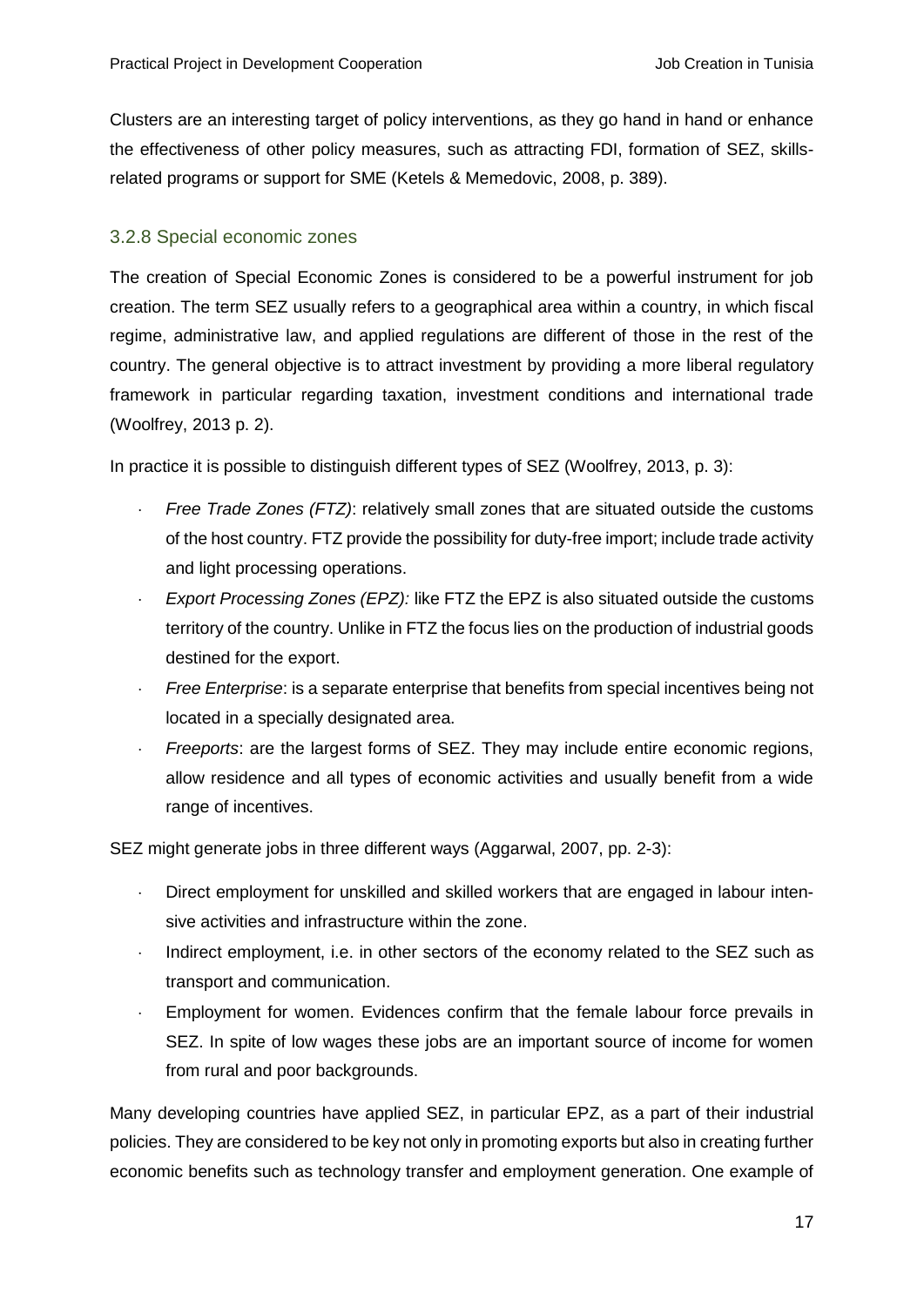Clusters are an interesting target of policy interventions, as they go hand in hand or enhance the effectiveness of other policy measures, such as attracting FDI, formation of SEZ, skills-related programs or support for SME (Ketels & Memedovic, 2008, p. 389).

### 3.2.8 Special economic zones

The creation of Special Economic Zones is considered to be a powerful instrument for job creation. The term SEZ usually refers to a geographical area within a country, in which fiscal regime, administrative law, and applied regulations are different of those in the rest of the country. The general objective is to attract investment by providing a more liberal regulatory framework in particular regarding taxation, investment conditions and international trade (Woolfrey, 2013 p. 2).

In practice it is possible to distinguish different types of SEZ (Woolfrey, 2013, p. 3):

- *Free Trade Zones (FTZ)*: relatively small zones that are situated outside the customs of the host country. FTZ provide the possibility for duty-free import; include trade activity and light processing operations.
- *Export Processing Zones (EPZ):* like FTZ the EPZ is also situated outside the customs territory of the country. Unlike in FTZ the focus lies on the production of industrial goods destined for the export.
- *Free Enterprise*: is a separate enterprise that benefits from special incentives being not located in a specially designated area.
- *Freeports*: are the largest forms of SEZ. They may include entire economic regions, allow residence and all types of economic activities and usually benefit from a wide range of incentives.

SEZ might generate jobs in three different ways (Aggarwal, 2007, pp. 2-3):

- Direct employment for unskilled and skilled workers that are engaged in labour intensive activities and infrastructure within the zone.
- Indirect employment, i.e. in other sectors of the economy related to the SEZ such as transport and communication.
- Employment for women. Evidences confirm that the female labour force prevails in SEZ. In spite of low wages these jobs are an important source of income for women from rural and poor backgrounds.

Many developing countries have applied SEZ, in particular EPZ, as a part of their industrial policies. They are considered to be key not only in promoting exports but also in creating further economic benefits such as technology transfer and employment generation. One example of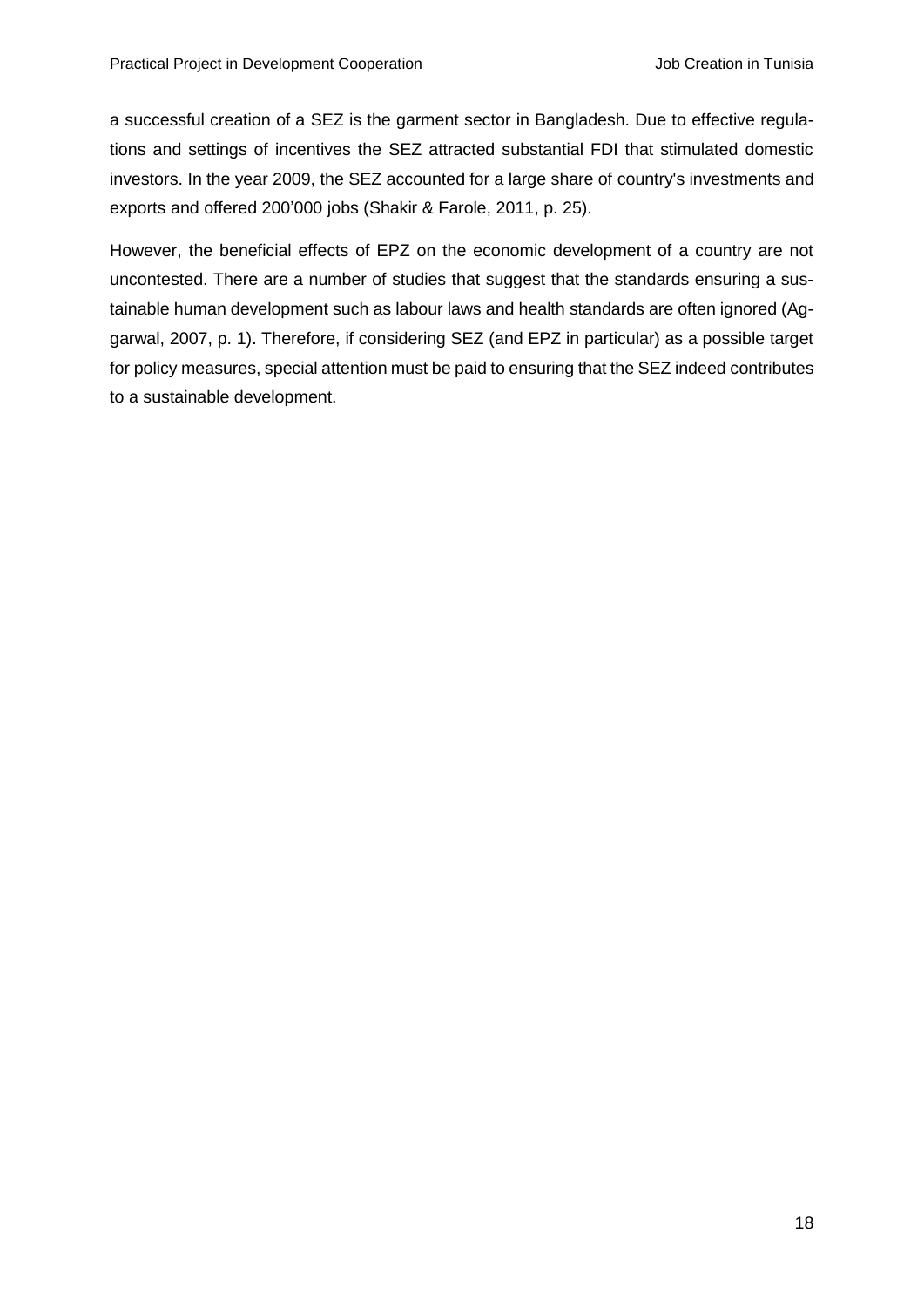a successful creation of a SEZ is the garment sector in Bangladesh. Due to effective regulations and settings of incentives the SEZ attracted substantial FDI that stimulated domestic investors. In the year 2009, the SEZ accounted for a large share of country's investments and exports and offered 200'000 jobs (Shakir & Farole, 2011, p. 25).

However, the beneficial effects of EPZ on the economic development of a country are not uncontested. There are a number of studies that suggest that the standards ensuring a sustainable human development such as labour laws and health standards are often ignored (Aggarwal, 2007, p. 1). Therefore, if considering SEZ (and EPZ in particular) as a possible target for policy measures, special attention must be paid to ensuring that the SEZ indeed contributes to a sustainable development.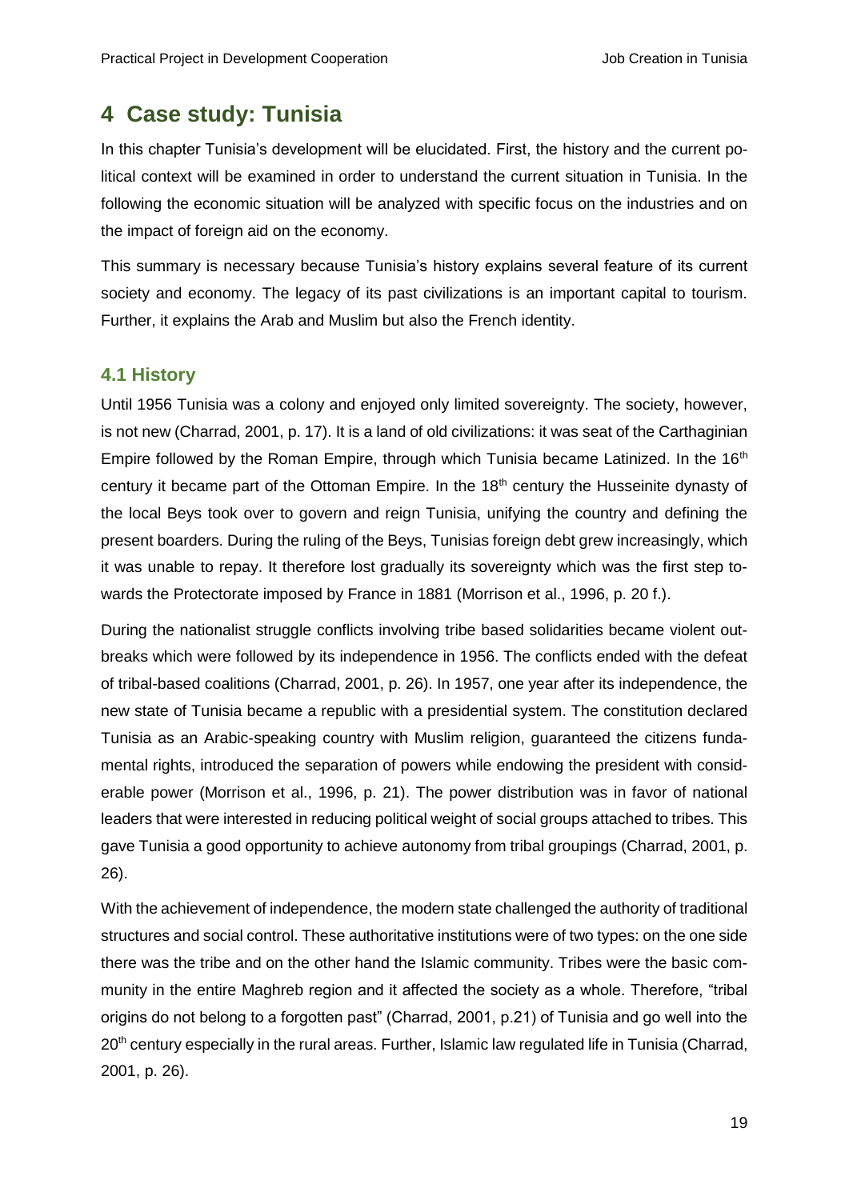# 4 Case study: Tunisia

In this chapter Tunisia's development will be elucidated. First, the history and the current political context will be examined in order to understand the current situation in Tunisia. In the following the economic situation will be analyzed with specific focus on the industries and on the impact of foreign aid on the economy.

This summary is necessary because Tunisia's history explains several feature of its current society and economy. The legacy of its past civilizations is an important capital to tourism. Further, it explains the Arab and Muslim but also the French identity.

## 4.1 History

Until 1956 Tunisia was a colony and enjoyed only limited sovereignty. The society, however, is not new (Charrad, 2001, p. 17). It is a land of old civilizations: it was seat of the Carthaginian Empire followed by the Roman Empire, through which Tunisia became Latinized. In the 16th century it became part of the Ottoman Empire. In the 18th century the Husseinite dynasty of the local Beys took over to govern and reign Tunisia, unifying the country and defining the present boarders. During the ruling of the Beys, Tunisias foreign debt grew increasingly, which it was unable to repay. It therefore lost gradually its sovereignty which was the first step towards the Protectorate imposed by France in 1881 (Morrison et al., 1996, p. 20 f.).

During the nationalist struggle conflicts involving tribe based solidarities became violent outbreaks which were followed by its independence in 1956. The conflicts ended with the defeat of tribal-based coalitions (Charrad, 2001, p. 26). In 1957, one year after its independence, the new state of Tunisia became a republic with a presidential system. The constitution declared Tunisia as an Arabic-speaking country with Muslim religion, guaranteed the citizens fundamental rights, introduced the separation of powers while endowing the president with considerable power (Morrison et al., 1996, p. 21). The power distribution was in favor of national leaders that were interested in reducing political weight of social groups attached to tribes. This gave Tunisia a good opportunity to achieve autonomy from tribal groupings (Charrad, 2001, p. 26).

With the achievement of independence, the modern state challenged the authority of traditional structures and social control. These authoritative institutions were of two types: on the one side there was the tribe and on the other hand the Islamic community. Tribes were the basic community in the entire Maghreb region and it affected the society as a whole. Therefore, "tribal origins do not belong to a forgotten past" (Charrad, 2001, p.21) of Tunisia and go well into the 20th century especially in the rural areas. Further, Islamic law regulated life in Tunisia (Charrad, 2001, p. 26).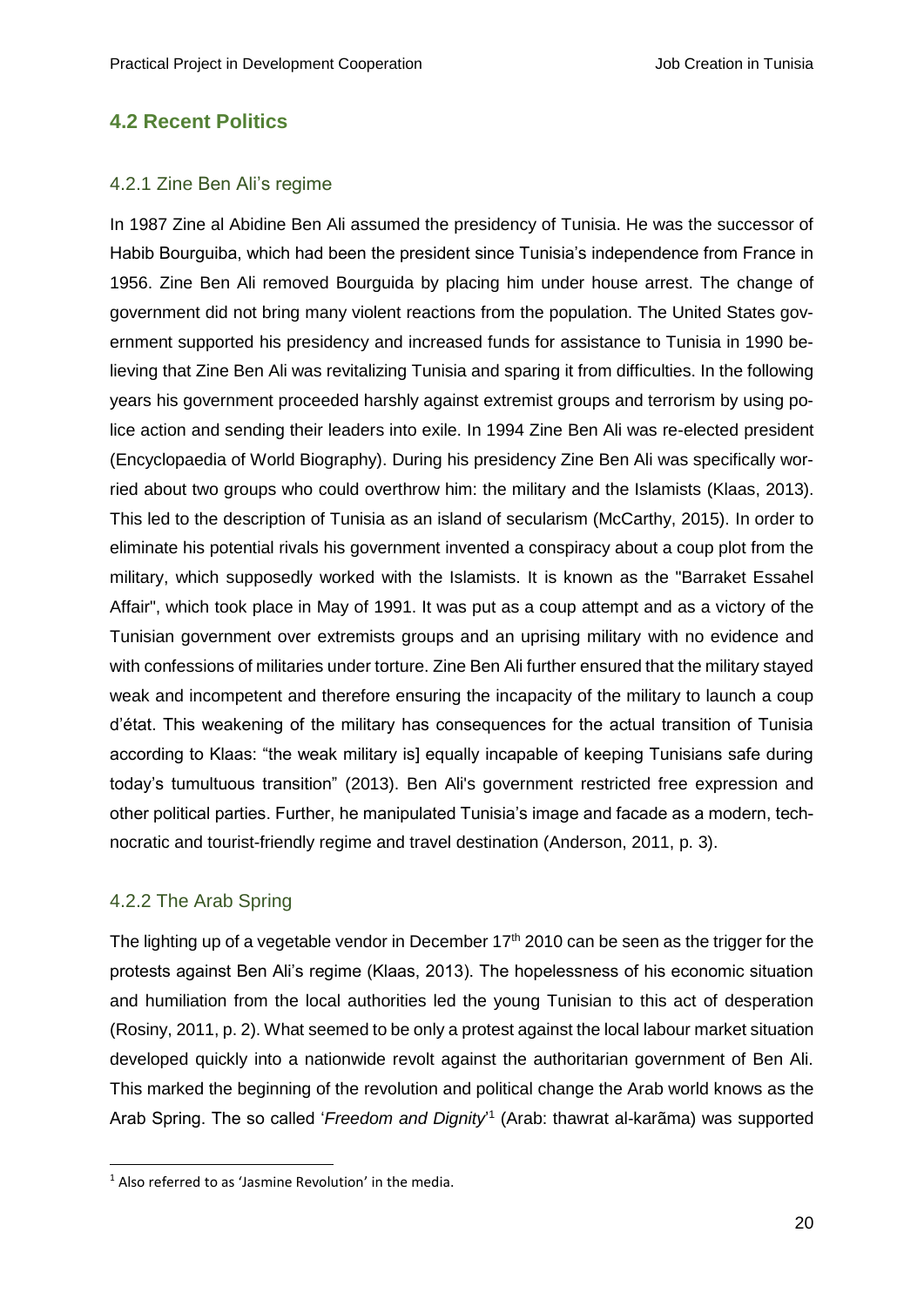## 4.2 Recent Politics

### 4.2.1 Zine Ben Ali's regime

In 1987 Zine al Abidine Ben Ali assumed the presidency of Tunisia. He was the successor of Habib Bourguiba, which had been the president since Tunisia's independence from France in 1956. Zine Ben Ali removed Bourguida by placing him under house arrest. The change of government did not bring many violent reactions from the population. The United States government supported his presidency and increased funds for assistance to Tunisia in 1990 believing that Zine Ben Ali was revitalizing Tunisia and sparing it from difficulties. In the following years his government proceeded harshly against extremist groups and terrorism by using police action and sending their leaders into exile. In 1994 Zine Ben Ali was re-elected president (Encyclopaedia of World Biography). During his presidency Zine Ben Ali was specifically worried about two groups who could overthrow him: the military and the Islamists (Klaas, 2013). This led to the description of Tunisia as an island of secularism (McCarthy, 2015). In order to eliminate his potential rivals his government invented a conspiracy about a coup plot from the military, which supposedly worked with the Islamists. It is known as the "Barraket Essahel Affair", which took place in May of 1991. It was put as a coup attempt and as a victory of the Tunisian government over extremists groups and an uprising military with no evidence and with confessions of militaries under torture. Zine Ben Ali further ensured that the military stayed weak and incompetent and therefore ensuring the incapacity of the military to launch a coup d'état. This weakening of the military has consequences for the actual transition of Tunisia according to Klaas: "the weak military is] equally incapable of keeping Tunisians safe during today's tumultuous transition" (2013). Ben Ali's government restricted free expression and other political parties. Further, he manipulated Tunisia's image and facade as a modern, technocratic and tourist-friendly regime and travel destination (Anderson, 2011, p. 3).

### 4.2.2 The Arab Spring

The lighting up of a vegetable vendor in December 17th 2010 can be seen as the trigger for the protests against Ben Ali's regime (Klaas, 2013). The hopelessness of his economic situation and humiliation from the local authorities led the young Tunisian to this act of desperation (Rosiny, 2011, p. 2). What seemed to be only a protest against the local labour market situation developed quickly into a nationwide revolt against the authoritarian government of Ben Ali. This marked the beginning of the revolution and political change the Arab world knows as the Arab Spring. The so called '*Freedom and Dignity*'[1] (Arab: thawrat al-karãma) was supported

[1] Also referred to as 'Jasmine Revolution' in the media.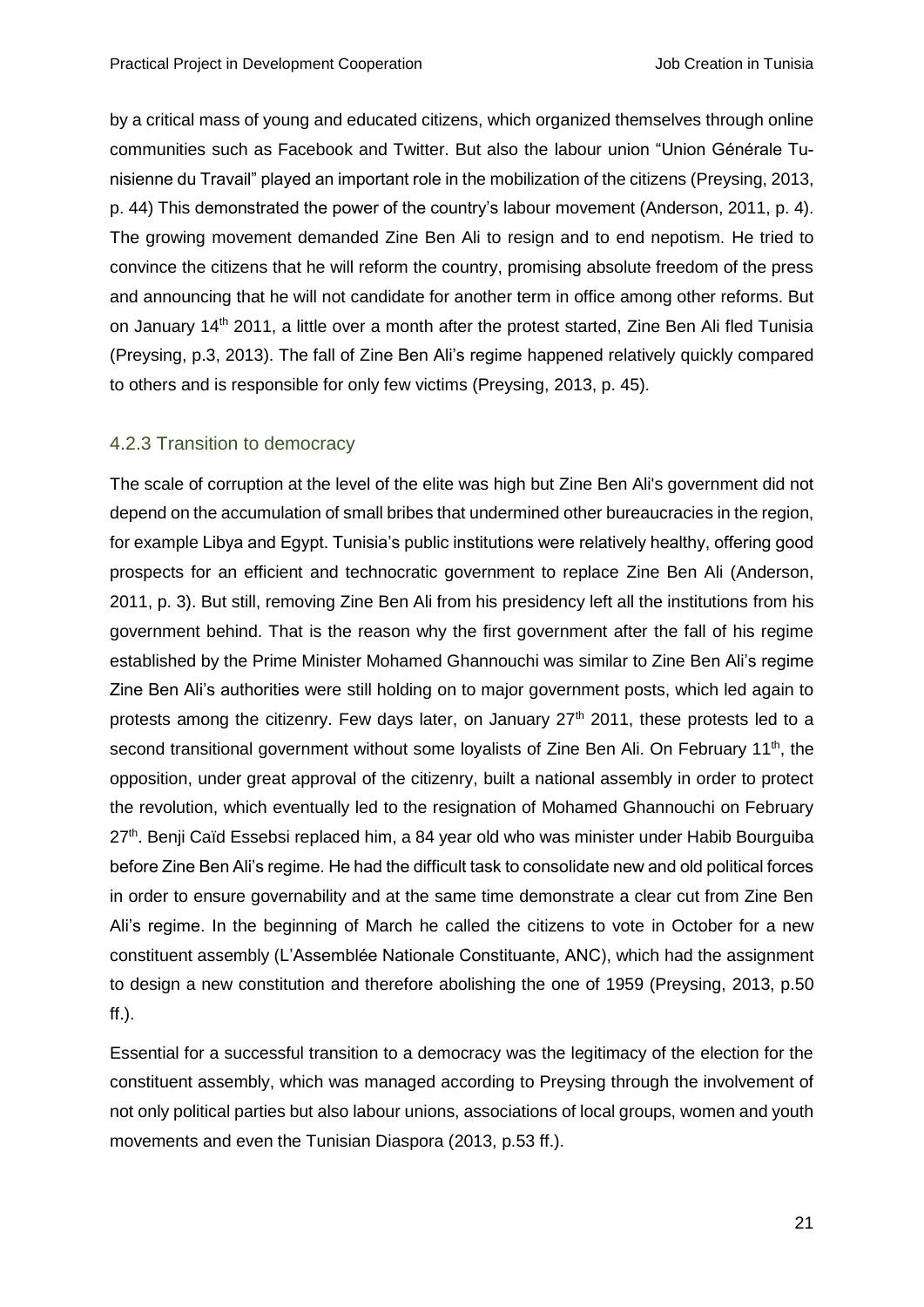by a critical mass of young and educated citizens, which organized themselves through online communities such as Facebook and Twitter. But also the labour union "Union Générale Tunisienne du Travail" played an important role in the mobilization of the citizens (Preysing, 2013, p. 44) This demonstrated the power of the country's labour movement (Anderson, 2011, p. 4). The growing movement demanded Zine Ben Ali to resign and to end nepotism. He tried to convince the citizens that he will reform the country, promising absolute freedom of the press and announcing that he will not candidate for another term in office among other reforms. But on January 14th 2011, a little over a month after the protest started, Zine Ben Ali fled Tunisia (Preysing, p.3, 2013). The fall of Zine Ben Ali's regime happened relatively quickly compared to others and is responsible for only few victims (Preysing, 2013, p. 45).

### 4.2.3 Transition to democracy

The scale of corruption at the level of the elite was high but Zine Ben Ali's government did not depend on the accumulation of small bribes that undermined other bureaucracies in the region, for example Libya and Egypt. Tunisia's public institutions were relatively healthy, offering good prospects for an efficient and technocratic government to replace Zine Ben Ali (Anderson, 2011, p. 3). But still, removing Zine Ben Ali from his presidency left all the institutions from his government behind. That is the reason why the first government after the fall of his regime established by the Prime Minister Mohamed Ghannouchi was similar to Zine Ben Ali's regime Zine Ben Ali's authorities were still holding on to major government posts, which led again to protests among the citizenry. Few days later, on January 27th 2011, these protests led to a second transitional government without some loyalists of Zine Ben Ali. On February 11th, the opposition, under great approval of the citizenry, built a national assembly in order to protect the revolution, which eventually led to the resignation of Mohamed Ghannouchi on February 27th. Benji Caïd Essebsi replaced him, a 84 year old who was minister under Habib Bourguiba before Zine Ben Ali's regime. He had the difficult task to consolidate new and old political forces in order to ensure governability and at the same time demonstrate a clear cut from Zine Ben Ali's regime. In the beginning of March he called the citizens to vote in October for a new constituent assembly (L'Assemblée Nationale Constituante, ANC), which had the assignment to design a new constitution and therefore abolishing the one of 1959 (Preysing, 2013, p.50 ff.).

Essential for a successful transition to a democracy was the legitimacy of the election for the constituent assembly, which was managed according to Preysing through the involvement of not only political parties but also labour unions, associations of local groups, women and youth movements and even the Tunisian Diaspora (2013, p.53 ff.).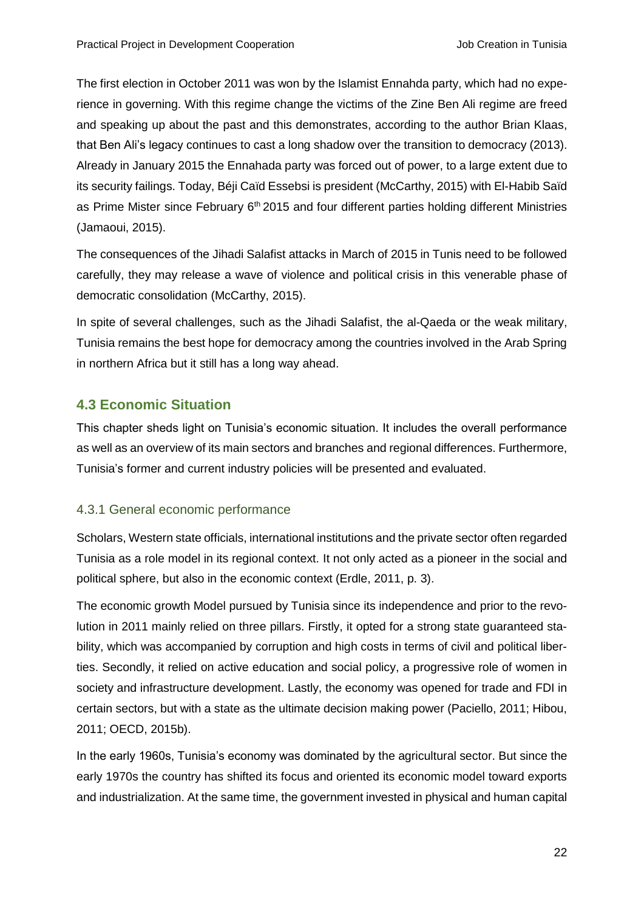The first election in October 2011 was won by the Islamist Ennahda party, which had no experience in governing. With this regime change the victims of the Zine Ben Ali regime are freed and speaking up about the past and this demonstrates, according to the author Brian Klaas, that Ben Ali's legacy continues to cast a long shadow over the transition to democracy (2013). Already in January 2015 the Ennahada party was forced out of power, to a large extent due to its security failings. Today, Béji Caïd Essebsi is president (McCarthy, 2015) with El-Habib Saïd as Prime Mister since February 6th 2015 and four different parties holding different Ministries (Jamaoui, 2015).

The consequences of the Jihadi Salafist attacks in March of 2015 in Tunis need to be followed carefully, they may release a wave of violence and political crisis in this venerable phase of democratic consolidation (McCarthy, 2015).

In spite of several challenges, such as the Jihadi Salafist, the al-Qaeda or the weak military, Tunisia remains the best hope for democracy among the countries involved in the Arab Spring in northern Africa but it still has a long way ahead.

## 4.3 Economic Situation

This chapter sheds light on Tunisia's economic situation. It includes the overall performance as well as an overview of its main sectors and branches and regional differences. Furthermore, Tunisia's former and current industry policies will be presented and evaluated.

### 4.3.1 General economic performance

Scholars, Western state officials, international institutions and the private sector often regarded Tunisia as a role model in its regional context. It not only acted as a pioneer in the social and political sphere, but also in the economic context (Erdle, 2011, p. 3).

The economic growth Model pursued by Tunisia since its independence and prior to the revolution in 2011 mainly relied on three pillars. Firstly, it opted for a strong state guaranteed stability, which was accompanied by corruption and high costs in terms of civil and political liberties. Secondly, it relied on active education and social policy, a progressive role of women in society and infrastructure development. Lastly, the economy was opened for trade and FDI in certain sectors, but with a state as the ultimate decision making power (Paciello, 2011; Hibou, 2011; OECD, 2015b).

In the early 1960s, Tunisia's economy was dominated by the agricultural sector. But since the early 1970s the country has shifted its focus and oriented its economic model toward exports and industrialization. At the same time, the government invested in physical and human capital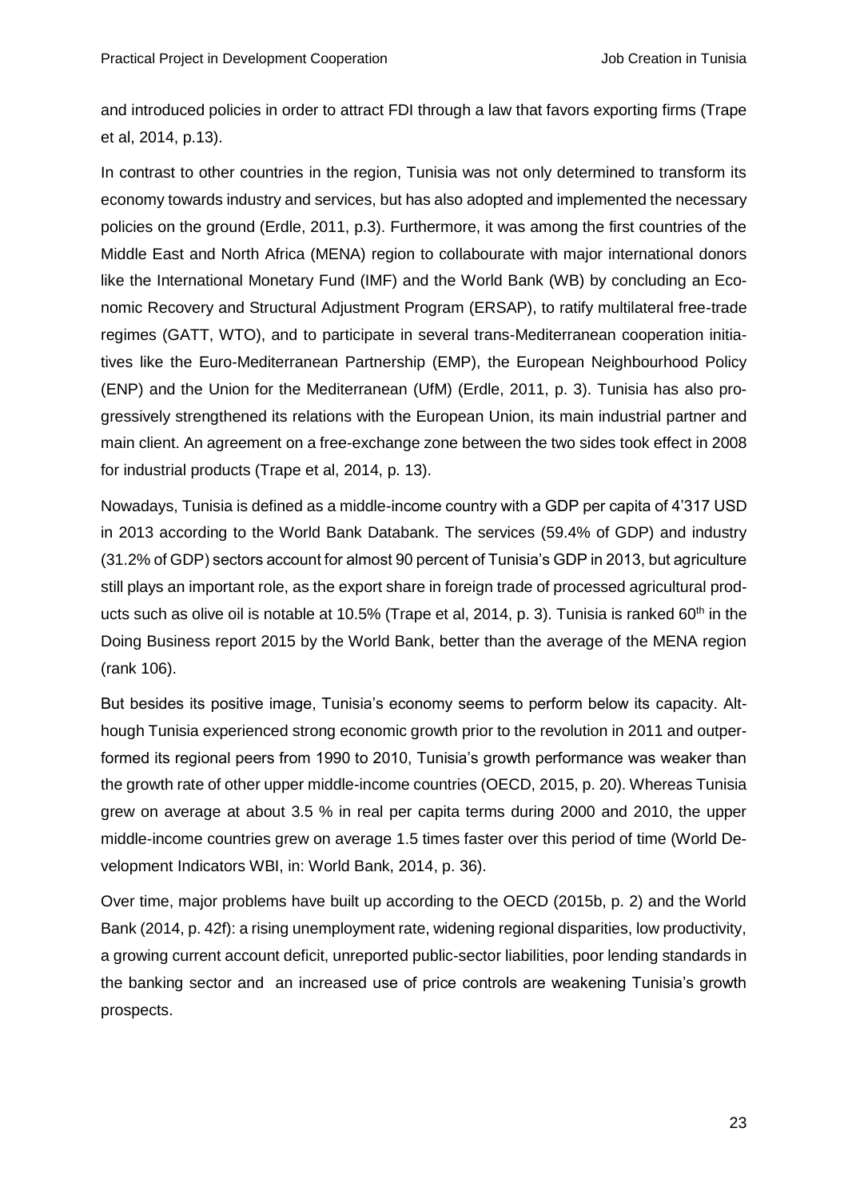and introduced policies in order to attract FDI through a law that favors exporting firms (Trape et al, 2014, p.13).

In contrast to other countries in the region, Tunisia was not only determined to transform its economy towards industry and services, but has also adopted and implemented the necessary policies on the ground (Erdle, 2011, p.3). Furthermore, it was among the first countries of the Middle East and North Africa (MENA) region to collabourate with major international donors like the International Monetary Fund (IMF) and the World Bank (WB) by concluding an Economic Recovery and Structural Adjustment Program (ERSAP), to ratify multilateral free-trade regimes (GATT, WTO), and to participate in several trans-Mediterranean cooperation initiatives like the Euro-Mediterranean Partnership (EMP), the European Neighbourhood Policy (ENP) and the Union for the Mediterranean (UfM) (Erdle, 2011, p. 3). Tunisia has also progressively strengthened its relations with the European Union, its main industrial partner and main client. An agreement on a free-exchange zone between the two sides took effect in 2008 for industrial products (Trape et al, 2014, p. 13).

Nowadays, Tunisia is defined as a middle-income country with a GDP per capita of 4'317 USD in 2013 according to the World Bank Databank. The services (59.4% of GDP) and industry (31.2% of GDP) sectors account for almost 90 percent of Tunisia's GDP in 2013, but agriculture still plays an important role, as the export share in foreign trade of processed agricultural products such as olive oil is notable at 10.5% (Trape et al, 2014, p. 3). Tunisia is ranked 60th in the Doing Business report 2015 by the World Bank, better than the average of the MENA region (rank 106).

But besides its positive image, Tunisia's economy seems to perform below its capacity. Although Tunisia experienced strong economic growth prior to the revolution in 2011 and outperformed its regional peers from 1990 to 2010, Tunisia's growth performance was weaker than the growth rate of other upper middle-income countries (OECD, 2015, p. 20). Whereas Tunisia grew on average at about 3.5 % in real per capita terms during 2000 and 2010, the upper middle-income countries grew on average 1.5 times faster over this period of time (World Development Indicators WBI, in: World Bank, 2014, p. 36).

Over time, major problems have built up according to the OECD (2015b, p. 2) and the World Bank (2014, p. 42f): a rising unemployment rate, widening regional disparities, low productivity, a growing current account deficit, unreported public-sector liabilities, poor lending standards in the banking sector and an increased use of price controls are weakening Tunisia's growth prospects.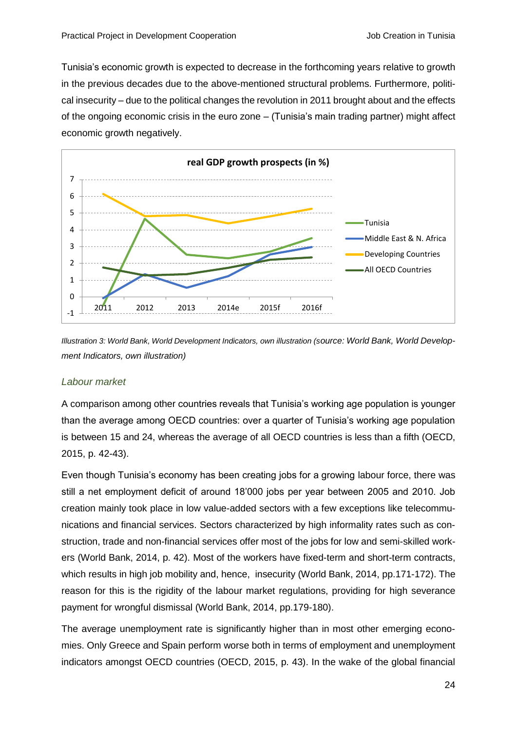Tunisia's economic growth is expected to decrease in the forthcoming years relative to growth in the previous decades due to the above-mentioned structural problems. Furthermore, political insecurity – due to the political changes the revolution in 2011 brought about and the effects of the ongoing economic crisis in the euro zone – (Tunisia's main trading partner) might affect economic growth negatively.

*Illustration 3: World Bank, World Development Indicators, own illustration (source: World Bank, World Development Indicators, own illustration)*

### *Labour market*

A comparison among other countries reveals that Tunisia's working age population is younger than the average among OECD countries: over a quarter of Tunisia's working age population is between 15 and 24, whereas the average of all OECD countries is less than a fifth (OECD, 2015, p. 42-43).

Even though Tunisia's economy has been creating jobs for a growing labour force, there was still a net employment deficit of around 18'000 jobs per year between 2005 and 2010. Job creation mainly took place in low value-added sectors with a few exceptions like telecommunications and financial services. Sectors characterized by high informality rates such as construction, trade and non-financial services offer most of the jobs for low and semi-skilled workers (World Bank, 2014, p. 42). Most of the workers have fixed-term and short-term contracts, which results in high job mobility and, hence, insecurity (World Bank, 2014, pp.171-172). The reason for this is the rigidity of the labour market regulations, providing for high severance payment for wrongful dismissal (World Bank, 2014, pp.179-180).

The average unemployment rate is significantly higher than in most other emerging economies. Only Greece and Spain perform worse both in terms of employment and unemployment indicators amongst OECD countries (OECD, 2015, p. 43). In the wake of the global financial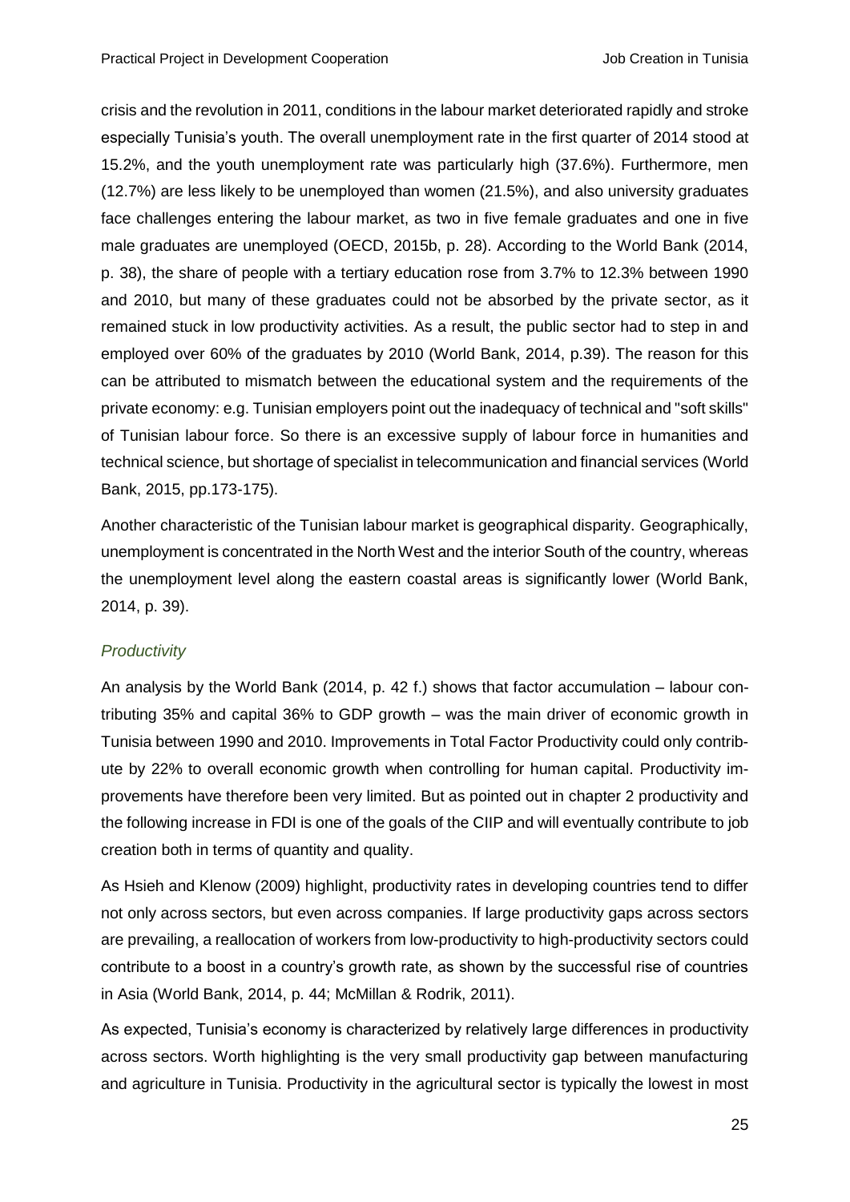crisis and the revolution in 2011, conditions in the labour market deteriorated rapidly and stroke especially Tunisia's youth. The overall unemployment rate in the first quarter of 2014 stood at 15.2%, and the youth unemployment rate was particularly high (37.6%). Furthermore, men (12.7%) are less likely to be unemployed than women (21.5%), and also university graduates face challenges entering the labour market, as two in five female graduates and one in five male graduates are unemployed (OECD, 2015b, p. 28). According to the World Bank (2014, p. 38), the share of people with a tertiary education rose from 3.7% to 12.3% between 1990 and 2010, but many of these graduates could not be absorbed by the private sector, as it remained stuck in low productivity activities. As a result, the public sector had to step in and employed over 60% of the graduates by 2010 (World Bank, 2014, p.39). The reason for this can be attributed to mismatch between the educational system and the requirements of the private economy: e.g. Tunisian employers point out the inadequacy of technical and "soft skills" of Tunisian labour force. So there is an excessive supply of labour force in humanities and technical science, but shortage of specialist in telecommunication and financial services (World Bank, 2015, pp.173-175).

Another characteristic of the Tunisian labour market is geographical disparity. Geographically, unemployment is concentrated in the North West and the interior South of the country, whereas the unemployment level along the eastern coastal areas is significantly lower (World Bank, 2014, p. 39).

### *Productivity*

An analysis by the World Bank (2014, p. 42 f.) shows that factor accumulation – labour contributing 35% and capital 36% to GDP growth – was the main driver of economic growth in Tunisia between 1990 and 2010. Improvements in Total Factor Productivity could only contribute by 22% to overall economic growth when controlling for human capital. Productivity improvements have therefore been very limited. But as pointed out in chapter 2 productivity and the following increase in FDI is one of the goals of the CIIP and will eventually contribute to job creation both in terms of quantity and quality.

As Hsieh and Klenow (2009) highlight, productivity rates in developing countries tend to differ not only across sectors, but even across companies. If large productivity gaps across sectors are prevailing, a reallocation of workers from low-productivity to high-productivity sectors could contribute to a boost in a country's growth rate, as shown by the successful rise of countries in Asia (World Bank, 2014, p. 44; McMillan & Rodrik, 2011).

As expected, Tunisia's economy is characterized by relatively large differences in productivity across sectors. Worth highlighting is the very small productivity gap between manufacturing and agriculture in Tunisia. Productivity in the agricultural sector is typically the lowest in most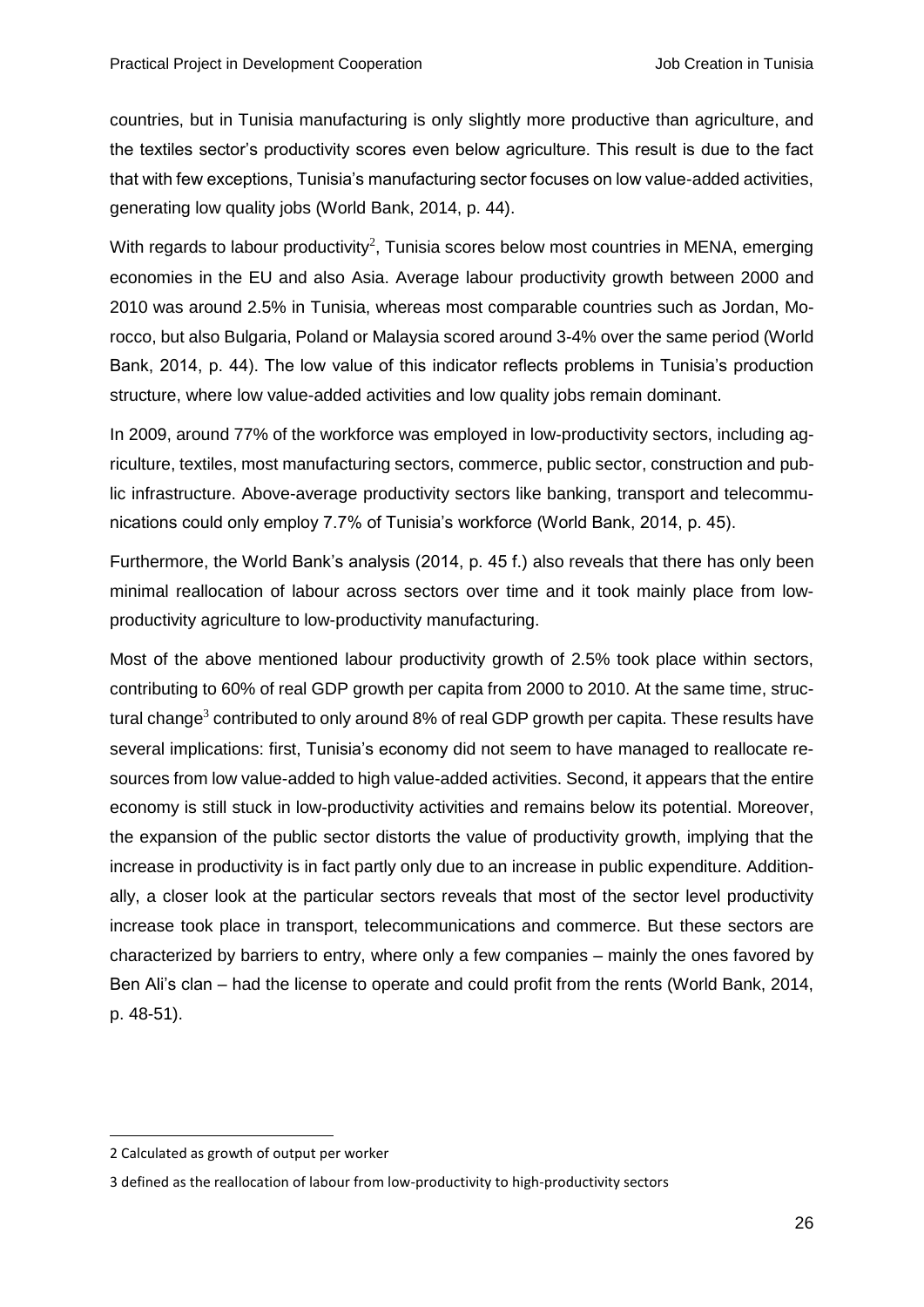countries, but in Tunisia manufacturing is only slightly more productive than agriculture, and the textiles sector's productivity scores even below agriculture. This result is due to the fact that with few exceptions, Tunisia's manufacturing sector focuses on low value-added activities, generating low quality jobs (World Bank, 2014, p. 44).

With regards to labour productivity[2], Tunisia scores below most countries in MENA, emerging economies in the EU and also Asia. Average labour productivity growth between 2000 and 2010 was around 2.5% in Tunisia, whereas most comparable countries such as Jordan, Morocco, but also Bulgaria, Poland or Malaysia scored around 3-4% over the same period (World Bank, 2014, p. 44). The low value of this indicator reflects problems in Tunisia's production structure, where low value-added activities and low quality jobs remain dominant.

In 2009, around 77% of the workforce was employed in low-productivity sectors, including agriculture, textiles, most manufacturing sectors, commerce, public sector, construction and public infrastructure. Above-average productivity sectors like banking, transport and telecommunications could only employ 7.7% of Tunisia's workforce (World Bank, 2014, p. 45).

Furthermore, the World Bank's analysis (2014, p. 45 f.) also reveals that there has only been minimal reallocation of labour across sectors over time and it took mainly place from low-productivity agriculture to low-productivity manufacturing.

Most of the above mentioned labour productivity growth of 2.5% took place within sectors, contributing to 60% of real GDP growth per capita from 2000 to 2010. At the same time, structural change[3] contributed to only around 8% of real GDP growth per capita. These results have several implications: first, Tunisia's economy did not seem to have managed to reallocate resources from low value-added to high value-added activities. Second, it appears that the entire economy is still stuck in low-productivity activities and remains below its potential. Moreover, the expansion of the public sector distorts the value of productivity growth, implying that the increase in productivity is in fact partly only due to an increase in public expenditure. Additionally, a closer look at the particular sectors reveals that most of the sector level productivity increase took place in transport, telecommunications and commerce. But these sectors are characterized by barriers to entry, where only a few companies – mainly the ones favored by Ben Ali's clan – had the license to operate and could profit from the rents (World Bank, 2014, p. 48-51).

---

2 Calculated as growth of output per worker

3 defined as the reallocation of labour from low-productivity to high-productivity sectors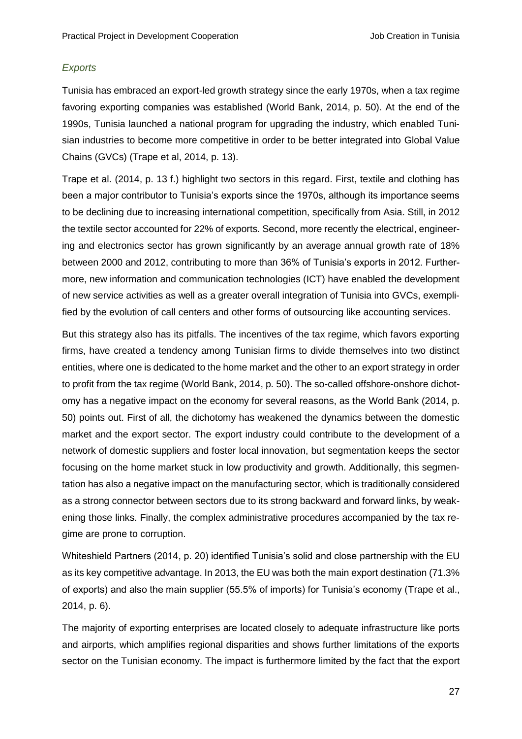### *Exports*

Tunisia has embraced an export-led growth strategy since the early 1970s, when a tax regime favoring exporting companies was established (World Bank, 2014, p. 50). At the end of the 1990s, Tunisia launched a national program for upgrading the industry, which enabled Tunisian industries to become more competitive in order to be better integrated into Global Value Chains (GVCs) (Trape et al, 2014, p. 13).

Trape et al. (2014, p. 13 f.) highlight two sectors in this regard. First, textile and clothing has been a major contributor to Tunisia's exports since the 1970s, although its importance seems to be declining due to increasing international competition, specifically from Asia. Still, in 2012 the textile sector accounted for 22% of exports. Second, more recently the electrical, engineering and electronics sector has grown significantly by an average annual growth rate of 18% between 2000 and 2012, contributing to more than 36% of Tunisia's exports in 2012. Furthermore, new information and communication technologies (ICT) have enabled the development of new service activities as well as a greater overall integration of Tunisia into GVCs, exemplified by the evolution of call centers and other forms of outsourcing like accounting services.

But this strategy also has its pitfalls. The incentives of the tax regime, which favors exporting firms, have created a tendency among Tunisian firms to divide themselves into two distinct entities, where one is dedicated to the home market and the other to an export strategy in order to profit from the tax regime (World Bank, 2014, p. 50). The so-called offshore-onshore dichotomy has a negative impact on the economy for several reasons, as the World Bank (2014, p. 50) points out. First of all, the dichotomy has weakened the dynamics between the domestic market and the export sector. The export industry could contribute to the development of a network of domestic suppliers and foster local innovation, but segmentation keeps the sector focusing on the home market stuck in low productivity and growth. Additionally, this segmentation has also a negative impact on the manufacturing sector, which is traditionally considered as a strong connector between sectors due to its strong backward and forward links, by weakening those links. Finally, the complex administrative procedures accompanied by the tax regime are prone to corruption.

Whiteshield Partners (2014, p. 20) identified Tunisia's solid and close partnership with the EU as its key competitive advantage. In 2013, the EU was both the main export destination (71.3% of exports) and also the main supplier (55.5% of imports) for Tunisia's economy (Trape et al., 2014, p. 6).

The majority of exporting enterprises are located closely to adequate infrastructure like ports and airports, which amplifies regional disparities and shows further limitations of the exports sector on the Tunisian economy. The impact is furthermore limited by the fact that the export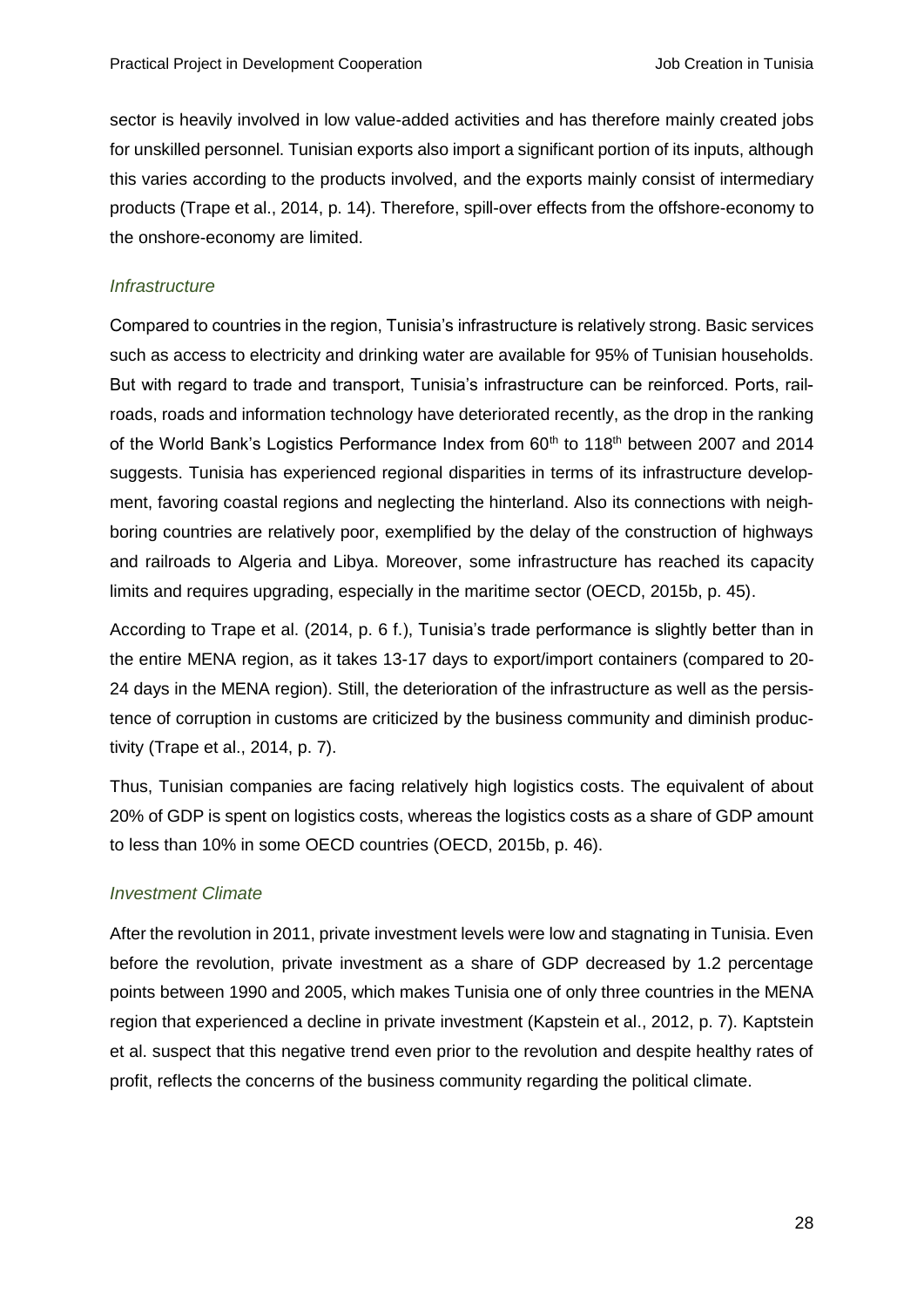sector is heavily involved in low value-added activities and has therefore mainly created jobs for unskilled personnel. Tunisian exports also import a significant portion of its inputs, although this varies according to the products involved, and the exports mainly consist of intermediary products (Trape et al., 2014, p. 14). Therefore, spill-over effects from the offshore-economy to the onshore-economy are limited.

### *Infrastructure*

Compared to countries in the region, Tunisia's infrastructure is relatively strong. Basic services such as access to electricity and drinking water are available for 95% of Tunisian households. But with regard to trade and transport, Tunisia's infrastructure can be reinforced. Ports, railroads, roads and information technology have deteriorated recently, as the drop in the ranking of the World Bank's Logistics Performance Index from 60th to 118th between 2007 and 2014 suggests. Tunisia has experienced regional disparities in terms of its infrastructure development, favoring coastal regions and neglecting the hinterland. Also its connections with neighboring countries are relatively poor, exemplified by the delay of the construction of highways and railroads to Algeria and Libya. Moreover, some infrastructure has reached its capacity limits and requires upgrading, especially in the maritime sector (OECD, 2015b, p. 45).

According to Trape et al. (2014, p. 6 f.), Tunisia's trade performance is slightly better than in the entire MENA region, as it takes 13-17 days to export/import containers (compared to 20-24 days in the MENA region). Still, the deterioration of the infrastructure as well as the persistence of corruption in customs are criticized by the business community and diminish productivity (Trape et al., 2014, p. 7).

Thus, Tunisian companies are facing relatively high logistics costs. The equivalent of about 20% of GDP is spent on logistics costs, whereas the logistics costs as a share of GDP amount to less than 10% in some OECD countries (OECD, 2015b, p. 46).

### *Investment Climate*

After the revolution in 2011, private investment levels were low and stagnating in Tunisia. Even before the revolution, private investment as a share of GDP decreased by 1.2 percentage points between 1990 and 2005, which makes Tunisia one of only three countries in the MENA region that experienced a decline in private investment (Kapstein et al., 2012, p. 7). Kaptstein et al. suspect that this negative trend even prior to the revolution and despite healthy rates of profit, reflects the concerns of the business community regarding the political climate.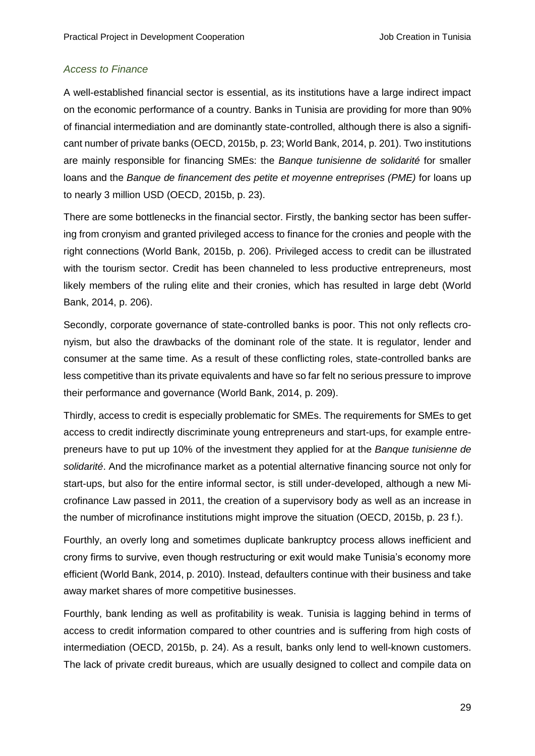### *Access to Finance*

A well-established financial sector is essential, as its institutions have a large indirect impact on the economic performance of a country. Banks in Tunisia are providing for more than 90% of financial intermediation and are dominantly state-controlled, although there is also a significant number of private banks (OECD, 2015b, p. 23; World Bank, 2014, p. 201). Two institutions are mainly responsible for financing SMEs: the *Banque tunisienne de solidarité* for smaller loans and the *Banque de financement des petite et moyenne entreprises (PME)* for loans up to nearly 3 million USD (OECD, 2015b, p. 23).

There are some bottlenecks in the financial sector. Firstly, the banking sector has been suffering from cronyism and granted privileged access to finance for the cronies and people with the right connections (World Bank, 2015b, p. 206). Privileged access to credit can be illustrated with the tourism sector. Credit has been channeled to less productive entrepreneurs, most likely members of the ruling elite and their cronies, which has resulted in large debt (World Bank, 2014, p. 206).

Secondly, corporate governance of state-controlled banks is poor. This not only reflects cronyism, but also the drawbacks of the dominant role of the state. It is regulator, lender and consumer at the same time. As a result of these conflicting roles, state-controlled banks are less competitive than its private equivalents and have so far felt no serious pressure to improve their performance and governance (World Bank, 2014, p. 209).

Thirdly, access to credit is especially problematic for SMEs. The requirements for SMEs to get access to credit indirectly discriminate young entrepreneurs and start-ups, for example entrepreneurs have to put up 10% of the investment they applied for at the *Banque tunisienne de solidarité*. And the microfinance market as a potential alternative financing source not only for start-ups, but also for the entire informal sector, is still under-developed, although a new Microfinance Law passed in 2011, the creation of a supervisory body as well as an increase in the number of microfinance institutions might improve the situation (OECD, 2015b, p. 23 f.).

Fourthly, an overly long and sometimes duplicate bankruptcy process allows inefficient and crony firms to survive, even though restructuring or exit would make Tunisia's economy more efficient (World Bank, 2014, p. 2010). Instead, defaulters continue with their business and take away market shares of more competitive businesses.

Fourthly, bank lending as well as profitability is weak. Tunisia is lagging behind in terms of access to credit information compared to other countries and is suffering from high costs of intermediation (OECD, 2015b, p. 24). As a result, banks only lend to well-known customers. The lack of private credit bureaus, which are usually designed to collect and compile data on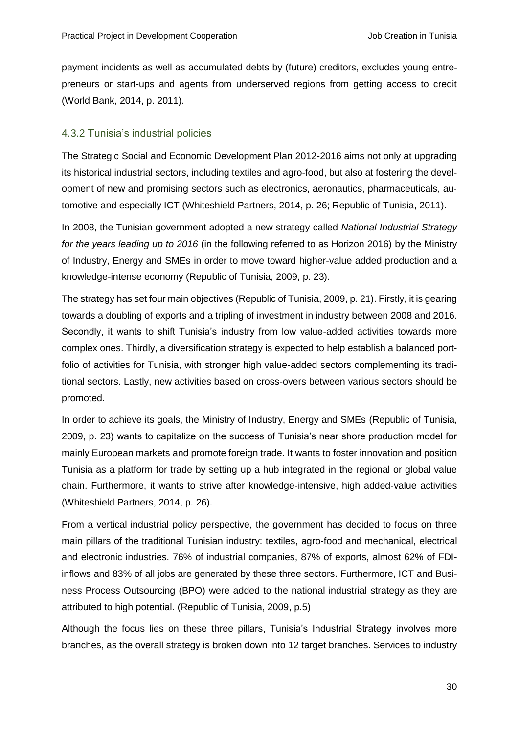payment incidents as well as accumulated debts by (future) creditors, excludes young entrepreneurs or start-ups and agents from underserved regions from getting access to credit (World Bank, 2014, p. 2011).

### 4.3.2 Tunisia's industrial policies

The Strategic Social and Economic Development Plan 2012-2016 aims not only at upgrading its historical industrial sectors, including textiles and agro-food, but also at fostering the development of new and promising sectors such as electronics, aeronautics, pharmaceuticals, automotive and especially ICT (Whiteshield Partners, 2014, p. 26; Republic of Tunisia, 2011).

In 2008, the Tunisian government adopted a new strategy called *National Industrial Strategy for the years leading up to 2016* (in the following referred to as Horizon 2016) by the Ministry of Industry, Energy and SMEs in order to move toward higher-value added production and a knowledge-intense economy (Republic of Tunisia, 2009, p. 23).

The strategy has set four main objectives (Republic of Tunisia, 2009, p. 21). Firstly, it is gearing towards a doubling of exports and a tripling of investment in industry between 2008 and 2016. Secondly, it wants to shift Tunisia's industry from low value-added activities towards more complex ones. Thirdly, a diversification strategy is expected to help establish a balanced portfolio of activities for Tunisia, with stronger high value-added sectors complementing its traditional sectors. Lastly, new activities based on cross-overs between various sectors should be promoted.

In order to achieve its goals, the Ministry of Industry, Energy and SMEs (Republic of Tunisia, 2009, p. 23) wants to capitalize on the success of Tunisia's near shore production model for mainly European markets and promote foreign trade. It wants to foster innovation and position Tunisia as a platform for trade by setting up a hub integrated in the regional or global value chain. Furthermore, it wants to strive after knowledge-intensive, high added-value activities (Whiteshield Partners, 2014, p. 26).

From a vertical industrial policy perspective, the government has decided to focus on three main pillars of the traditional Tunisian industry: textiles, agro-food and mechanical, electrical and electronic industries. 76% of industrial companies, 87% of exports, almost 62% of FDI-inflows and 83% of all jobs are generated by these three sectors. Furthermore, ICT and Business Process Outsourcing (BPO) were added to the national industrial strategy as they are attributed to high potential. (Republic of Tunisia, 2009, p.5)

Although the focus lies on these three pillars, Tunisia's Industrial Strategy involves more branches, as the overall strategy is broken down into 12 target branches. Services to industry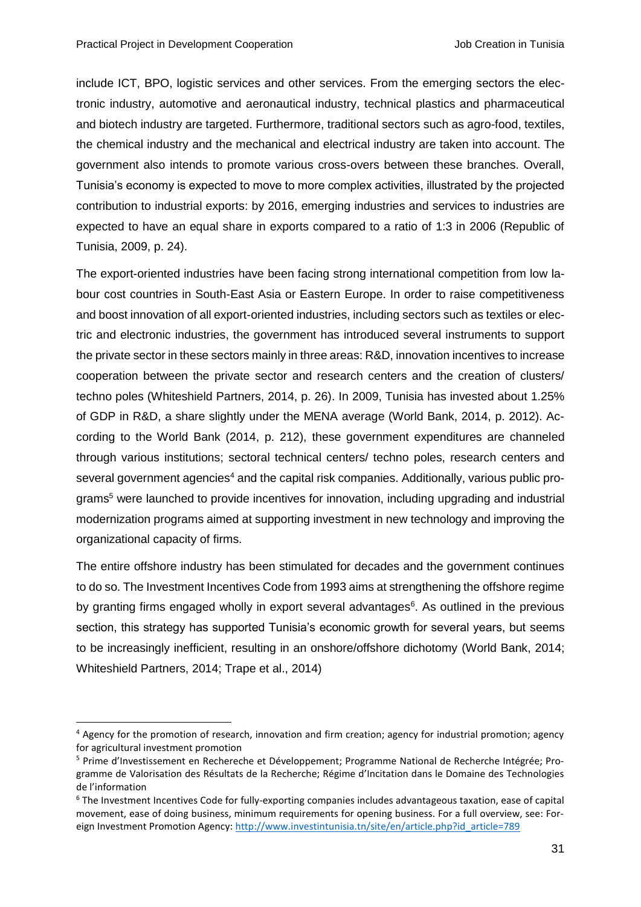include ICT, BPO, logistic services and other services. From the emerging sectors the electronic industry, automotive and aeronautical industry, technical plastics and pharmaceutical and biotech industry are targeted. Furthermore, traditional sectors such as agro-food, textiles, the chemical industry and the mechanical and electrical industry are taken into account. The government also intends to promote various cross-overs between these branches. Overall, Tunisia's economy is expected to move to more complex activities, illustrated by the projected contribution to industrial exports: by 2016, emerging industries and services to industries are expected to have an equal share in exports compared to a ratio of 1:3 in 2006 (Republic of Tunisia, 2009, p. 24).

The export-oriented industries have been facing strong international competition from low labour cost countries in South-East Asia or Eastern Europe. In order to raise competitiveness and boost innovation of all export-oriented industries, including sectors such as textiles or electric and electronic industries, the government has introduced several instruments to support the private sector in these sectors mainly in three areas: R&D, innovation incentives to increase cooperation between the private sector and research centers and the creation of clusters/ techno poles (Whiteshield Partners, 2014, p. 26). In 2009, Tunisia has invested about 1.25% of GDP in R&D, a share slightly under the MENA average (World Bank, 2014, p. 2012). According to the World Bank (2014, p. 212), these government expenditures are channeled through various institutions; sectoral technical centers/ techno poles, research centers and several government agencies[4] and the capital risk companies. Additionally, various public programs[5] were launched to provide incentives for innovation, including upgrading and industrial modernization programs aimed at supporting investment in new technology and improving the organizational capacity of firms.

The entire offshore industry has been stimulated for decades and the government continues to do so. The Investment Incentives Code from 1993 aims at strengthening the offshore regime by granting firms engaged wholly in export several advantages[6]. As outlined in the previous section, this strategy has supported Tunisia's economic growth for several years, but seems to be increasingly inefficient, resulting in an onshore/offshore dichotomy (World Bank, 2014; Whiteshield Partners, 2014; Trape et al., 2014)

[4] Agency for the promotion of research, innovation and firm creation; agency for industrial promotion; agency for agricultural investment promotion

[5] Prime d'Investissement en Rechereche et Développement; Programme National de Recherche Intégrée; Programme de Valorisation des Résultats de la Recherche; Régime d'Incitation dans le Domaine des Technologies de l'information

[6] The Investment Incentives Code for fully-exporting companies includes advantageous taxation, ease of capital movement, ease of doing business, minimum requirements for opening business. For a full overview, see: Foreign Investment Promotion Agency: http://www.investintunisia.tn/site/en/article.php?id_article=789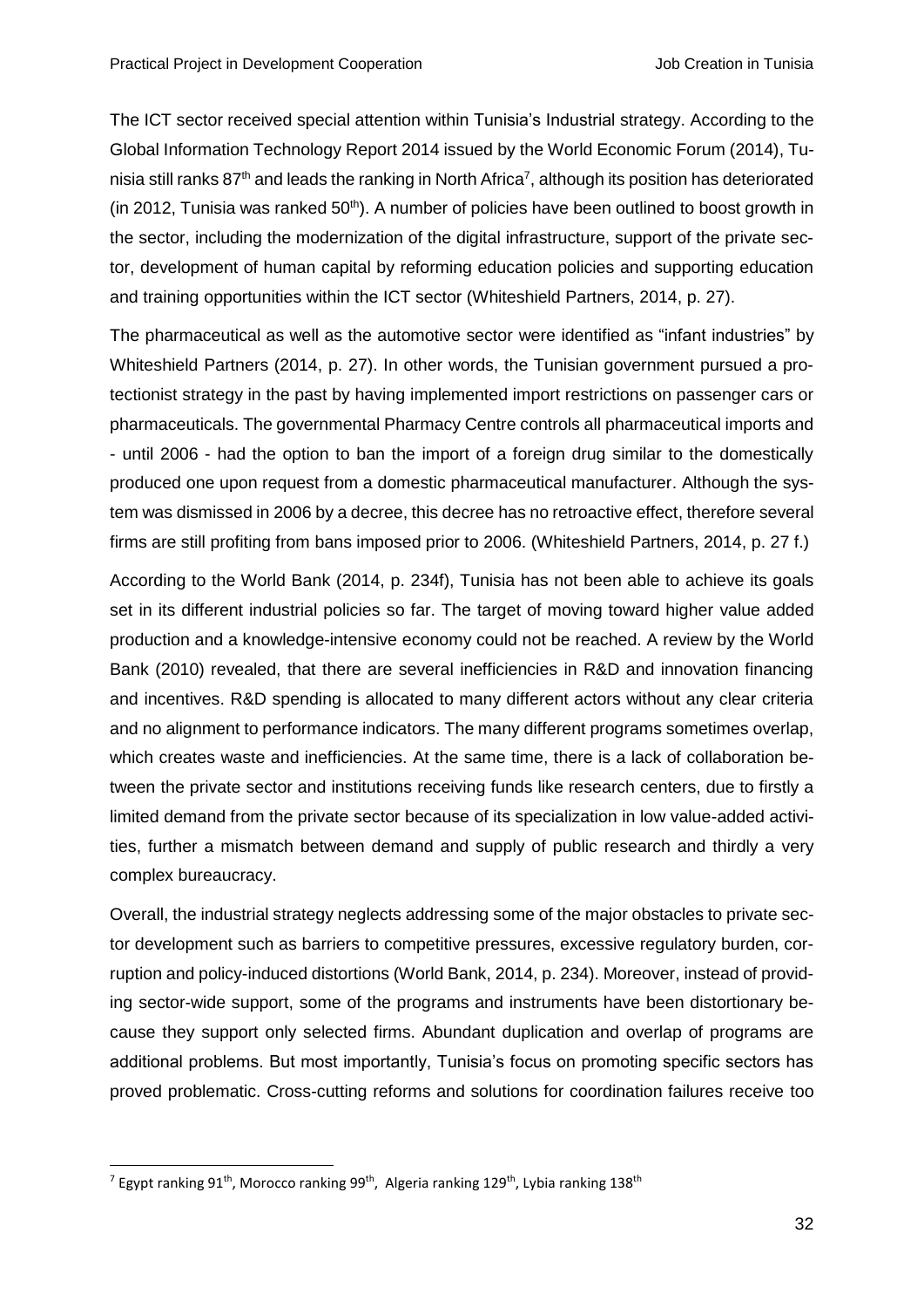The ICT sector received special attention within Tunisia's Industrial strategy. According to the Global Information Technology Report 2014 issued by the World Economic Forum (2014), Tunisia still ranks 87th and leads the ranking in North Africa[7], although its position has deteriorated (in 2012, Tunisia was ranked 50th). A number of policies have been outlined to boost growth in the sector, including the modernization of the digital infrastructure, support of the private sector, development of human capital by reforming education policies and supporting education and training opportunities within the ICT sector (Whiteshield Partners, 2014, p. 27).

The pharmaceutical as well as the automotive sector were identified as "infant industries" by Whiteshield Partners (2014, p. 27). In other words, the Tunisian government pursued a protectionist strategy in the past by having implemented import restrictions on passenger cars or pharmaceuticals. The governmental Pharmacy Centre controls all pharmaceutical imports and - until 2006 - had the option to ban the import of a foreign drug similar to the domestically produced one upon request from a domestic pharmaceutical manufacturer. Although the system was dismissed in 2006 by a decree, this decree has no retroactive effect, therefore several firms are still profiting from bans imposed prior to 2006. (Whiteshield Partners, 2014, p. 27 f.)

According to the World Bank (2014, p. 234f), Tunisia has not been able to achieve its goals set in its different industrial policies so far. The target of moving toward higher value added production and a knowledge-intensive economy could not be reached. A review by the World Bank (2010) revealed, that there are several inefficiencies in R&D and innovation financing and incentives. R&D spending is allocated to many different actors without any clear criteria and no alignment to performance indicators. The many different programs sometimes overlap, which creates waste and inefficiencies. At the same time, there is a lack of collaboration between the private sector and institutions receiving funds like research centers, due to firstly a limited demand from the private sector because of its specialization in low value-added activities, further a mismatch between demand and supply of public research and thirdly a very complex bureaucracy.

Overall, the industrial strategy neglects addressing some of the major obstacles to private sector development such as barriers to competitive pressures, excessive regulatory burden, corruption and policy-induced distortions (World Bank, 2014, p. 234). Moreover, instead of providing sector-wide support, some of the programs and instruments have been distortionary because they support only selected firms. Abundant duplication and overlap of programs are additional problems. But most importantly, Tunisia's focus on promoting specific sectors has proved problematic. Cross-cutting reforms and solutions for coordination failures receive too

[7] Egypt ranking 91th, Morocco ranking 99th, Algeria ranking 129th, Lybia ranking 138th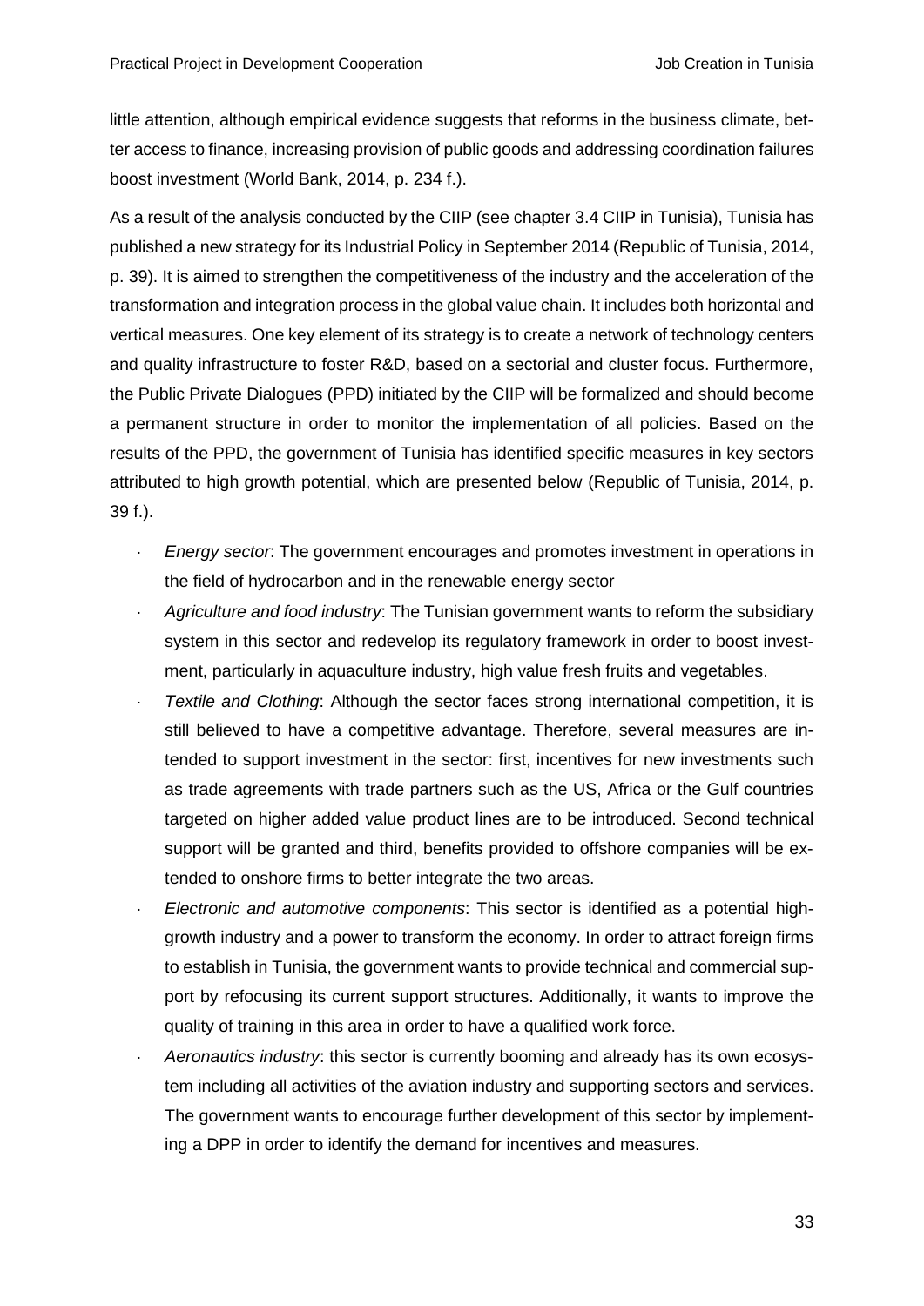little attention, although empirical evidence suggests that reforms in the business climate, better access to finance, increasing provision of public goods and addressing coordination failures boost investment (World Bank, 2014, p. 234 f.).

As a result of the analysis conducted by the CIIP (see chapter 3.4 CIIP in Tunisia), Tunisia has published a new strategy for its Industrial Policy in September 2014 (Republic of Tunisia, 2014, p. 39). It is aimed to strengthen the competitiveness of the industry and the acceleration of the transformation and integration process in the global value chain. It includes both horizontal and vertical measures. One key element of its strategy is to create a network of technology centers and quality infrastructure to foster R&D, based on a sectorial and cluster focus. Furthermore, the Public Private Dialogues (PPD) initiated by the CIIP will be formalized and should become a permanent structure in order to monitor the implementation of all policies. Based on the results of the PPD, the government of Tunisia has identified specific measures in key sectors attributed to high growth potential, which are presented below (Republic of Tunisia, 2014, p. 39 f.).

- *Energy sector*: The government encourages and promotes investment in operations in the field of hydrocarbon and in the renewable energy sector
- *Agriculture and food industry*: The Tunisian government wants to reform the subsidiary system in this sector and redevelop its regulatory framework in order to boost investment, particularly in aquaculture industry, high value fresh fruits and vegetables.
- *Textile and Clothing*: Although the sector faces strong international competition, it is still believed to have a competitive advantage. Therefore, several measures are intended to support investment in the sector: first, incentives for new investments such as trade agreements with trade partners such as the US, Africa or the Gulf countries targeted on higher added value product lines are to be introduced. Second technical support will be granted and third, benefits provided to offshore companies will be extended to onshore firms to better integrate the two areas.
- *Electronic and automotive components*: This sector is identified as a potential high-growth industry and a power to transform the economy. In order to attract foreign firms to establish in Tunisia, the government wants to provide technical and commercial support by refocusing its current support structures. Additionally, it wants to improve the quality of training in this area in order to have a qualified work force.
- *Aeronautics industry*: this sector is currently booming and already has its own ecosystem including all activities of the aviation industry and supporting sectors and services. The government wants to encourage further development of this sector by implementing a DPP in order to identify the demand for incentives and measures.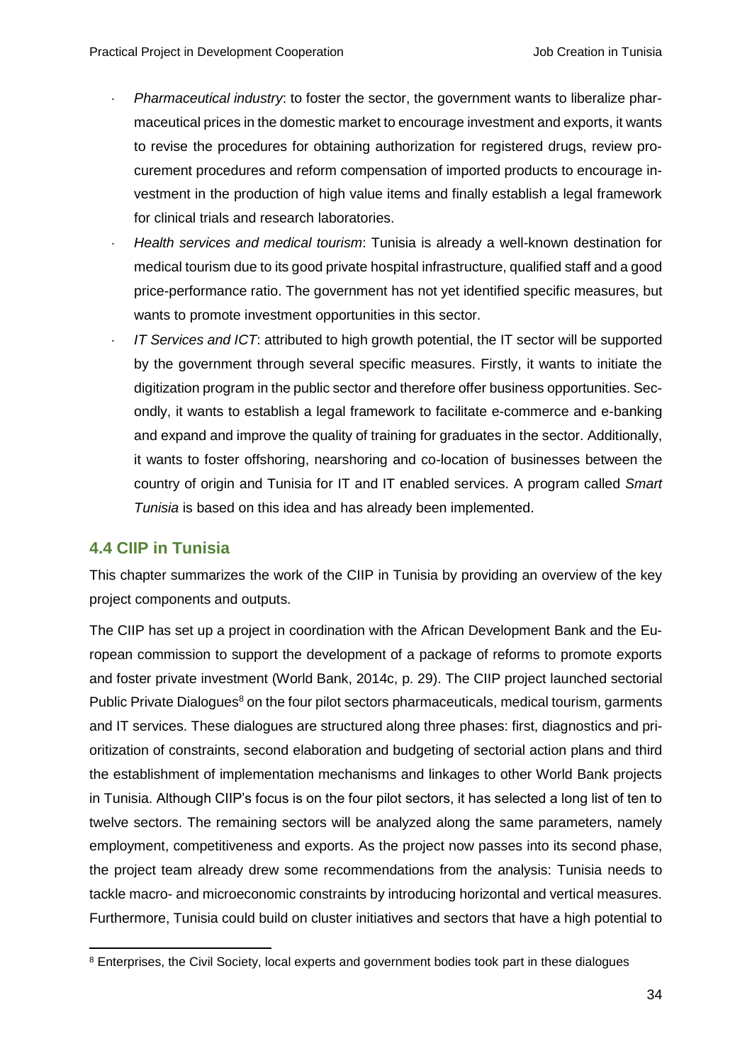- *Pharmaceutical industry*: to foster the sector, the government wants to liberalize pharmaceutical prices in the domestic market to encourage investment and exports, it wants to revise the procedures for obtaining authorization for registered drugs, review procurement procedures and reform compensation of imported products to encourage investment in the production of high value items and finally establish a legal framework for clinical trials and research laboratories.
- *Health services and medical tourism*: Tunisia is already a well-known destination for medical tourism due to its good private hospital infrastructure, qualified staff and a good price-performance ratio. The government has not yet identified specific measures, but wants to promote investment opportunities in this sector.
- *IT Services and ICT*: attributed to high growth potential, the IT sector will be supported by the government through several specific measures. Firstly, it wants to initiate the digitization program in the public sector and therefore offer business opportunities. Secondly, it wants to establish a legal framework to facilitate e-commerce and e-banking and expand and improve the quality of training for graduates in the sector. Additionally, it wants to foster offshoring, nearshoring and co-location of businesses between the country of origin and Tunisia for IT and IT enabled services. A program called *Smart Tunisia* is based on this idea and has already been implemented.

## 4.4 CIIP in Tunisia

This chapter summarizes the work of the CIIP in Tunisia by providing an overview of the key project components and outputs.

The CIIP has set up a project in coordination with the African Development Bank and the European commission to support the development of a package of reforms to promote exports and foster private investment (World Bank, 2014c, p. 29). The CIIP project launched sectorial Public Private Dialogues[8] on the four pilot sectors pharmaceuticals, medical tourism, garments and IT services. These dialogues are structured along three phases: first, diagnostics and prioritization of constraints, second elaboration and budgeting of sectorial action plans and third the establishment of implementation mechanisms and linkages to other World Bank projects in Tunisia. Although CIIP's focus is on the four pilot sectors, it has selected a long list of ten to twelve sectors. The remaining sectors will be analyzed along the same parameters, namely employment, competitiveness and exports. As the project now passes into its second phase, the project team already drew some recommendations from the analysis: Tunisia needs to tackle macro- and microeconomic constraints by introducing horizontal and vertical measures. Furthermore, Tunisia could build on cluster initiatives and sectors that have a high potential to

[8] Enterprises, the Civil Society, local experts and government bodies took part in these dialogues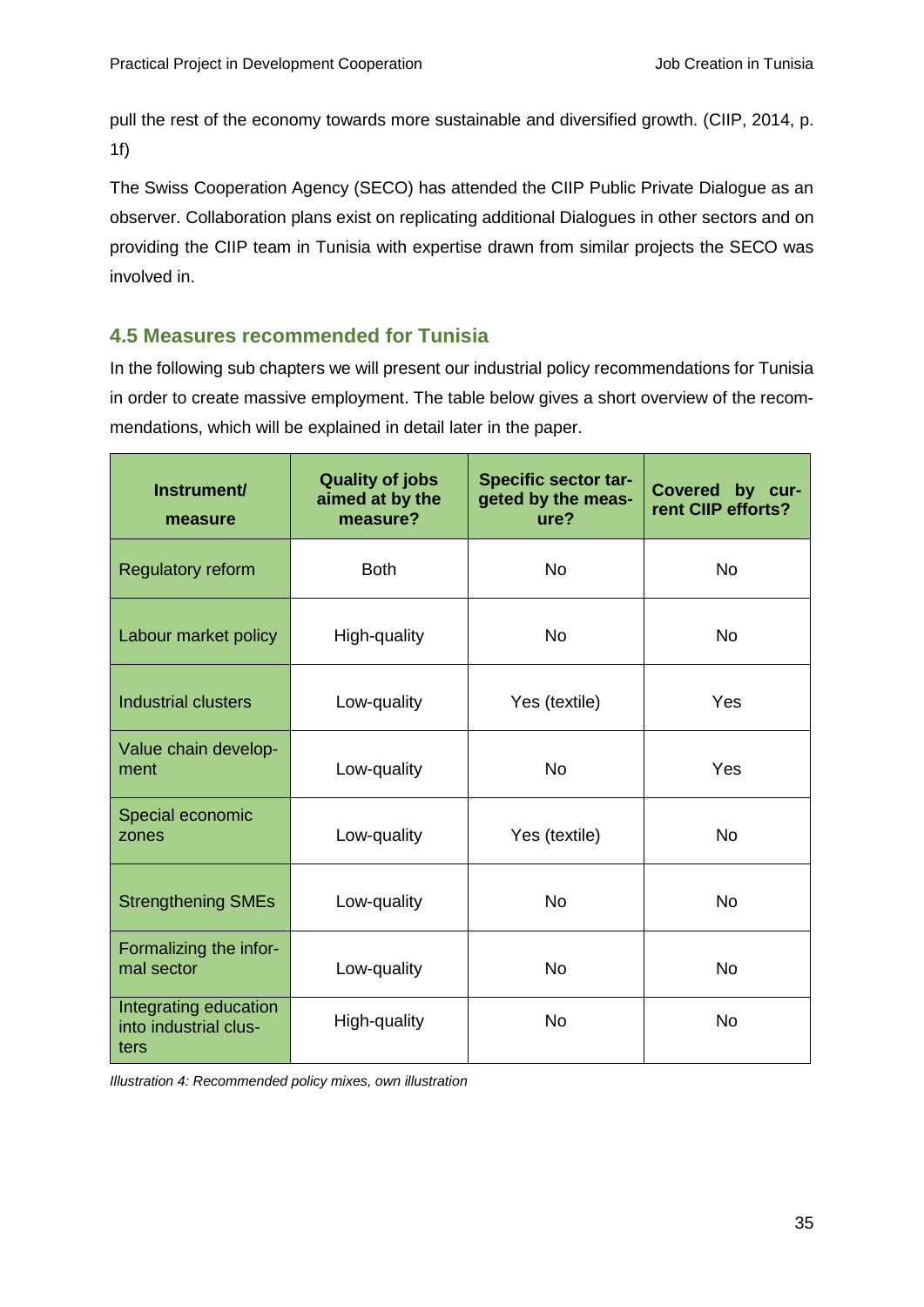pull the rest of the economy towards more sustainable and diversified growth. (CIIP, 2014, p. 1f)

The Swiss Cooperation Agency (SECO) has attended the CIIP Public Private Dialogue as an observer. Collaboration plans exist on replicating additional Dialogues in other sectors and on providing the CIIP team in Tunisia with expertise drawn from similar projects the SECO was involved in.

### 4.5 Measures recommended for Tunisia

In the following sub chapters we will present our industrial policy recommendations for Tunisia in order to create massive employment. The table below gives a short overview of the recommendations, which will be explained in detail later in the paper.

| Instrument/ measure | Quality of jobs aimed at by the measure? | Specific sector targeted by the measure? | Covered by current CIIP efforts? |
|---|---|---|---|
| Regulatory reform | Both | No | No |
| Labour market policy | High-quality | No | No |
| Industrial clusters | Low-quality | Yes (textile) | Yes |
| Value chain development | Low-quality | No | Yes |
| Special economic zones | Low-quality | Yes (textile) | No |
| Strengthening SMEs | Low-quality | No | No |
| Formalizing the informal sector | Low-quality | No | No |
| Integrating education into industrial clusters | High-quality | No | No |

*Illustration 4: Recommended policy mixes, own illustration*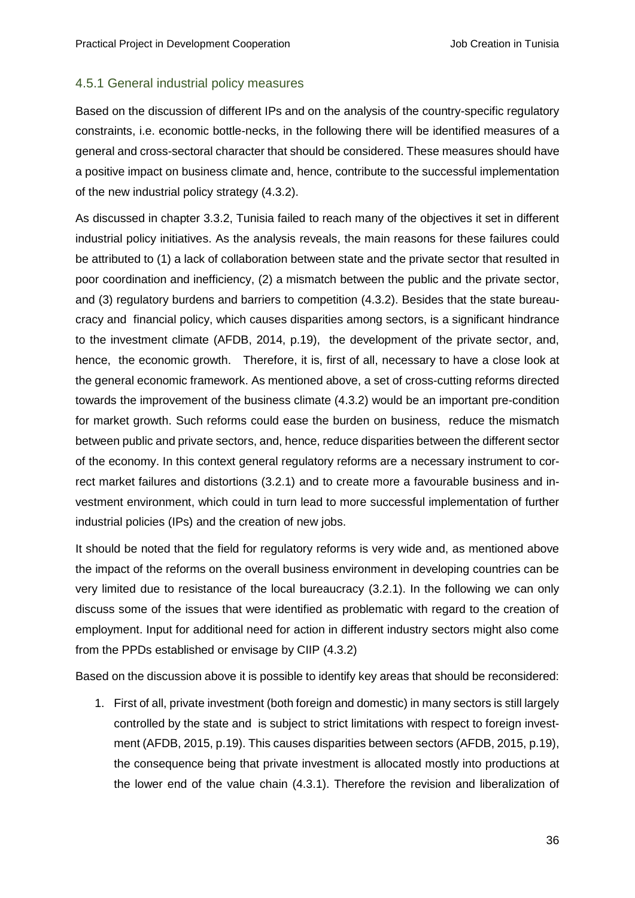### 4.5.1 General industrial policy measures

Based on the discussion of different IPs and on the analysis of the country-specific regulatory constraints, i.e. economic bottle-necks, in the following there will be identified measures of a general and cross-sectoral character that should be considered. These measures should have a positive impact on business climate and, hence, contribute to the successful implementation of the new industrial policy strategy (4.3.2).

As discussed in chapter 3.3.2, Tunisia failed to reach many of the objectives it set in different industrial policy initiatives. As the analysis reveals, the main reasons for these failures could be attributed to (1) a lack of collaboration between state and the private sector that resulted in poor coordination and inefficiency, (2) a mismatch between the public and the private sector, and (3) regulatory burdens and barriers to competition (4.3.2). Besides that the state bureaucracy and financial policy, which causes disparities among sectors, is a significant hindrance to the investment climate (AFDB, 2014, p.19), the development of the private sector, and, hence, the economic growth. Therefore, it is, first of all, necessary to have a close look at the general economic framework. As mentioned above, a set of cross-cutting reforms directed towards the improvement of the business climate (4.3.2) would be an important pre-condition for market growth. Such reforms could ease the burden on business, reduce the mismatch between public and private sectors, and, hence, reduce disparities between the different sector of the economy. In this context general regulatory reforms are a necessary instrument to correct market failures and distortions (3.2.1) and to create more a favourable business and investment environment, which could in turn lead to more successful implementation of further industrial policies (IPs) and the creation of new jobs.

It should be noted that the field for regulatory reforms is very wide and, as mentioned above the impact of the reforms on the overall business environment in developing countries can be very limited due to resistance of the local bureaucracy (3.2.1). In the following we can only discuss some of the issues that were identified as problematic with regard to the creation of employment. Input for additional need for action in different industry sectors might also come from the PPDs established or envisage by CIIP (4.3.2)

Based on the discussion above it is possible to identify key areas that should be reconsidered:

1. First of all, private investment (both foreign and domestic) in many sectors is still largely controlled by the state and is subject to strict limitations with respect to foreign investment (AFDB, 2015, p.19). This causes disparities between sectors (AFDB, 2015, p.19), the consequence being that private investment is allocated mostly into productions at the lower end of the value chain (4.3.1). Therefore the revision and liberalization of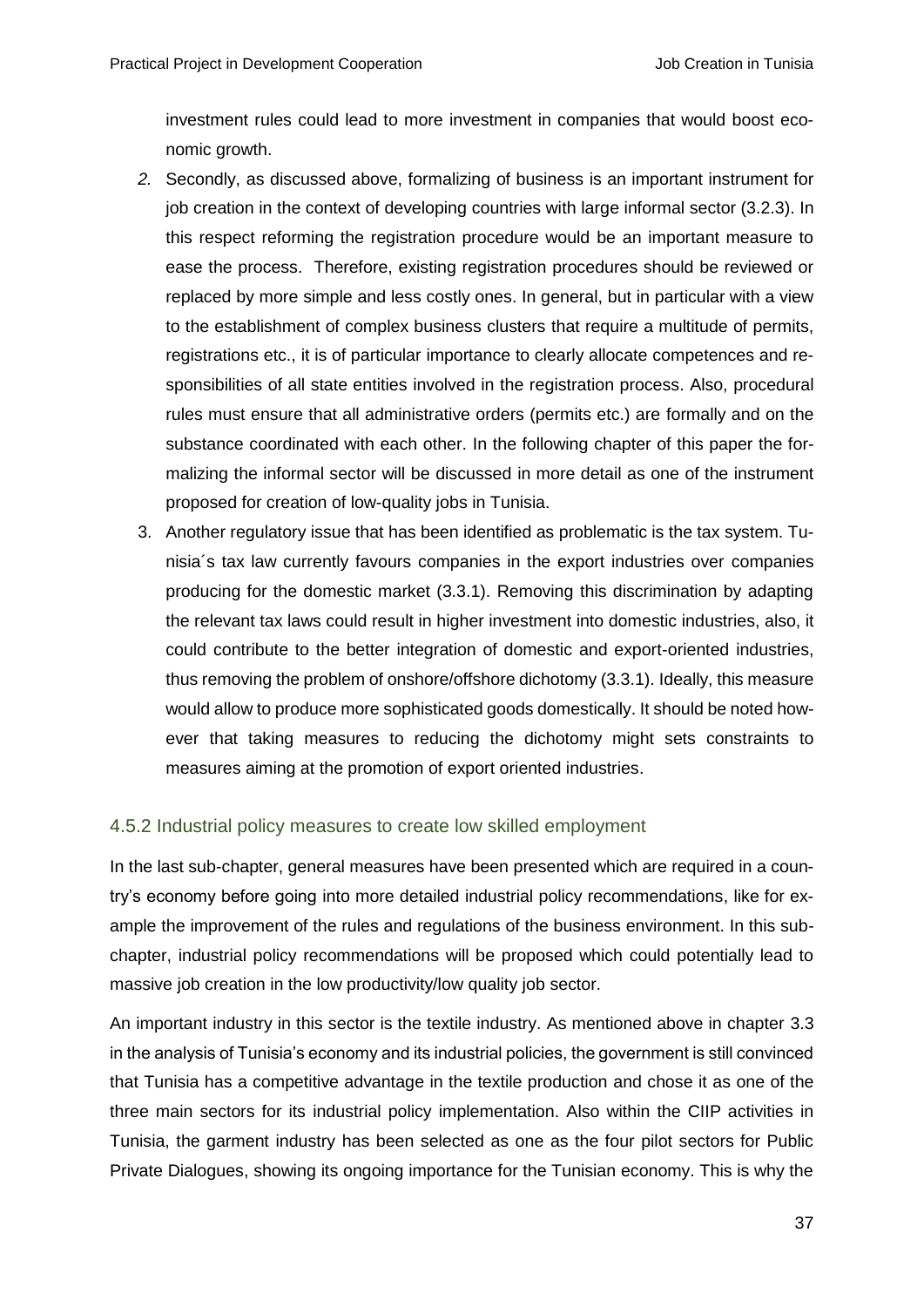investment rules could lead to more investment in companies that would boost economic growth.

2. Secondly, as discussed above, formalizing of business is an important instrument for job creation in the context of developing countries with large informal sector (3.2.3). In this respect reforming the registration procedure would be an important measure to ease the process. Therefore, existing registration procedures should be reviewed or replaced by more simple and less costly ones. In general, but in particular with a view to the establishment of complex business clusters that require a multitude of permits, registrations etc., it is of particular importance to clearly allocate competences and responsibilities of all state entities involved in the registration process. Also, procedural rules must ensure that all administrative orders (permits etc.) are formally and on the substance coordinated with each other. In the following chapter of this paper the formalizing the informal sector will be discussed in more detail as one of the instrument proposed for creation of low-quality jobs in Tunisia.
3. Another regulatory issue that has been identified as problematic is the tax system. Tunisia´s tax law currently favours companies in the export industries over companies producing for the domestic market (3.3.1). Removing this discrimination by adapting the relevant tax laws could result in higher investment into domestic industries, also, it could contribute to the better integration of domestic and export-oriented industries, thus removing the problem of onshore/offshore dichotomy (3.3.1). Ideally, this measure would allow to produce more sophisticated goods domestically. It should be noted however that taking measures to reducing the dichotomy might sets constraints to measures aiming at the promotion of export oriented industries.

### 4.5.2 Industrial policy measures to create low skilled employment

In the last sub-chapter, general measures have been presented which are required in a country's economy before going into more detailed industrial policy recommendations, like for example the improvement of the rules and regulations of the business environment. In this sub-chapter, industrial policy recommendations will be proposed which could potentially lead to massive job creation in the low productivity/low quality job sector.

An important industry in this sector is the textile industry. As mentioned above in chapter 3.3 in the analysis of Tunisia's economy and its industrial policies, the government is still convinced that Tunisia has a competitive advantage in the textile production and chose it as one of the three main sectors for its industrial policy implementation. Also within the CIIP activities in Tunisia, the garment industry has been selected as one as the four pilot sectors for Public Private Dialogues, showing its ongoing importance for the Tunisian economy. This is why the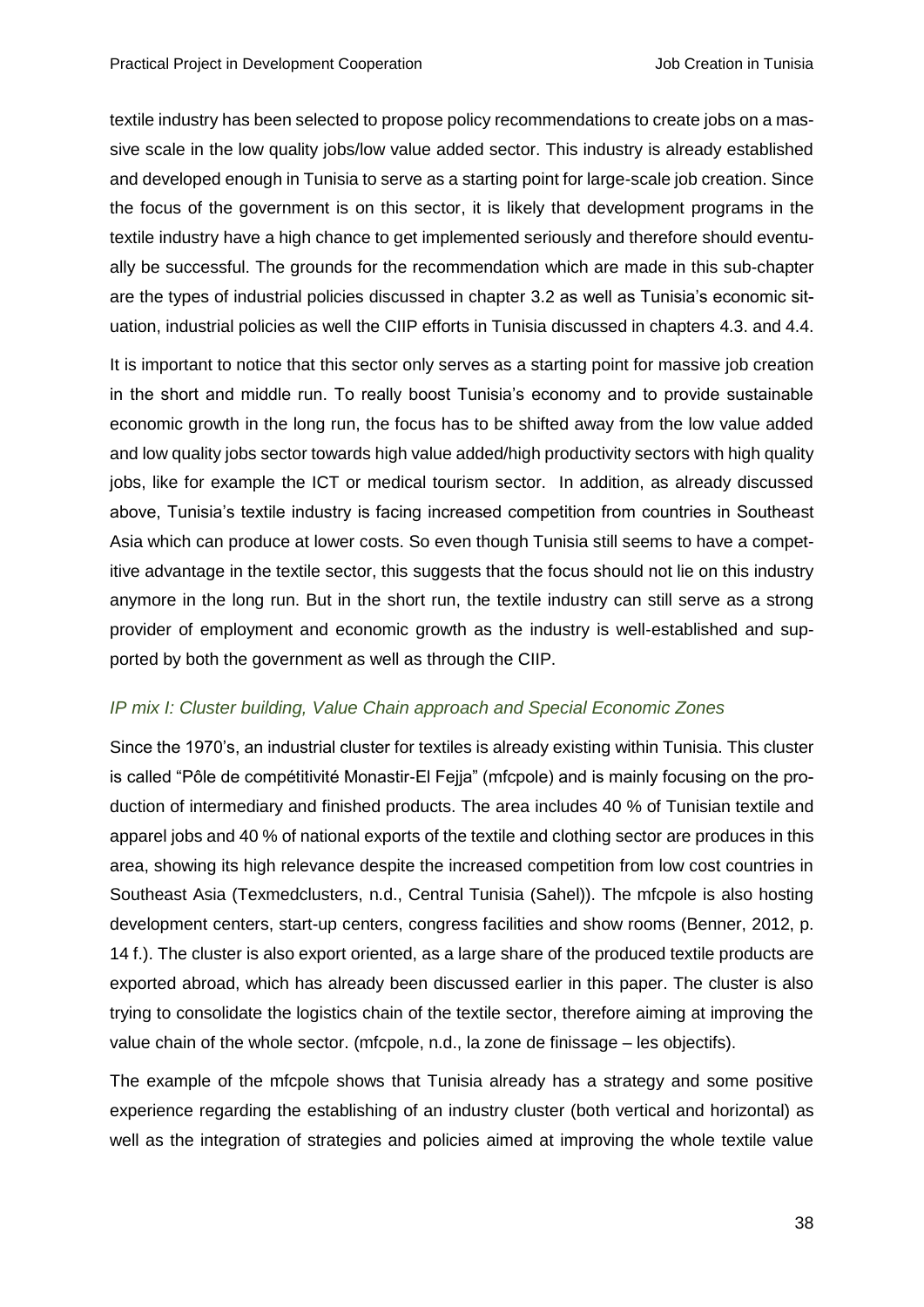textile industry has been selected to propose policy recommendations to create jobs on a massive scale in the low quality jobs/low value added sector. This industry is already established and developed enough in Tunisia to serve as a starting point for large-scale job creation. Since the focus of the government is on this sector, it is likely that development programs in the textile industry have a high chance to get implemented seriously and therefore should eventually be successful. The grounds for the recommendation which are made in this sub-chapter are the types of industrial policies discussed in chapter 3.2 as well as Tunisia's economic situation, industrial policies as well the CIIP efforts in Tunisia discussed in chapters 4.3. and 4.4.

It is important to notice that this sector only serves as a starting point for massive job creation in the short and middle run. To really boost Tunisia's economy and to provide sustainable economic growth in the long run, the focus has to be shifted away from the low value added and low quality jobs sector towards high value added/high productivity sectors with high quality jobs, like for example the ICT or medical tourism sector. In addition, as already discussed above, Tunisia's textile industry is facing increased competition from countries in Southeast Asia which can produce at lower costs. So even though Tunisia still seems to have a competitive advantage in the textile sector, this suggests that the focus should not lie on this industry anymore in the long run. But in the short run, the textile industry can still serve as a strong provider of employment and economic growth as the industry is well-established and supported by both the government as well as through the CIIP.

### *IP mix I: Cluster building, Value Chain approach and Special Economic Zones*

Since the 1970's, an industrial cluster for textiles is already existing within Tunisia. This cluster is called "Pôle de compétitivité Monastir-El Fejja" (mfcpole) and is mainly focusing on the production of intermediary and finished products. The area includes 40 % of Tunisian textile and apparel jobs and 40 % of national exports of the textile and clothing sector are produces in this area, showing its high relevance despite the increased competition from low cost countries in Southeast Asia (Texmedclusters, n.d., Central Tunisia (Sahel)). The mfcpole is also hosting development centers, start-up centers, congress facilities and show rooms (Benner, 2012, p. 14 f.). The cluster is also export oriented, as a large share of the produced textile products are exported abroad, which has already been discussed earlier in this paper. The cluster is also trying to consolidate the logistics chain of the textile sector, therefore aiming at improving the value chain of the whole sector. (mfcpole, n.d., la zone de finissage – les objectifs).

The example of the mfcpole shows that Tunisia already has a strategy and some positive experience regarding the establishing of an industry cluster (both vertical and horizontal) as well as the integration of strategies and policies aimed at improving the whole textile value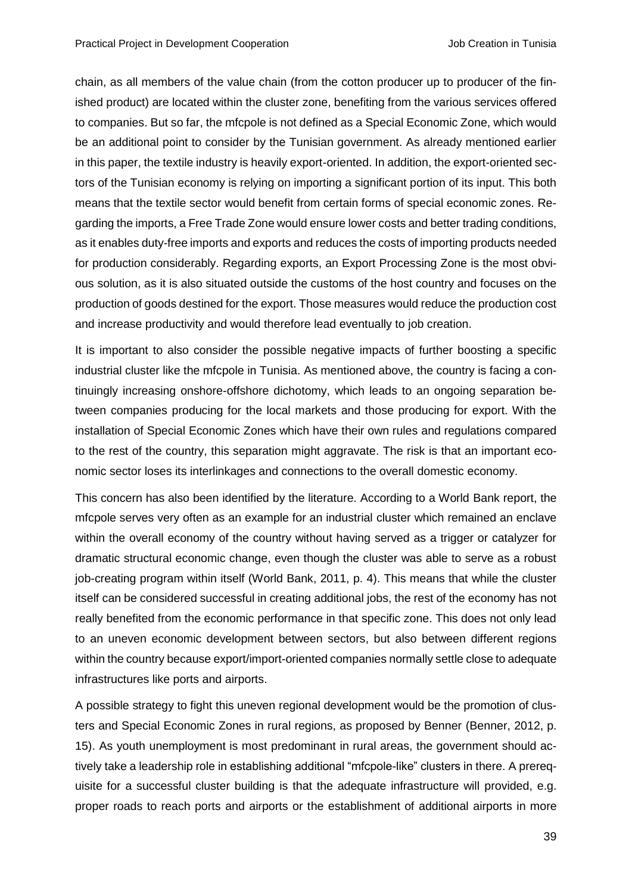chain, as all members of the value chain (from the cotton producer up to producer of the finished product) are located within the cluster zone, benefiting from the various services offered to companies. But so far, the mfcpole is not defined as a Special Economic Zone, which would be an additional point to consider by the Tunisian government. As already mentioned earlier in this paper, the textile industry is heavily export-oriented. In addition, the export-oriented sectors of the Tunisian economy is relying on importing a significant portion of its input. This both means that the textile sector would benefit from certain forms of special economic zones. Regarding the imports, a Free Trade Zone would ensure lower costs and better trading conditions, as it enables duty-free imports and exports and reduces the costs of importing products needed for production considerably. Regarding exports, an Export Processing Zone is the most obvious solution, as it is also situated outside the customs of the host country and focuses on the production of goods destined for the export. Those measures would reduce the production cost and increase productivity and would therefore lead eventually to job creation.

It is important to also consider the possible negative impacts of further boosting a specific industrial cluster like the mfcpole in Tunisia. As mentioned above, the country is facing a continuingly increasing onshore-offshore dichotomy, which leads to an ongoing separation between companies producing for the local markets and those producing for export. With the installation of Special Economic Zones which have their own rules and regulations compared to the rest of the country, this separation might aggravate. The risk is that an important economic sector loses its interlinkages and connections to the overall domestic economy.

This concern has also been identified by the literature. According to a World Bank report, the mfcpole serves very often as an example for an industrial cluster which remained an enclave within the overall economy of the country without having served as a trigger or catalyzer for dramatic structural economic change, even though the cluster was able to serve as a robust job-creating program within itself (World Bank, 2011, p. 4). This means that while the cluster itself can be considered successful in creating additional jobs, the rest of the economy has not really benefited from the economic performance in that specific zone. This does not only lead to an uneven economic development between sectors, but also between different regions within the country because export/import-oriented companies normally settle close to adequate infrastructures like ports and airports.

A possible strategy to fight this uneven regional development would be the promotion of clusters and Special Economic Zones in rural regions, as proposed by Benner (Benner, 2012, p. 15). As youth unemployment is most predominant in rural areas, the government should actively take a leadership role in establishing additional "mfcpole-like" clusters in there. A prerequisite for a successful cluster building is that the adequate infrastructure will provided, e.g. proper roads to reach ports and airports or the establishment of additional airports in more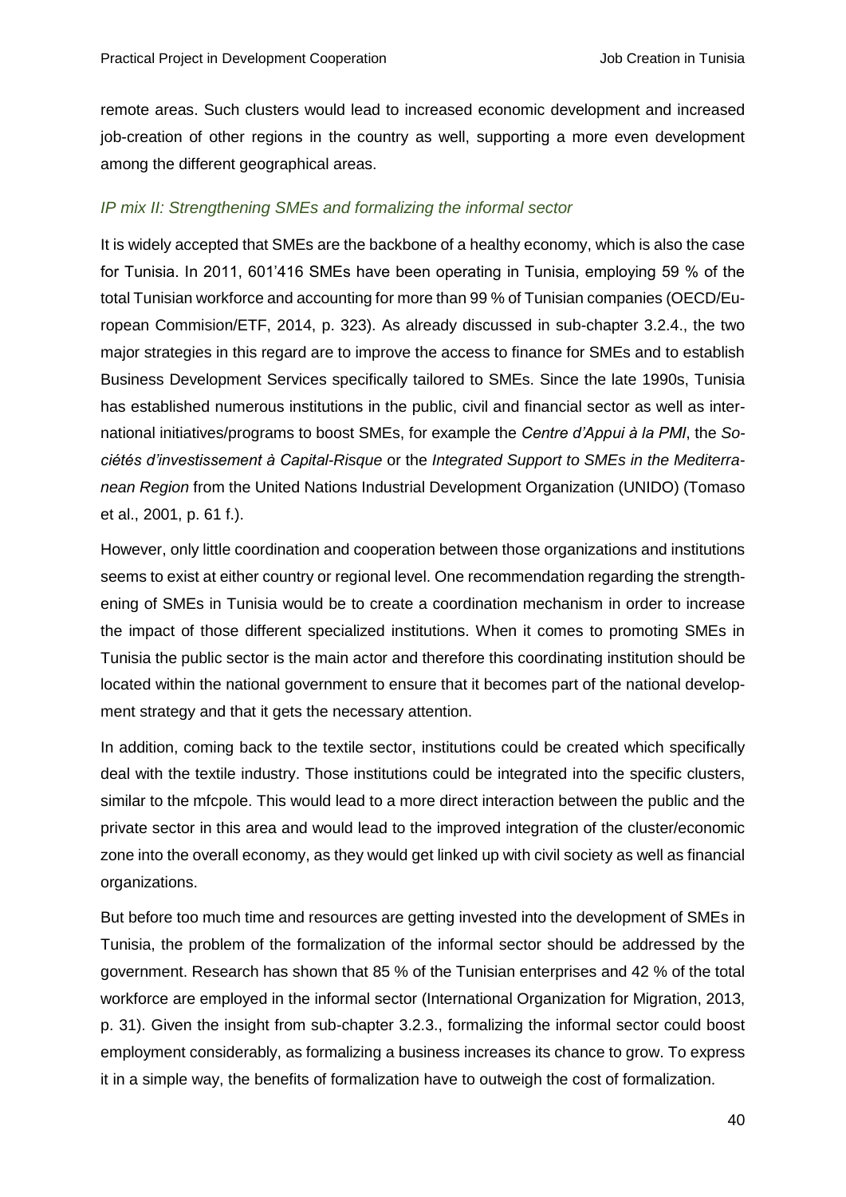remote areas. Such clusters would lead to increased economic development and increased job-creation of other regions in the country as well, supporting a more even development among the different geographical areas.

### *IP mix II: Strengthening SMEs and formalizing the informal sector*

It is widely accepted that SMEs are the backbone of a healthy economy, which is also the case for Tunisia. In 2011, 601'416 SMEs have been operating in Tunisia, employing 59 % of the total Tunisian workforce and accounting for more than 99 % of Tunisian companies (OECD/European Commision/ETF, 2014, p. 323). As already discussed in sub-chapter 3.2.4., the two major strategies in this regard are to improve the access to finance for SMEs and to establish Business Development Services specifically tailored to SMEs. Since the late 1990s, Tunisia has established numerous institutions in the public, civil and financial sector as well as international initiatives/programs to boost SMEs, for example the *Centre d'Appui à la PMI*, the *Sociétés d'investissement à Capital-Risque* or the *Integrated Support to SMEs in the Mediterranean Region* from the United Nations Industrial Development Organization (UNIDO) (Tomaso et al., 2001, p. 61 f.).

However, only little coordination and cooperation between those organizations and institutions seems to exist at either country or regional level. One recommendation regarding the strengthening of SMEs in Tunisia would be to create a coordination mechanism in order to increase the impact of those different specialized institutions. When it comes to promoting SMEs in Tunisia the public sector is the main actor and therefore this coordinating institution should be located within the national government to ensure that it becomes part of the national development strategy and that it gets the necessary attention.

In addition, coming back to the textile sector, institutions could be created which specifically deal with the textile industry. Those institutions could be integrated into the specific clusters, similar to the mfcpole. This would lead to a more direct interaction between the public and the private sector in this area and would lead to the improved integration of the cluster/economic zone into the overall economy, as they would get linked up with civil society as well as financial organizations.

But before too much time and resources are getting invested into the development of SMEs in Tunisia, the problem of the formalization of the informal sector should be addressed by the government. Research has shown that 85 % of the Tunisian enterprises and 42 % of the total workforce are employed in the informal sector (International Organization for Migration, 2013, p. 31). Given the insight from sub-chapter 3.2.3., formalizing the informal sector could boost employment considerably, as formalizing a business increases its chance to grow. To express it in a simple way, the benefits of formalization have to outweigh the cost of formalization.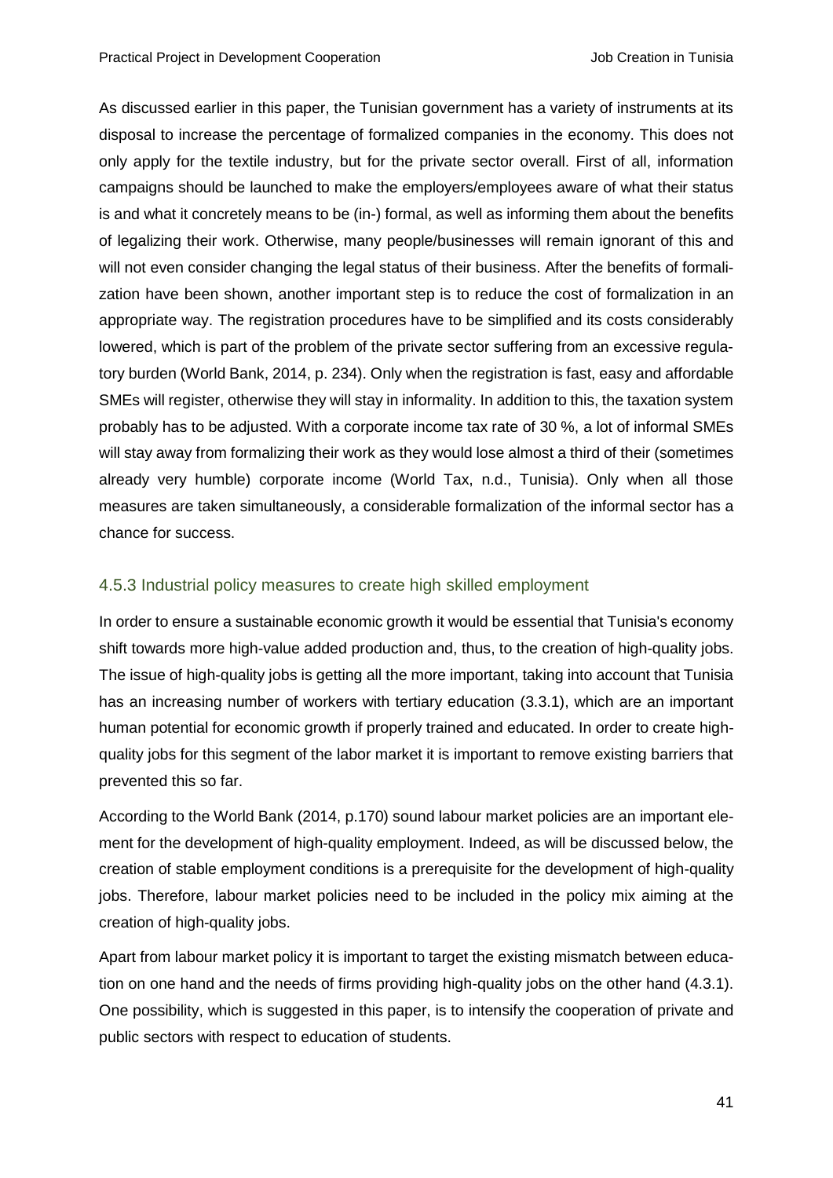As discussed earlier in this paper, the Tunisian government has a variety of instruments at its disposal to increase the percentage of formalized companies in the economy. This does not only apply for the textile industry, but for the private sector overall. First of all, information campaigns should be launched to make the employers/employees aware of what their status is and what it concretely means to be (in-) formal, as well as informing them about the benefits of legalizing their work. Otherwise, many people/businesses will remain ignorant of this and will not even consider changing the legal status of their business. After the benefits of formalization have been shown, another important step is to reduce the cost of formalization in an appropriate way. The registration procedures have to be simplified and its costs considerably lowered, which is part of the problem of the private sector suffering from an excessive regulatory burden (World Bank, 2014, p. 234). Only when the registration is fast, easy and affordable SMEs will register, otherwise they will stay in informality. In addition to this, the taxation system probably has to be adjusted. With a corporate income tax rate of 30 %, a lot of informal SMEs will stay away from formalizing their work as they would lose almost a third of their (sometimes already very humble) corporate income (World Tax, n.d., Tunisia). Only when all those measures are taken simultaneously, a considerable formalization of the informal sector has a chance for success.

### 4.5.3 Industrial policy measures to create high skilled employment

In order to ensure a sustainable economic growth it would be essential that Tunisia's economy shift towards more high-value added production and, thus, to the creation of high-quality jobs. The issue of high-quality jobs is getting all the more important, taking into account that Tunisia has an increasing number of workers with tertiary education (3.3.1), which are an important human potential for economic growth if properly trained and educated. In order to create high-quality jobs for this segment of the labor market it is important to remove existing barriers that prevented this so far.

According to the World Bank (2014, p.170) sound labour market policies are an important element for the development of high-quality employment. Indeed, as will be discussed below, the creation of stable employment conditions is a prerequisite for the development of high-quality jobs. Therefore, labour market policies need to be included in the policy mix aiming at the creation of high-quality jobs.

Apart from labour market policy it is important to target the existing mismatch between education on one hand and the needs of firms providing high-quality jobs on the other hand (4.3.1). One possibility, which is suggested in this paper, is to intensify the cooperation of private and public sectors with respect to education of students.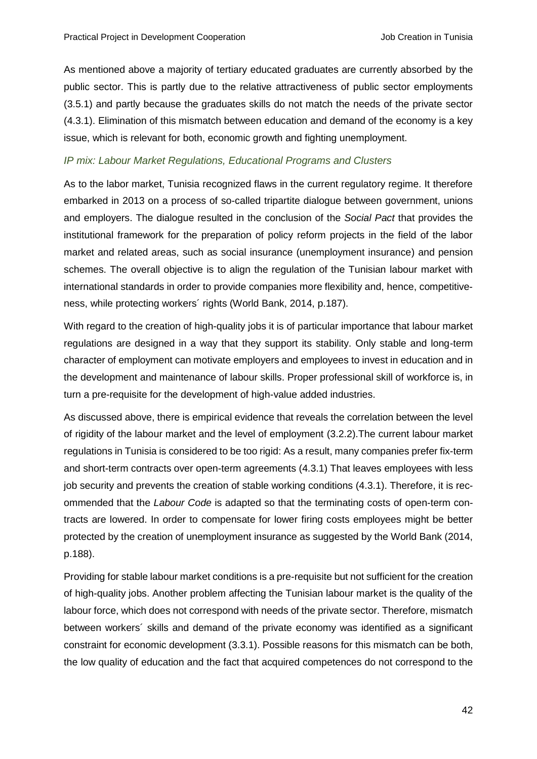As mentioned above a majority of tertiary educated graduates are currently absorbed by the public sector. This is partly due to the relative attractiveness of public sector employments (3.5.1) and partly because the graduates skills do not match the needs of the private sector (4.3.1). Elimination of this mismatch between education and demand of the economy is a key issue, which is relevant for both, economic growth and fighting unemployment.

### *IP mix: Labour Market Regulations, Educational Programs and Clusters*

As to the labor market, Tunisia recognized flaws in the current regulatory regime. It therefore embarked in 2013 on a process of so-called tripartite dialogue between government, unions and employers. The dialogue resulted in the conclusion of the *Social Pact* that provides the institutional framework for the preparation of policy reform projects in the field of the labor market and related areas, such as social insurance (unemployment insurance) and pension schemes. The overall objective is to align the regulation of the Tunisian labour market with international standards in order to provide companies more flexibility and, hence, competitiveness, while protecting workers´ rights (World Bank, 2014, p.187).

With regard to the creation of high-quality jobs it is of particular importance that labour market regulations are designed in a way that they support its stability. Only stable and long-term character of employment can motivate employers and employees to invest in education and in the development and maintenance of labour skills. Proper professional skill of workforce is, in turn a pre-requisite for the development of high-value added industries.

As discussed above, there is empirical evidence that reveals the correlation between the level of rigidity of the labour market and the level of employment (3.2.2).The current labour market regulations in Tunisia is considered to be too rigid: As a result, many companies prefer fix-term and short-term contracts over open-term agreements (4.3.1) That leaves employees with less job security and prevents the creation of stable working conditions (4.3.1). Therefore, it is recommended that the *Labour Code* is adapted so that the terminating costs of open-term contracts are lowered. In order to compensate for lower firing costs employees might be better protected by the creation of unemployment insurance as suggested by the World Bank (2014, p.188).

Providing for stable labour market conditions is a pre-requisite but not sufficient for the creation of high-quality jobs. Another problem affecting the Tunisian labour market is the quality of the labour force, which does not correspond with needs of the private sector. Therefore, mismatch between workers´ skills and demand of the private economy was identified as a significant constraint for economic development (3.3.1). Possible reasons for this mismatch can be both, the low quality of education and the fact that acquired competences do not correspond to the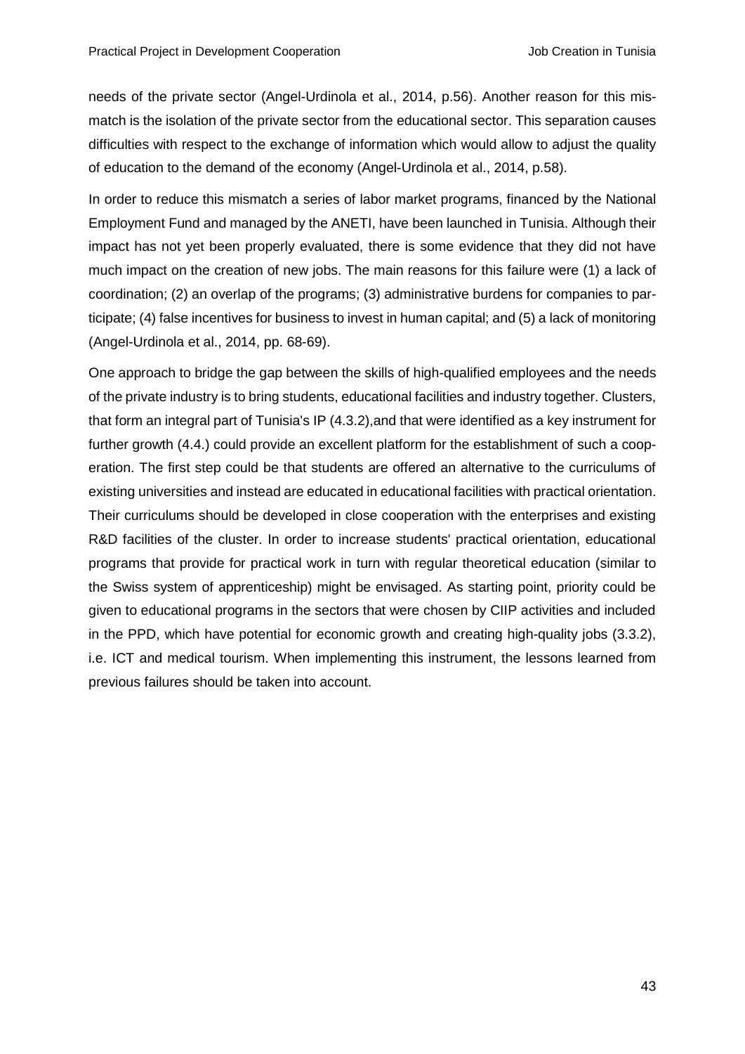needs of the private sector (Angel-Urdinola et al., 2014, p.56). Another reason for this mismatch is the isolation of the private sector from the educational sector. This separation causes difficulties with respect to the exchange of information which would allow to adjust the quality of education to the demand of the economy (Angel-Urdinola et al., 2014, p.58).

In order to reduce this mismatch a series of labor market programs, financed by the National Employment Fund and managed by the ANETI, have been launched in Tunisia. Although their impact has not yet been properly evaluated, there is some evidence that they did not have much impact on the creation of new jobs. The main reasons for this failure were (1) a lack of coordination; (2) an overlap of the programs; (3) administrative burdens for companies to participate; (4) false incentives for business to invest in human capital; and (5) a lack of monitoring (Angel-Urdinola et al., 2014, pp. 68-69).

One approach to bridge the gap between the skills of high-qualified employees and the needs of the private industry is to bring students, educational facilities and industry together. Clusters, that form an integral part of Tunisia's IP (4.3.2),and that were identified as a key instrument for further growth (4.4.) could provide an excellent platform for the establishment of such a cooperation. The first step could be that students are offered an alternative to the curriculums of existing universities and instead are educated in educational facilities with practical orientation. Their curriculums should be developed in close cooperation with the enterprises and existing R&D facilities of the cluster. In order to increase students' practical orientation, educational programs that provide for practical work in turn with regular theoretical education (similar to the Swiss system of apprenticeship) might be envisaged. As starting point, priority could be given to educational programs in the sectors that were chosen by CIIP activities and included in the PPD, which have potential for economic growth and creating high-quality jobs (3.3.2), i.e. ICT and medical tourism. When implementing this instrument, the lessons learned from previous failures should be taken into account.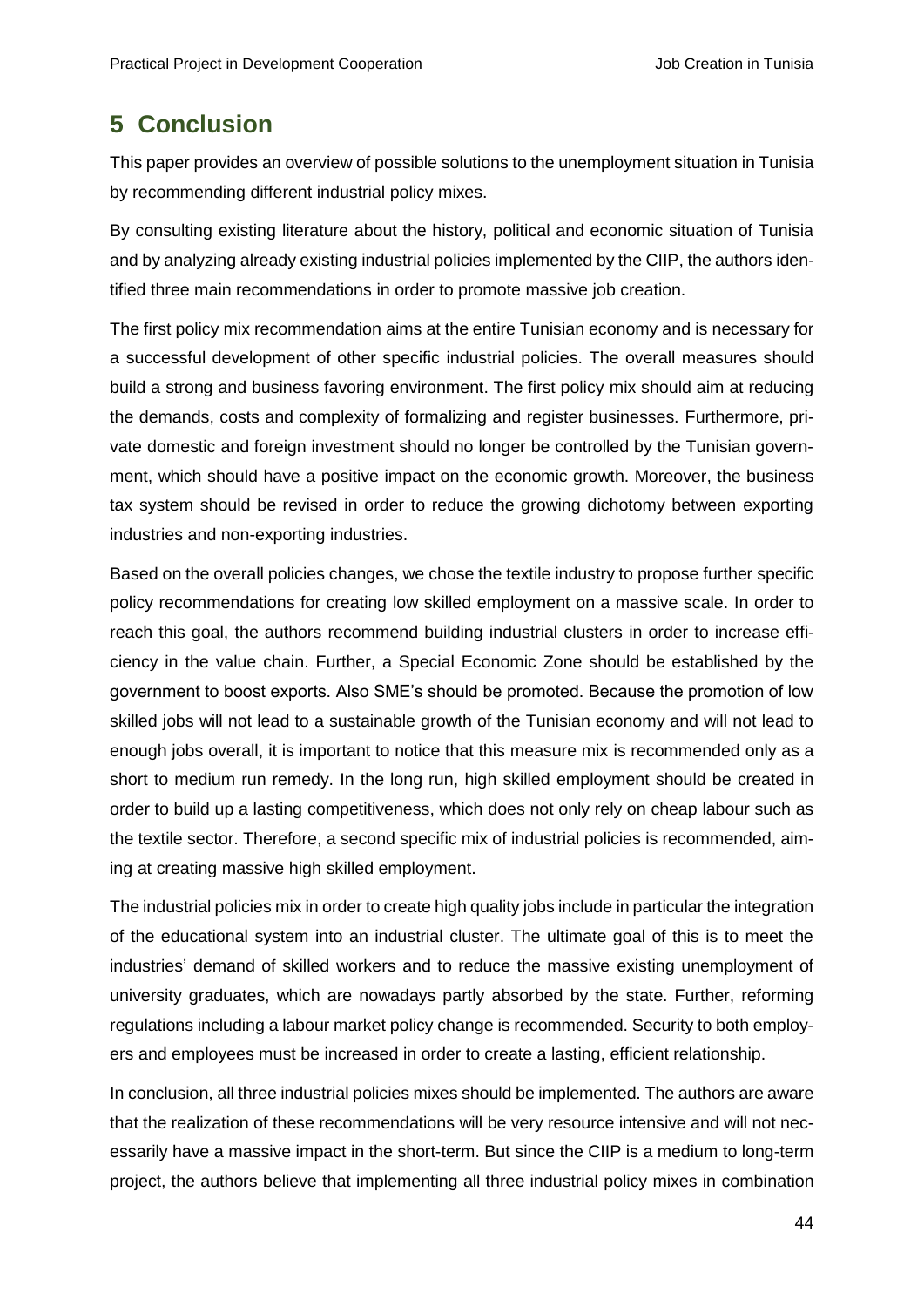# 5 Conclusion

This paper provides an overview of possible solutions to the unemployment situation in Tunisia by recommending different industrial policy mixes.

By consulting existing literature about the history, political and economic situation of Tunisia and by analyzing already existing industrial policies implemented by the CIIP, the authors identified three main recommendations in order to promote massive job creation.

The first policy mix recommendation aims at the entire Tunisian economy and is necessary for a successful development of other specific industrial policies. The overall measures should build a strong and business favoring environment. The first policy mix should aim at reducing the demands, costs and complexity of formalizing and register businesses. Furthermore, private domestic and foreign investment should no longer be controlled by the Tunisian government, which should have a positive impact on the economic growth. Moreover, the business tax system should be revised in order to reduce the growing dichotomy between exporting industries and non-exporting industries.

Based on the overall policies changes, we chose the textile industry to propose further specific policy recommendations for creating low skilled employment on a massive scale. In order to reach this goal, the authors recommend building industrial clusters in order to increase efficiency in the value chain. Further, a Special Economic Zone should be established by the government to boost exports. Also SME's should be promoted. Because the promotion of low skilled jobs will not lead to a sustainable growth of the Tunisian economy and will not lead to enough jobs overall, it is important to notice that this measure mix is recommended only as a short to medium run remedy. In the long run, high skilled employment should be created in order to build up a lasting competitiveness, which does not only rely on cheap labour such as the textile sector. Therefore, a second specific mix of industrial policies is recommended, aiming at creating massive high skilled employment.

The industrial policies mix in order to create high quality jobs include in particular the integration of the educational system into an industrial cluster. The ultimate goal of this is to meet the industries' demand of skilled workers and to reduce the massive existing unemployment of university graduates, which are nowadays partly absorbed by the state. Further, reforming regulations including a labour market policy change is recommended. Security to both employers and employees must be increased in order to create a lasting, efficient relationship.

In conclusion, all three industrial policies mixes should be implemented. The authors are aware that the realization of these recommendations will be very resource intensive and will not necessarily have a massive impact in the short-term. But since the CIIP is a medium to long-term project, the authors believe that implementing all three industrial policy mixes in combination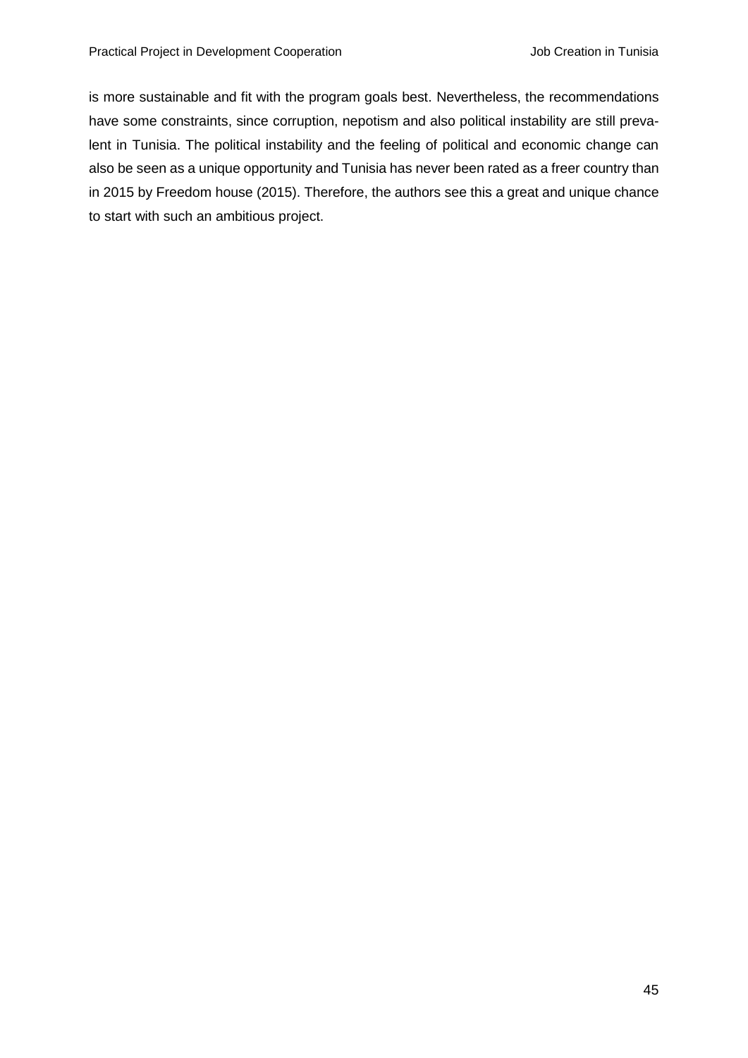is more sustainable and fit with the program goals best. Nevertheless, the recommendations have some constraints, since corruption, nepotism and also political instability are still prevalent in Tunisia. The political instability and the feeling of political and economic change can also be seen as a unique opportunity and Tunisia has never been rated as a freer country than in 2015 by Freedom house (2015). Therefore, the authors see this a great and unique chance to start with such an ambitious project.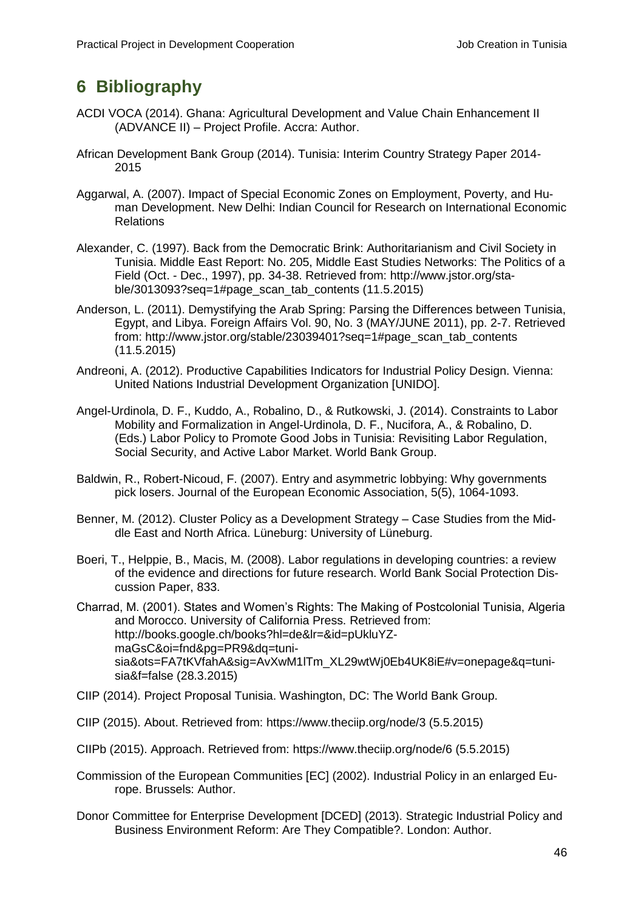# 6 Bibliography

ACDI VOCA (2014). Ghana: Agricultural Development and Value Chain Enhancement II (ADVANCE II) – Project Profile. Accra: Author.

African Development Bank Group (2014). Tunisia: Interim Country Strategy Paper 2014-2015

Aggarwal, A. (2007). Impact of Special Economic Zones on Employment, Poverty, and Human Development. New Delhi: Indian Council for Research on International Economic Relations

Alexander, C. (1997). Back from the Democratic Brink: Authoritarianism and Civil Society in Tunisia. Middle East Report: No. 205, Middle East Studies Networks: The Politics of a Field (Oct. - Dec., 1997), pp. 34-38. Retrieved from: http://www.jstor.org/stable/3013093?seq=1#page_scan_tab_contents (11.5.2015)

Anderson, L. (2011). Demystifying the Arab Spring: Parsing the Differences between Tunisia, Egypt, and Libya. Foreign Affairs Vol. 90, No. 3 (MAY/JUNE 2011), pp. 2-7. Retrieved from: http://www.jstor.org/stable/23039401?seq=1#page_scan_tab_contents (11.5.2015)

Andreoni, A. (2012). Productive Capabilities Indicators for Industrial Policy Design. Vienna: United Nations Industrial Development Organization [UNIDO].

Angel-Urdinola, D. F., Kuddo, A., Robalino, D., & Rutkowski, J. (2014). Constraints to Labor Mobility and Formalization in Angel-Urdinola, D. F., Nucifora, A., & Robalino, D. (Eds.) Labor Policy to Promote Good Jobs in Tunisia: Revisiting Labor Regulation, Social Security, and Active Labor Market. World Bank Group.

Baldwin, R., Robert-Nicoud, F. (2007). Entry and asymmetric lobbying: Why governments pick losers. Journal of the European Economic Association, 5(5), 1064-1093.

Benner, M. (2012). Cluster Policy as a Development Strategy – Case Studies from the Middle East and North Africa. Lüneburg: University of Lüneburg.

Boeri, T., Helppie, B., Macis, M. (2008). Labor regulations in developing countries: a review of the evidence and directions for future research. World Bank Social Protection Discussion Paper, 833.

Charrad, M. (2001). States and Women's Rights: The Making of Postcolonial Tunisia, Algeria and Morocco. University of California Press. Retrieved from: http://books.google.ch/books?hl=de&lr=&id=pUkluYZmaGsC&oi=fnd&pg=PR9&dq=tunisia&ots=FA7tKVfahA&sig=AvXwM1lTm_XL29wtWj0Eb4UK8iE#v=onepage&q=tunisia&f=false (28.3.2015)

CIIP (2014). Project Proposal Tunisia. Washington, DC: The World Bank Group.

CIIP (2015). About. Retrieved from: https://www.theciip.org/node/3 (5.5.2015)

CIIPb (2015). Approach. Retrieved from: https://www.theciip.org/node/6 (5.5.2015)

Commission of the European Communities [EC] (2002). Industrial Policy in an enlarged Europe. Brussels: Author.

Donor Committee for Enterprise Development [DCED] (2013). Strategic Industrial Policy and Business Environment Reform: Are They Compatible?. London: Author.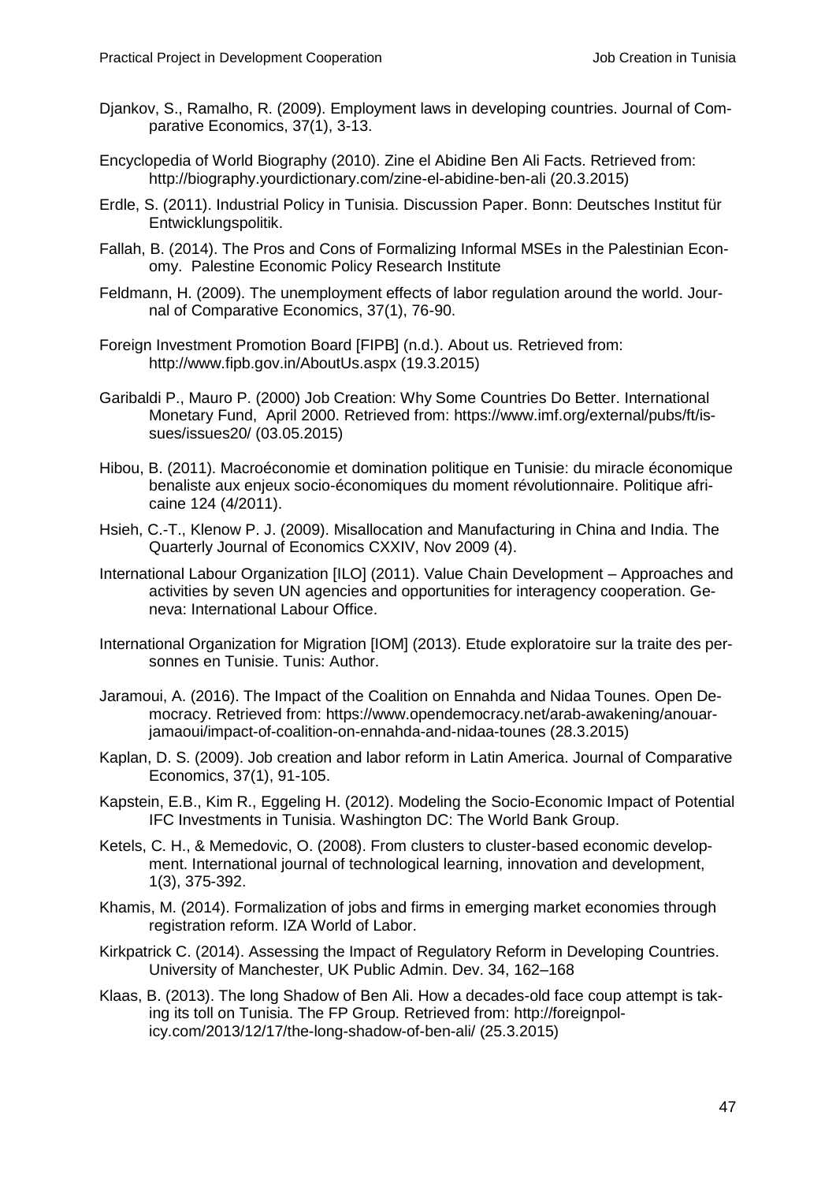Djankov, S., Ramalho, R. (2009). Employment laws in developing countries. Journal of Comparative Economics, 37(1), 3-13.

Encyclopedia of World Biography (2010). Zine el Abidine Ben Ali Facts. Retrieved from: http://biography.yourdictionary.com/zine-el-abidine-ben-ali (20.3.2015)

Erdle, S. (2011). Industrial Policy in Tunisia. Discussion Paper. Bonn: Deutsches Institut für Entwicklungspolitik.

Fallah, B. (2014). The Pros and Cons of Formalizing Informal MSEs in the Palestinian Economy. Palestine Economic Policy Research Institute

Feldmann, H. (2009). The unemployment effects of labor regulation around the world. Journal of Comparative Economics, 37(1), 76-90.

Foreign Investment Promotion Board [FIPB] (n.d.). About us. Retrieved from: http://www.fipb.gov.in/AboutUs.aspx (19.3.2015)

Garibaldi P., Mauro P. (2000) Job Creation: Why Some Countries Do Better. International Monetary Fund, April 2000. Retrieved from: https://www.imf.org/external/pubs/ft/issues/issues20/ (03.05.2015)

Hibou, B. (2011). Macroéconomie et domination politique en Tunisie: du miracle économique benaliste aux enjeux socio-économiques du moment révolutionnaire. Politique africaine 124 (4/2011).

Hsieh, C.-T., Klenow P. J. (2009). Misallocation and Manufacturing in China and India. The Quarterly Journal of Economics CXXIV, Nov 2009 (4).

International Labour Organization [ILO] (2011). Value Chain Development – Approaches and activities by seven UN agencies and opportunities for interagency cooperation. Geneva: International Labour Office.

International Organization for Migration [IOM] (2013). Etude exploratoire sur la traite des personnes en Tunisie. Tunis: Author.

Jaramoui, A. (2016). The Impact of the Coalition on Ennahda and Nidaa Tounes. Open Democracy. Retrieved from: https://www.opendemocracy.net/arab-awakening/anouar-jamaoui/impact-of-coalition-on-ennahda-and-nidaa-tounes (28.3.2015)

Kaplan, D. S. (2009). Job creation and labor reform in Latin America. Journal of Comparative Economics, 37(1), 91-105.

Kapstein, E.B., Kim R., Eggeling H. (2012). Modeling the Socio-Economic Impact of Potential IFC Investments in Tunisia. Washington DC: The World Bank Group.

Ketels, C. H., & Memedovic, O. (2008). From clusters to cluster-based economic development. International journal of technological learning, innovation and development, 1(3), 375-392.

Khamis, M. (2014). Formalization of jobs and firms in emerging market economies through registration reform. IZA World of Labor.

Kirkpatrick C. (2014). Assessing the Impact of Regulatory Reform in Developing Countries. University of Manchester, UK Public Admin. Dev. 34, 162–168

Klaas, B. (2013). The long Shadow of Ben Ali. How a decades-old face coup attempt is taking its toll on Tunisia. The FP Group. Retrieved from: http://foreignpolicy.com/2013/12/17/the-long-shadow-of-ben-ali/ (25.3.2015)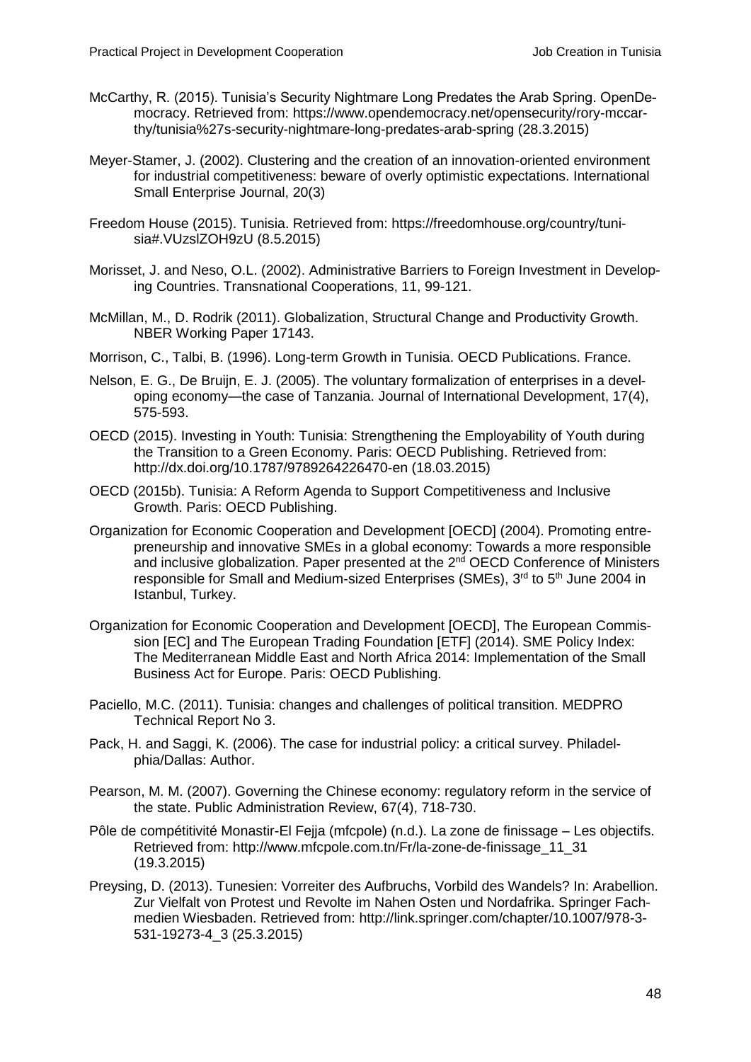McCarthy, R. (2015). Tunisia's Security Nightmare Long Predates the Arab Spring. OpenDemocracy. Retrieved from: https://www.opendemocracy.net/opensecurity/rory-mccarthy/tunisia%27s-security-nightmare-long-predates-arab-spring (28.3.2015)

Meyer-Stamer, J. (2002). Clustering and the creation of an innovation-oriented environment for industrial competitiveness: beware of overly optimistic expectations. International Small Enterprise Journal, 20(3)

Freedom House (2015). Tunisia. Retrieved from: https://freedomhouse.org/country/tunisia#.VUzslZOH9zU (8.5.2015)

Morisset, J. and Neso, O.L. (2002). Administrative Barriers to Foreign Investment in Developing Countries. Transnational Cooperations, 11, 99-121.

McMillan, M., D. Rodrik (2011). Globalization, Structural Change and Productivity Growth. NBER Working Paper 17143.

Morrison, C., Talbi, B. (1996). Long-term Growth in Tunisia. OECD Publications. France.

Nelson, E. G., De Bruijn, E. J. (2005). The voluntary formalization of enterprises in a developing economy—the case of Tanzania. Journal of International Development, 17(4), 575-593.

OECD (2015). Investing in Youth: Tunisia: Strengthening the Employability of Youth during the Transition to a Green Economy. Paris: OECD Publishing. Retrieved from: http://dx.doi.org/10.1787/9789264226470-en (18.03.2015)

OECD (2015b). Tunisia: A Reform Agenda to Support Competitiveness and Inclusive Growth. Paris: OECD Publishing.

Organization for Economic Cooperation and Development [OECD] (2004). Promoting entrepreneurship and innovative SMEs in a global economy: Towards a more responsible and inclusive globalization. Paper presented at the 2nd OECD Conference of Ministers responsible for Small and Medium-sized Enterprises (SMEs), 3rd to 5th June 2004 in Istanbul, Turkey.

Organization for Economic Cooperation and Development [OECD], The European Commission [EC] and The European Trading Foundation [ETF] (2014). SME Policy Index: The Mediterranean Middle East and North Africa 2014: Implementation of the Small Business Act for Europe. Paris: OECD Publishing.

Paciello, M.C. (2011). Tunisia: changes and challenges of political transition. MEDPRO Technical Report No 3.

Pack, H. and Saggi, K. (2006). The case for industrial policy: a critical survey. Philadelphia/Dallas: Author.

Pearson, M. M. (2007). Governing the Chinese economy: regulatory reform in the service of the state. Public Administration Review, 67(4), 718-730.

Pôle de compétitivité Monastir-El Fejja (mfcpole) (n.d.). La zone de finissage – Les objectifs. Retrieved from: http://www.mfcpole.com.tn/Fr/la-zone-de-finissage_11_31 (19.3.2015)

Preysing, D. (2013). Tunesien: Vorreiter des Aufbruchs, Vorbild des Wandels? In: Arabellion. Zur Vielfalt von Protest und Revolte im Nahen Osten und Nordafrika. Springer Fachmedien Wiesbaden. Retrieved from: http://link.springer.com/chapter/10.1007/978-3-531-19273-4_3 (25.3.2015)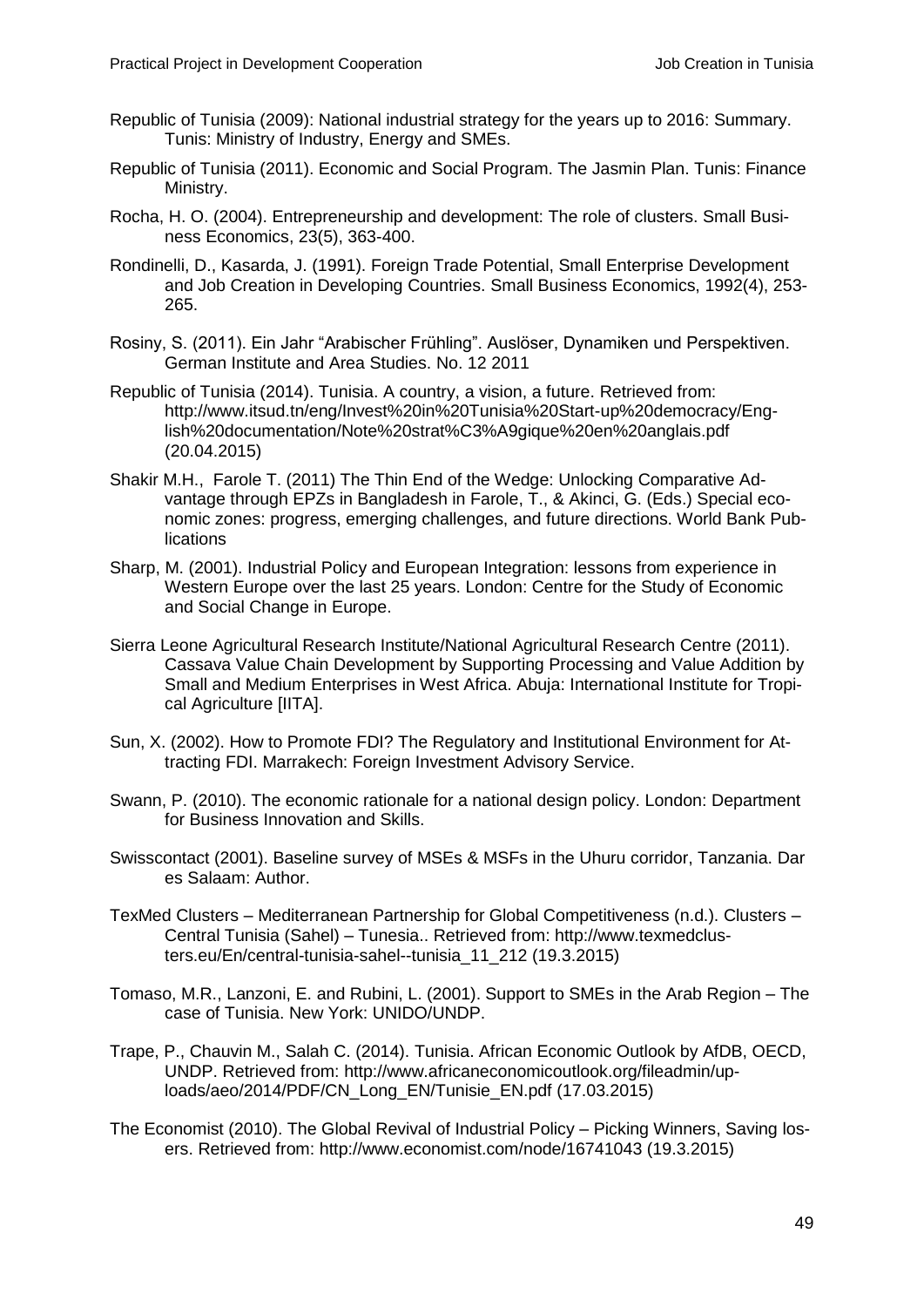Republic of Tunisia (2009): National industrial strategy for the years up to 2016: Summary. Tunis: Ministry of Industry, Energy and SMEs.

Republic of Tunisia (2011). Economic and Social Program. The Jasmin Plan. Tunis: Finance Ministry.

Rocha, H. O. (2004). Entrepreneurship and development: The role of clusters. Small Business Economics, 23(5), 363-400.

Rondinelli, D., Kasarda, J. (1991). Foreign Trade Potential, Small Enterprise Development and Job Creation in Developing Countries. Small Business Economics, 1992(4), 253-265.

Rosiny, S. (2011). Ein Jahr "Arabischer Frühling". Auslöser, Dynamiken und Perspektiven. German Institute and Area Studies. No. 12 2011

Republic of Tunisia (2014). Tunisia. A country, a vision, a future. Retrieved from: http://www.itsud.tn/eng/Invest%20in%20Tunisia%20Start-up%20democracy/English%20documentation/Note%20strat%C3%A9gique%20en%20anglais.pdf (20.04.2015)

Shakir M.H., Farole T. (2011) The Thin End of the Wedge: Unlocking Comparative Advantage through EPZs in Bangladesh in Farole, T., & Akinci, G. (Eds.) Special economic zones: progress, emerging challenges, and future directions. World Bank Publications

Sharp, M. (2001). Industrial Policy and European Integration: lessons from experience in Western Europe over the last 25 years. London: Centre for the Study of Economic and Social Change in Europe.

Sierra Leone Agricultural Research Institute/National Agricultural Research Centre (2011). Cassava Value Chain Development by Supporting Processing and Value Addition by Small and Medium Enterprises in West Africa. Abuja: International Institute for Tropical Agriculture [IITA].

Sun, X. (2002). How to Promote FDI? The Regulatory and Institutional Environment for Attracting FDI. Marrakech: Foreign Investment Advisory Service.

Swann, P. (2010). The economic rationale for a national design policy. London: Department for Business Innovation and Skills.

Swisscontact (2001). Baseline survey of MSEs & MSFs in the Uhuru corridor, Tanzania. Dar es Salaam: Author.

TexMed Clusters – Mediterranean Partnership for Global Competitiveness (n.d.). Clusters – Central Tunisia (Sahel) – Tunesia.. Retrieved from: http://www.texmedclusters.eu/En/central-tunisia-sahel--tunisia_11_212 (19.3.2015)

Tomaso, M.R., Lanzoni, E. and Rubini, L. (2001). Support to SMEs in the Arab Region – The case of Tunisia. New York: UNIDO/UNDP.

Trape, P., Chauvin M., Salah C. (2014). Tunisia. African Economic Outlook by AfDB, OECD, UNDP. Retrieved from: http://www.africaneconomicoutlook.org/fileadmin/uploads/aeo/2014/PDF/CN_Long_EN/Tunisie_EN.pdf (17.03.2015)

The Economist (2010). The Global Revival of Industrial Policy – Picking Winners, Saving losers. Retrieved from: http://www.economist.com/node/16741043 (19.3.2015)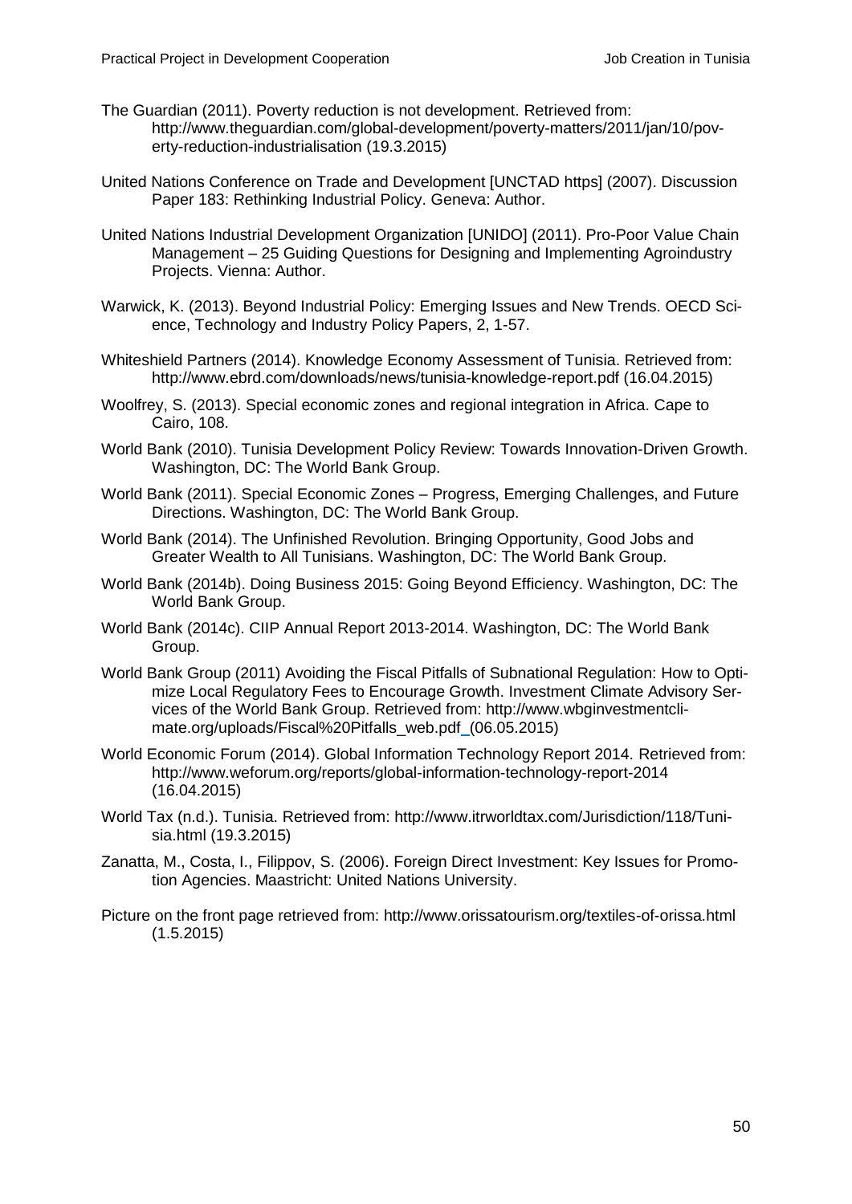The Guardian (2011). Poverty reduction is not development. Retrieved from: http://www.theguardian.com/global-development/poverty-matters/2011/jan/10/poverty-reduction-industrialisation (19.3.2015)

United Nations Conference on Trade and Development [UNCTAD https] (2007). Discussion Paper 183: Rethinking Industrial Policy. Geneva: Author.

United Nations Industrial Development Organization [UNIDO] (2011). Pro-Poor Value Chain Management – 25 Guiding Questions for Designing and Implementing Agroindustry Projects. Vienna: Author.

Warwick, K. (2013). Beyond Industrial Policy: Emerging Issues and New Trends. OECD Science, Technology and Industry Policy Papers, 2, 1-57.

Whiteshield Partners (2014). Knowledge Economy Assessment of Tunisia. Retrieved from: http://www.ebrd.com/downloads/news/tunisia-knowledge-report.pdf (16.04.2015)

Woolfrey, S. (2013). Special economic zones and regional integration in Africa. Cape to Cairo, 108.

World Bank (2010). Tunisia Development Policy Review: Towards Innovation-Driven Growth. Washington, DC: The World Bank Group.

World Bank (2011). Special Economic Zones – Progress, Emerging Challenges, and Future Directions. Washington, DC: The World Bank Group.

World Bank (2014). The Unfinished Revolution. Bringing Opportunity, Good Jobs and Greater Wealth to All Tunisians. Washington, DC: The World Bank Group.

World Bank (2014b). Doing Business 2015: Going Beyond Efficiency. Washington, DC: The World Bank Group.

World Bank (2014c). CIIP Annual Report 2013-2014. Washington, DC: The World Bank Group.

World Bank Group (2011) Avoiding the Fiscal Pitfalls of Subnational Regulation: How to Optimize Local Regulatory Fees to Encourage Growth. Investment Climate Advisory Services of the World Bank Group. Retrieved from: http://www.wbginvestmentclimate.org/uploads/Fiscal%20Pitfalls_web.pdf (06.05.2015)

World Economic Forum (2014). Global Information Technology Report 2014. Retrieved from: http://www.weforum.org/reports/global-information-technology-report-2014 (16.04.2015)

World Tax (n.d.). Tunisia. Retrieved from: http://www.itrworldtax.com/Jurisdiction/118/Tunisia.html (19.3.2015)

Zanatta, M., Costa, I., Filippov, S. (2006). Foreign Direct Investment: Key Issues for Promotion Agencies. Maastricht: United Nations University.

Picture on the front page retrieved from: http://www.orissatourism.org/textiles-of-orissa.html (1.5.2015)